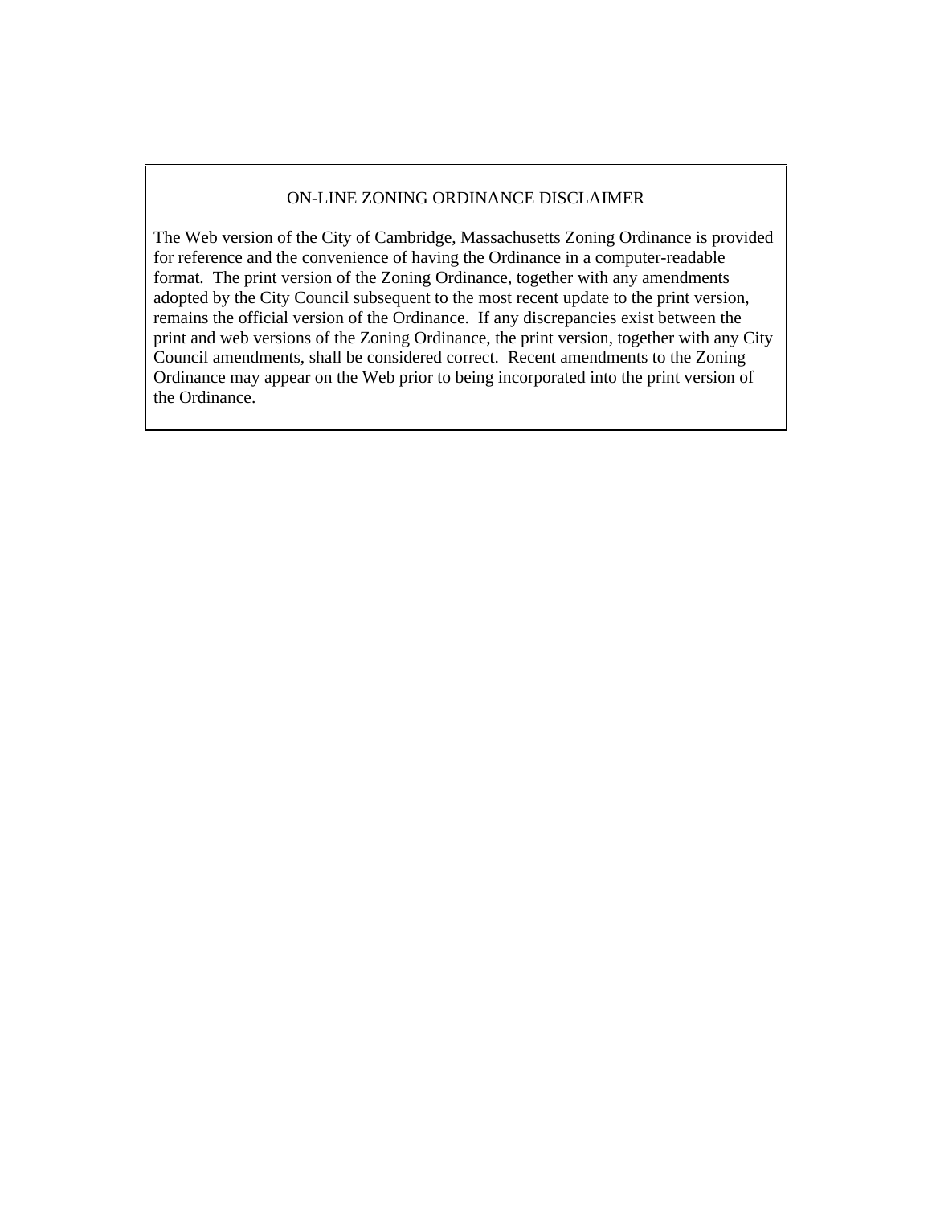## ON-LINE ZONING ORDINANCE DISCLAIMER

The Web version of the City of Cambridge, Massachusetts Zoning Ordinance is provided for reference and the convenience of having the Ordinance in a computer-readable format. The print version of the Zoning Ordinance, together with any amendments adopted by the City Council subsequent to the most recent update to the print version, remains the official version of the Ordinance. If any discrepancies exist between the print and web versions of the Zoning Ordinance, the print version, together with any City Council amendments, shall be considered correct. Recent amendments to the Zoning Ordinance may appear on the Web prior to being incorporated into the print version of the Ordinance.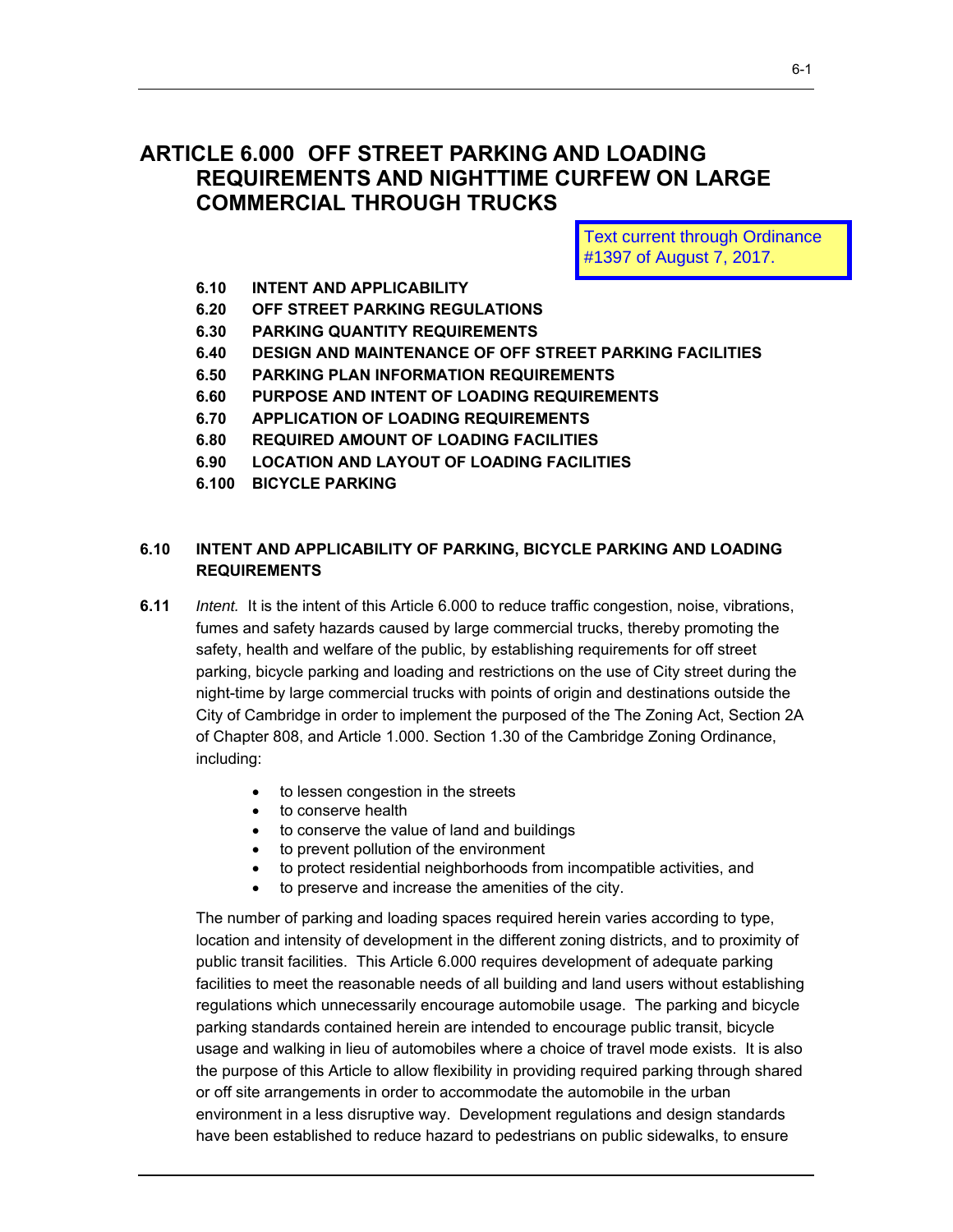# ARTICLE 6.000 OFF STREET PARKING AND LOADING REQUIREMENTS AND NIGHTTIME CURFEW ON LARGE COMMERCIAL THROUGH TRUCKS

Text current through Ordinance #1397 of August 7, 2017.

- **6.10 INTENT AND APPLICABILITY**
- **6.20 OFF STREET PARKING REGULATIONS**
- **6.30 PARKING QUANTITY REQUIREMENTS**
- **6.40 DESIGN AND MAINTENANCE OF OFF STREET PARKING FACILITIES**
- **6.50 PARKING PLAN INFORMATION REQUIREMENTS**
- **6.60 PURPOSE AND INTENT OF LOADING REQUIREMENTS**
- **6.70 APPLICATION OF LOADING REQUIREMENTS**
- **6.80 REQUIRED AMOUNT OF LOADING FACILITIES**
- **6.90 LOCATION AND LAYOUT OF LOADING FACILITIES**
- **6.100 BICYCLE PARKING**

## 6.10 INTENT AND APPLICABILITY OF PARKING, BICYCLE PARKING AND LOADING REQUIREMENTS

**6.11** *Intent.* It is the intent of this Article 6.000 to reduce traffic congestion, noise, vibrations, fumes and safety hazards caused by large commercial trucks, thereby promoting the safety, health and welfare of the public, by establishing requirements for off street parking, bicycle parking and loading and restrictions on the use of City street during the night-time by large commercial trucks with points of origin and destinations outside the City of Cambridge in order to implement the purposed of the The Zoning Act, Section 2A of Chapter 808, and Article 1.000. Section 1.30 of the Cambridge Zoning Ordinance, including:

- to lessen congestion in the streets
- to conserve health
- to conserve the value of land and buildings
- to prevent pollution of the environment
- to protect residential neighborhoods from incompatible activities, and
- to preserve and increase the amenities of the city.

The number of parking and loading spaces required herein varies according to type, location and intensity of development in the different zoning districts, and to proximity of public transit facilities. This Article 6.000 requires development of adequate parking facilities to meet the reasonable needs of all building and land users without establishing regulations which unnecessarily encourage automobile usage. The parking and bicycle parking standards contained herein are intended to encourage public transit, bicycle usage and walking in lieu of automobiles where a choice of travel mode exists. It is also the purpose of this Article to allow flexibility in providing required parking through shared or off site arrangements in order to accommodate the automobile in the urban environment in a less disruptive way. Development regulations and design standards have been established to reduce hazard to pedestrians on public sidewalks, to ensure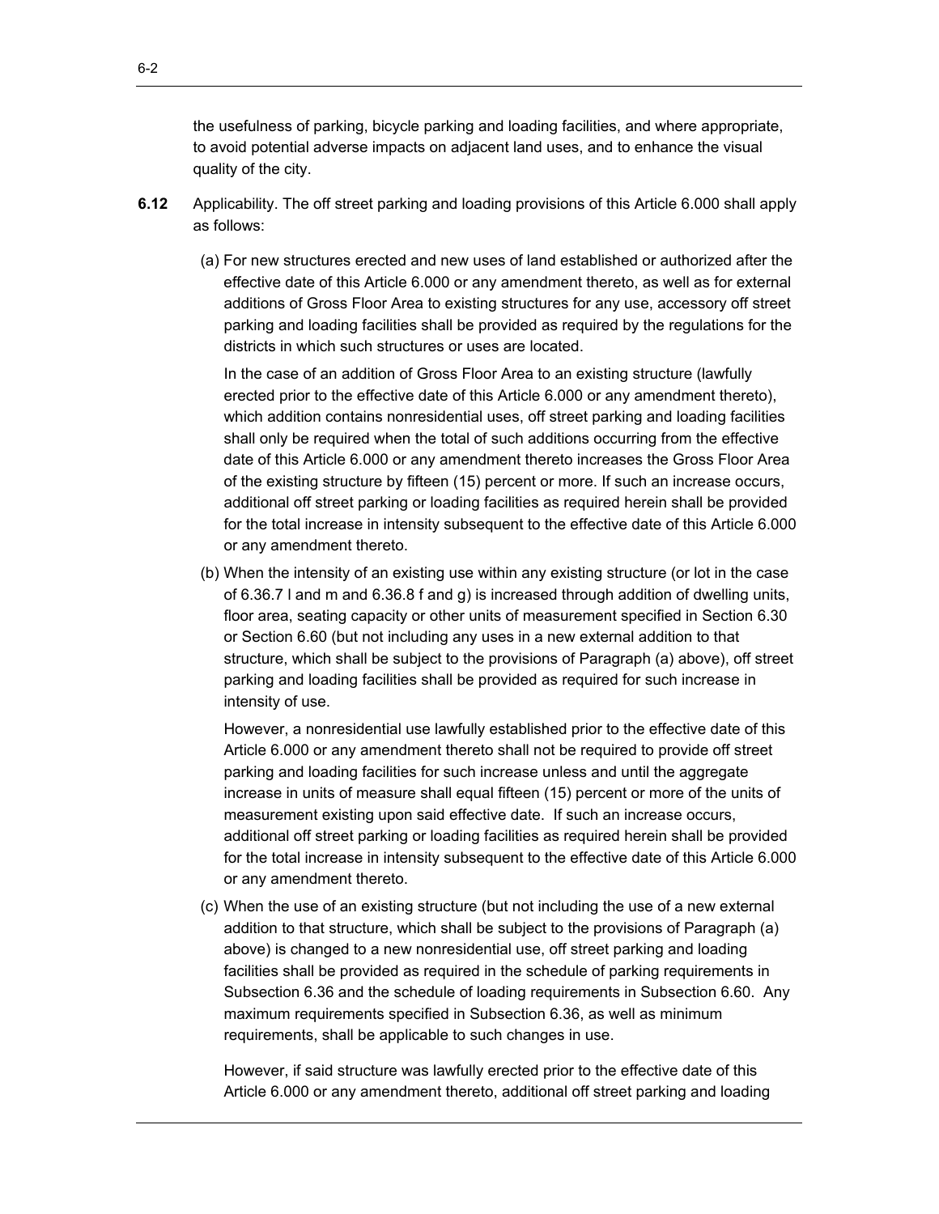the usefulness of parking, bicycle parking and loading facilities, and where appropriate, to avoid potential adverse impacts on adjacent land uses, and to enhance the visual quality of the city.

**6.12** Applicability. The off street parking and loading provisions of this Article 6.000 shall apply as follows:

(a) For new structures erected and new uses of land established or authorized after the effective date of this Article 6.000 or any amendment thereto, as well as for external additions of Gross Floor Area to existing structures for any use, accessory off street parking and loading facilities shall be provided as required by the regulations for the districts in which such structures or uses are located.

In the case of an addition of Gross Floor Area to an existing structure (lawfully erected prior to the effective date of this Article 6.000 or any amendment thereto), which addition contains nonresidential uses, off street parking and loading facilities shall only be required when the total of such additions occurring from the effective date of this Article 6.000 or any amendment thereto increases the Gross Floor Area of the existing structure by fifteen (15) percent or more. If such an increase occurs, additional off street parking or loading facilities as required herein shall be provided for the total increase in intensity subsequent to the effective date of this Article 6.000 or any amendment thereto.

(b) When the intensity of an existing use within any existing structure (or lot in the case of 6.36.7 l and m and 6.36.8 f and g) is increased through addition of dwelling units, floor area, seating capacity or other units of measurement specified in Section 6.30 or Section 6.60 (but not including any uses in a new external addition to that structure, which shall be subject to the provisions of Paragraph (a) above), off street parking and loading facilities shall be provided as required for such increase in intensity of use.

However, a nonresidential use lawfully established prior to the effective date of this Article 6.000 or any amendment thereto shall not be required to provide off street parking and loading facilities for such increase unless and until the aggregate increase in units of measure shall equal fifteen (15) percent or more of the units of measurement existing upon said effective date. If such an increase occurs, additional off street parking or loading facilities as required herein shall be provided for the total increase in intensity subsequent to the effective date of this Article 6.000 or any amendment thereto.

(c) When the use of an existing structure (but not including the use of a new external addition to that structure, which shall be subject to the provisions of Paragraph (a) above) is changed to a new nonresidential use, off street parking and loading facilities shall be provided as required in the schedule of parking requirements in Subsection 6.36 and the schedule of loading requirements in Subsection 6.60. Any maximum requirements specified in Subsection 6.36, as well as minimum requirements, shall be applicable to such changes in use.

However, if said structure was lawfully erected prior to the effective date of this Article 6.000 or any amendment thereto, additional off street parking and loading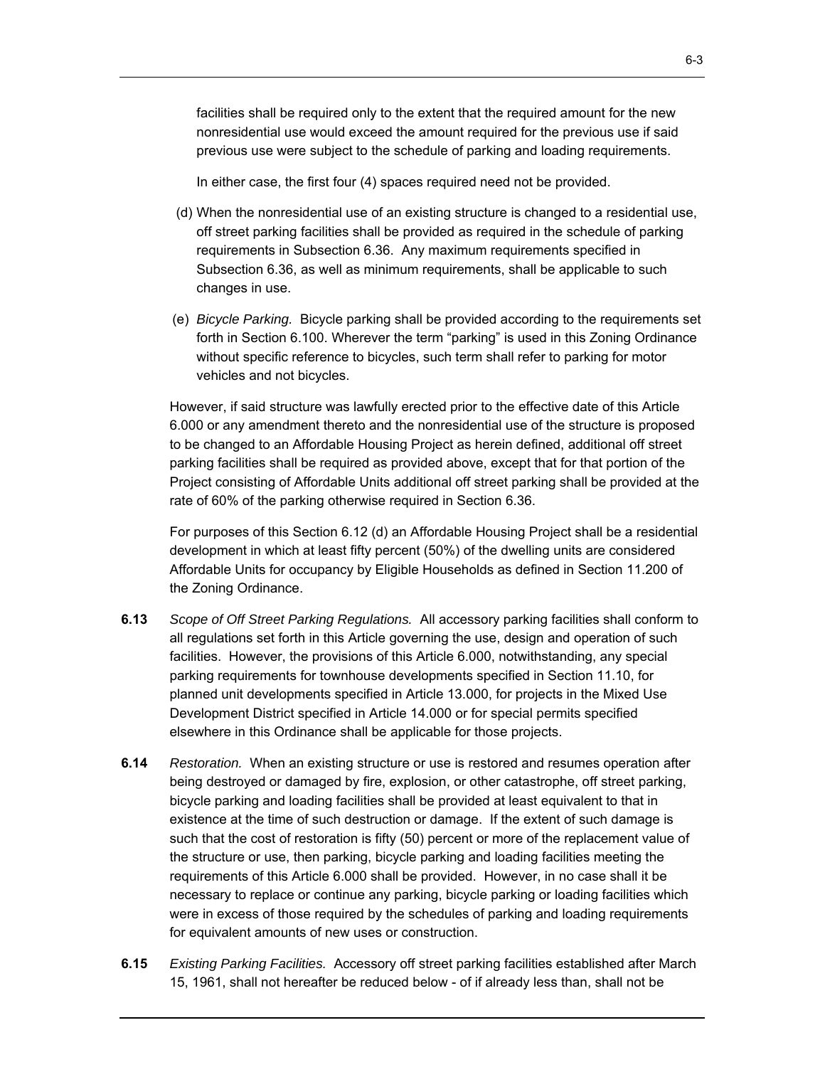facilities shall be required only to the extent that the required amount for the new nonresidential use would exceed the amount required for the previous use if said previous use were subject to the schedule of parking and loading requirements.

In either case, the first four (4) spaces required need not be provided.

(d) When the nonresidential use of an existing structure is changed to a residential use, off street parking facilities shall be provided as required in the schedule of parking requirements in Subsection 6.36. Any maximum requirements specified in Subsection 6.36, as well as minimum requirements, shall be applicable to such changes in use.

(e) *Bicycle Parking.* Bicycle parking shall be provided according to the requirements set forth in Section 6.100. Wherever the term "parking" is used in this Zoning Ordinance without specific reference to bicycles, such term shall refer to parking for motor vehicles and not bicycles.

However, if said structure was lawfully erected prior to the effective date of this Article 6.000 or any amendment thereto and the nonresidential use of the structure is proposed to be changed to an Affordable Housing Project as herein defined, additional off street parking facilities shall be required as provided above, except that for that portion of the Project consisting of Affordable Units additional off street parking shall be provided at the rate of 60% of the parking otherwise required in Section 6.36.

For purposes of this Section 6.12 (d) an Affordable Housing Project shall be a residential development in which at least fifty percent (50%) of the dwelling units are considered Affordable Units for occupancy by Eligible Households as defined in Section 11.200 of the Zoning Ordinance.

**6.13** *Scope of Off Street Parking Regulations.* All accessory parking facilities shall conform to all regulations set forth in this Article governing the use, design and operation of such facilities. However, the provisions of this Article 6.000, notwithstanding, any special parking requirements for townhouse developments specified in Section 11.10, for planned unit developments specified in Article 13.000, for projects in the Mixed Use Development District specified in Article 14.000 or for special permits specified elsewhere in this Ordinance shall be applicable for those projects.

**6.14** *Restoration.* When an existing structure or use is restored and resumes operation after being destroyed or damaged by fire, explosion, or other catastrophe, off street parking, bicycle parking and loading facilities shall be provided at least equivalent to that in existence at the time of such destruction or damage. If the extent of such damage is such that the cost of restoration is fifty (50) percent or more of the replacement value of the structure or use, then parking, bicycle parking and loading facilities meeting the requirements of this Article 6.000 shall be provided. However, in no case shall it be necessary to replace or continue any parking, bicycle parking or loading facilities which were in excess of those required by the schedules of parking and loading requirements for equivalent amounts of new uses or construction.

**6.15** *Existing Parking Facilities.* Accessory off street parking facilities established after March 15, 1961, shall not hereafter be reduced below - of if already less than, shall not be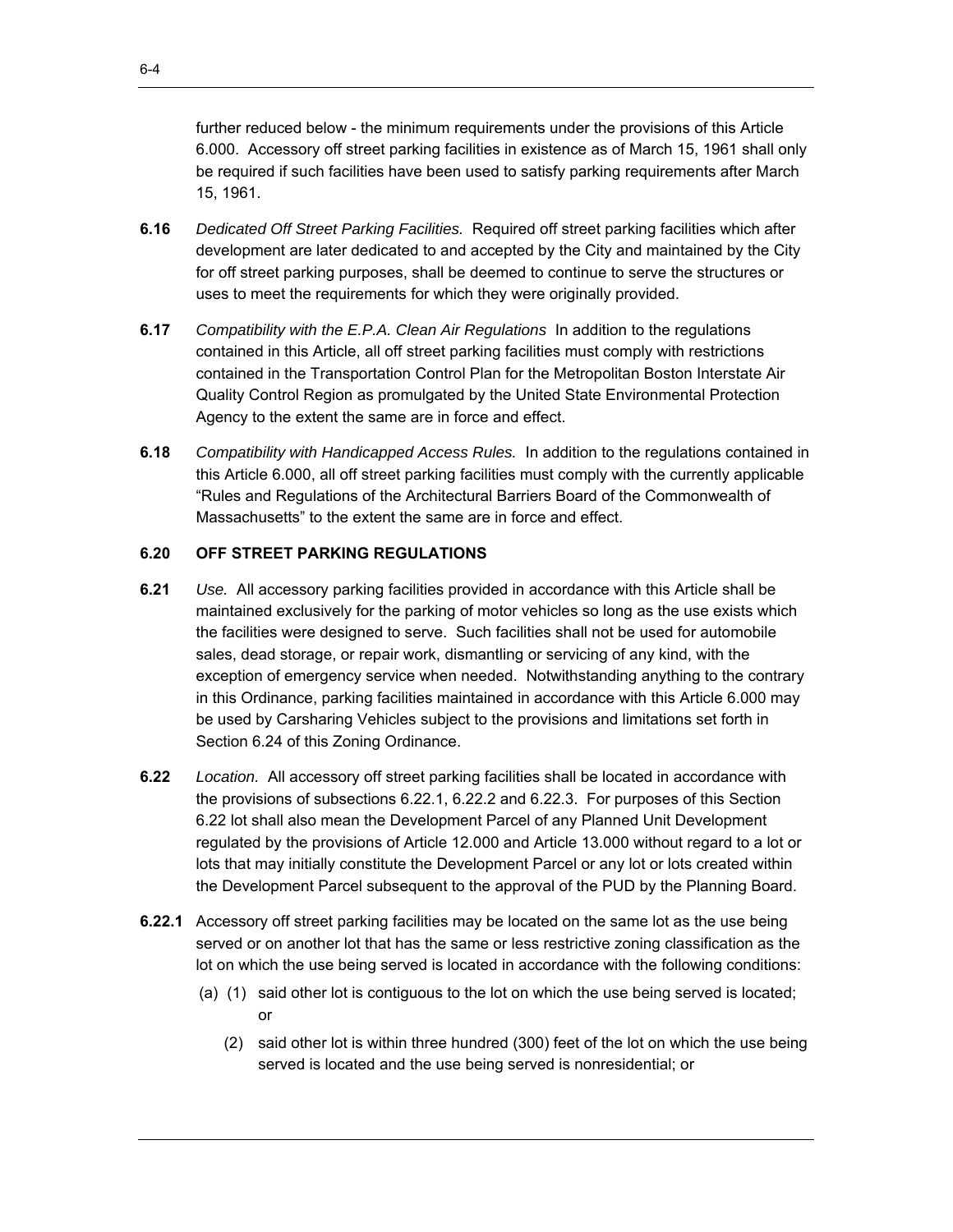further reduced below - the minimum requirements under the provisions of this Article 6.000. Accessory off street parking facilities in existence as of March 15, 1961 shall only be required if such facilities have been used to satisfy parking requirements after March 15, 1961.

**6.16** *Dedicated Off Street Parking Facilities.* Required off street parking facilities which after development are later dedicated to and accepted by the City and maintained by the City for off street parking purposes, shall be deemed to continue to serve the structures or uses to meet the requirements for which they were originally provided.

**6.17** *Compatibility with the E.P.A. Clean Air Regulations* In addition to the regulations contained in this Article, all off street parking facilities must comply with restrictions contained in the Transportation Control Plan for the Metropolitan Boston Interstate Air Quality Control Region as promulgated by the United State Environmental Protection Agency to the extent the same are in force and effect.

**6.18** *Compatibility with Handicapped Access Rules.* In addition to the regulations contained in this Article 6.000, all off street parking facilities must comply with the currently applicable "Rules and Regulations of the Architectural Barriers Board of the Commonwealth of Massachusetts" to the extent the same are in force and effect.

## 6.20 OFF STREET PARKING REGULATIONS

**6.21** *Use.* All accessory parking facilities provided in accordance with this Article shall be maintained exclusively for the parking of motor vehicles so long as the use exists which the facilities were designed to serve. Such facilities shall not be used for automobile sales, dead storage, or repair work, dismantling or servicing of any kind, with the exception of emergency service when needed. Notwithstanding anything to the contrary in this Ordinance, parking facilities maintained in accordance with this Article 6.000 may be used by Carsharing Vehicles subject to the provisions and limitations set forth in Section 6.24 of this Zoning Ordinance.

**6.22** *Location.* All accessory off street parking facilities shall be located in accordance with the provisions of subsections 6.22.1, 6.22.2 and 6.22.3. For purposes of this Section 6.22 lot shall also mean the Development Parcel of any Planned Unit Development regulated by the provisions of Article 12.000 and Article 13.000 without regard to a lot or lots that may initially constitute the Development Parcel or any lot or lots created within the Development Parcel subsequent to the approval of the PUD by the Planning Board.

**6.22.1** Accessory off street parking facilities may be located on the same lot as the use being served or on another lot that has the same or less restrictive zoning classification as the lot on which the use being served is located in accordance with the following conditions:

(a) (1) said other lot is contiguous to the lot on which the use being served is located; or

(2) said other lot is within three hundred (300) feet of the lot on which the use being served is located and the use being served is nonresidential; or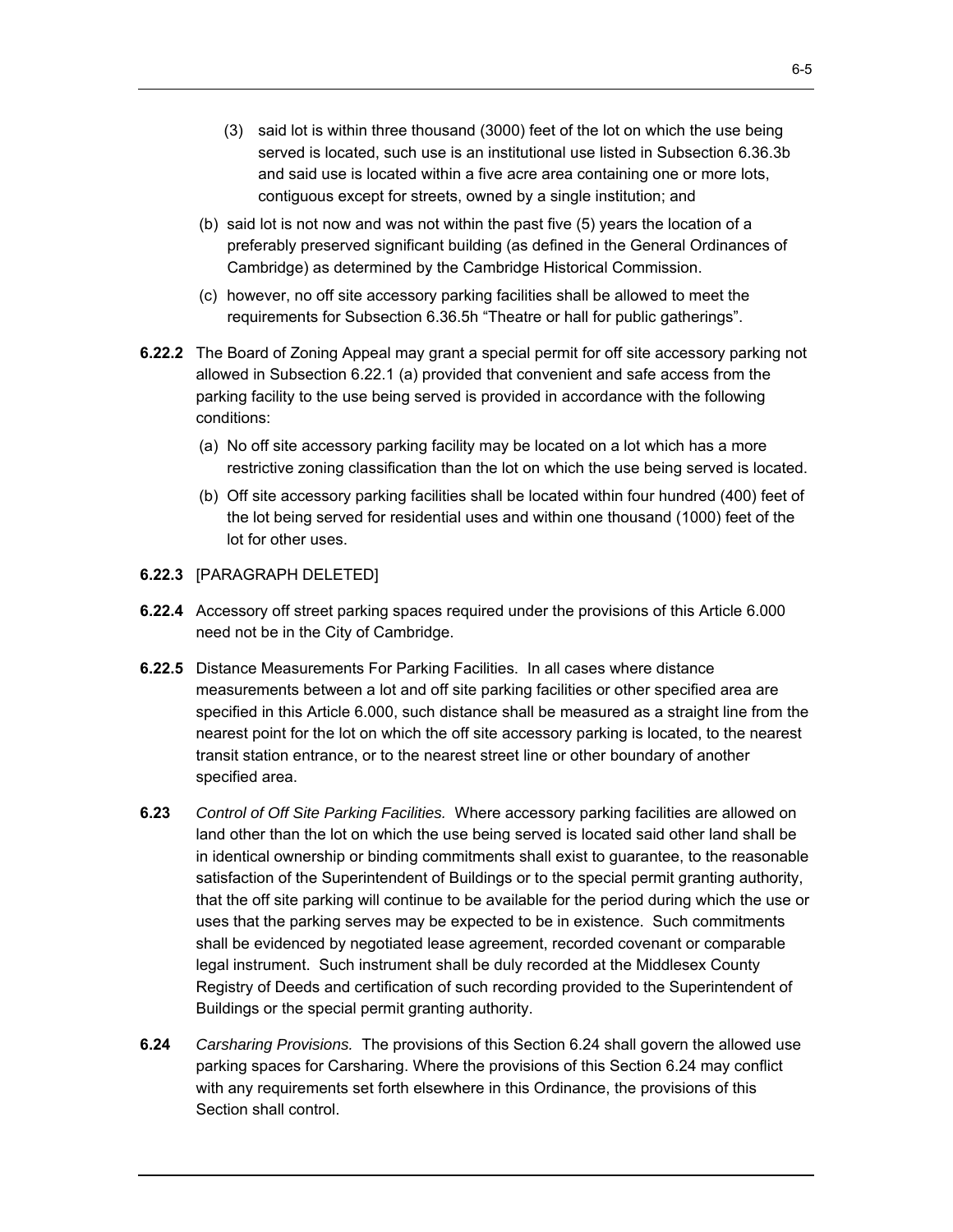(3) said lot is within three thousand (3000) feet of the lot on which the use being served is located, such use is an institutional use listed in Subsection 6.36.3b and said use is located within a five acre area containing one or more lots, contiguous except for streets, owned by a single institution; and

(b) said lot is not now and was not within the past five (5) years the location of a preferably preserved significant building (as defined in the General Ordinances of Cambridge) as determined by the Cambridge Historical Commission.

(c) however, no off site accessory parking facilities shall be allowed to meet the requirements for Subsection 6.36.5h “Theatre or hall for public gatherings”.

**6.22.2** The Board of Zoning Appeal may grant a special permit for off site accessory parking not allowed in Subsection 6.22.1 (a) provided that convenient and safe access from the parking facility to the use being served is provided in accordance with the following conditions:

(a) No off site accessory parking facility may be located on a lot which has a more restrictive zoning classification than the lot on which the use being served is located.

(b) Off site accessory parking facilities shall be located within four hundred (400) feet of the lot being served for residential uses and within one thousand (1000) feet of the lot for other uses.

**6.22.3** [PARAGRAPH DELETED]

**6.22.4** Accessory off street parking spaces required under the provisions of this Article 6.000 need not be in the City of Cambridge.

**6.22.5** Distance Measurements For Parking Facilities. In all cases where distance measurements between a lot and off site parking facilities or other specified area are specified in this Article 6.000, such distance shall be measured as a straight line from the nearest point for the lot on which the off site accessory parking is located, to the nearest transit station entrance, or to the nearest street line or other boundary of another specified area.

**6.23** *Control of Off Site Parking Facilities.* Where accessory parking facilities are allowed on land other than the lot on which the use being served is located said other land shall be in identical ownership or binding commitments shall exist to guarantee, to the reasonable satisfaction of the Superintendent of Buildings or to the special permit granting authority, that the off site parking will continue to be available for the period during which the use or uses that the parking serves may be expected to be in existence. Such commitments shall be evidenced by negotiated lease agreement, recorded covenant or comparable legal instrument. Such instrument shall be duly recorded at the Middlesex County Registry of Deeds and certification of such recording provided to the Superintendent of Buildings or the special permit granting authority.

**6.24** *Carsharing Provisions.* The provisions of this Section 6.24 shall govern the allowed use parking spaces for Carsharing. Where the provisions of this Section 6.24 may conflict with any requirements set forth elsewhere in this Ordinance, the provisions of this Section shall control.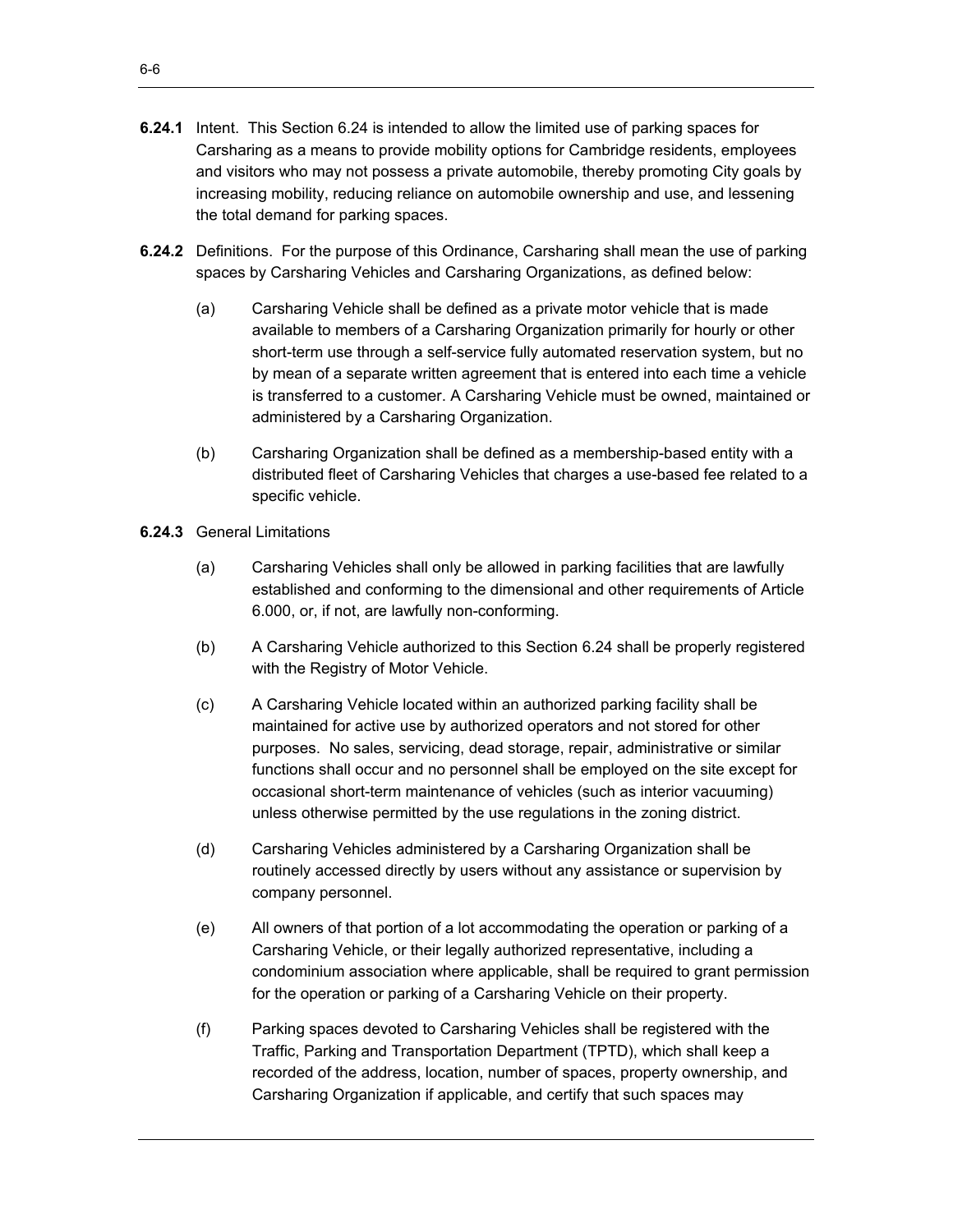**6.24.1** Intent. This Section 6.24 is intended to allow the limited use of parking spaces for Carsharing as a means to provide mobility options for Cambridge residents, employees and visitors who may not possess a private automobile, thereby promoting City goals by increasing mobility, reducing reliance on automobile ownership and use, and lessening the total demand for parking spaces.

**6.24.2** Definitions. For the purpose of this Ordinance, Carsharing shall mean the use of parking spaces by Carsharing Vehicles and Carsharing Organizations, as defined below:

(a) Carsharing Vehicle shall be defined as a private motor vehicle that is made available to members of a Carsharing Organization primarily for hourly or other short-term use through a self-service fully automated reservation system, but no by mean of a separate written agreement that is entered into each time a vehicle is transferred to a customer. A Carsharing Vehicle must be owned, maintained or administered by a Carsharing Organization.

(b) Carsharing Organization shall be defined as a membership-based entity with a distributed fleet of Carsharing Vehicles that charges a use-based fee related to a specific vehicle.

**6.24.3** General Limitations

(a) Carsharing Vehicles shall only be allowed in parking facilities that are lawfully established and conforming to the dimensional and other requirements of Article 6.000, or, if not, are lawfully non-conforming.

(b) A Carsharing Vehicle authorized to this Section 6.24 shall be properly registered with the Registry of Motor Vehicle.

(c) A Carsharing Vehicle located within an authorized parking facility shall be maintained for active use by authorized operators and not stored for other purposes. No sales, servicing, dead storage, repair, administrative or similar functions shall occur and no personnel shall be employed on the site except for occasional short-term maintenance of vehicles (such as interior vacuuming) unless otherwise permitted by the use regulations in the zoning district.

(d) Carsharing Vehicles administered by a Carsharing Organization shall be routinely accessed directly by users without any assistance or supervision by company personnel.

(e) All owners of that portion of a lot accommodating the operation or parking of a Carsharing Vehicle, or their legally authorized representative, including a condominium association where applicable, shall be required to grant permission for the operation or parking of a Carsharing Vehicle on their property.

(f) Parking spaces devoted to Carsharing Vehicles shall be registered with the Traffic, Parking and Transportation Department (TPTD), which shall keep a recorded of the address, location, number of spaces, property ownership, and Carsharing Organization if applicable, and certify that such spaces may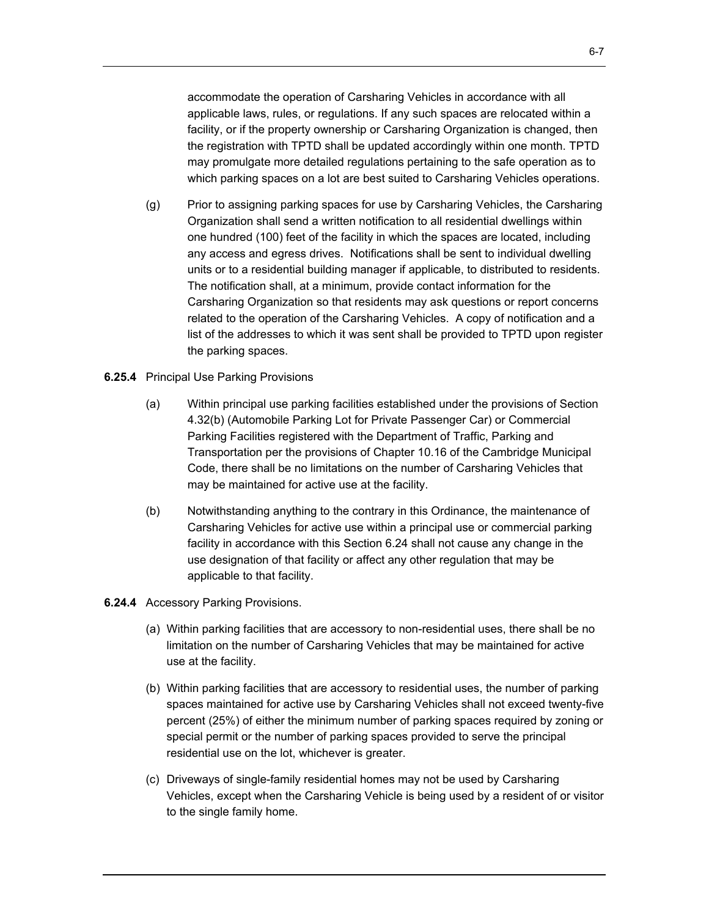accommodate the operation of Carsharing Vehicles in accordance with all applicable laws, rules, or regulations. If any such spaces are relocated within a facility, or if the property ownership or Carsharing Organization is changed, then the registration with TPTD shall be updated accordingly within one month. TPTD may promulgate more detailed regulations pertaining to the safe operation as to which parking spaces on a lot are best suited to Carsharing Vehicles operations.

(g) Prior to assigning parking spaces for use by Carsharing Vehicles, the Carsharing Organization shall send a written notification to all residential dwellings within one hundred (100) feet of the facility in which the spaces are located, including any access and egress drives. Notifications shall be sent to individual dwelling units or to a residential building manager if applicable, to distributed to residents. The notification shall, at a minimum, provide contact information for the Carsharing Organization so that residents may ask questions or report concerns related to the operation of the Carsharing Vehicles. A copy of notification and a list of the addresses to which it was sent shall be provided to TPTD upon register the parking spaces.

**6.25.4** Principal Use Parking Provisions

(a) Within principal use parking facilities established under the provisions of Section 4.32(b) (Automobile Parking Lot for Private Passenger Car) or Commercial Parking Facilities registered with the Department of Traffic, Parking and Transportation per the provisions of Chapter 10.16 of the Cambridge Municipal Code, there shall be no limitations on the number of Carsharing Vehicles that may be maintained for active use at the facility.

(b) Notwithstanding anything to the contrary in this Ordinance, the maintenance of Carsharing Vehicles for active use within a principal use or commercial parking facility in accordance with this Section 6.24 shall not cause any change in the use designation of that facility or affect any other regulation that may be applicable to that facility.

**6.24.4** Accessory Parking Provisions.

(a) Within parking facilities that are accessory to non-residential uses, there shall be no limitation on the number of Carsharing Vehicles that may be maintained for active use at the facility.

(b) Within parking facilities that are accessory to residential uses, the number of parking spaces maintained for active use by Carsharing Vehicles shall not exceed twenty-five percent (25%) of either the minimum number of parking spaces required by zoning or special permit or the number of parking spaces provided to serve the principal residential use on the lot, whichever is greater.

(c) Driveways of single-family residential homes may not be used by Carsharing Vehicles, except when the Carsharing Vehicle is being used by a resident of or visitor to the single family home.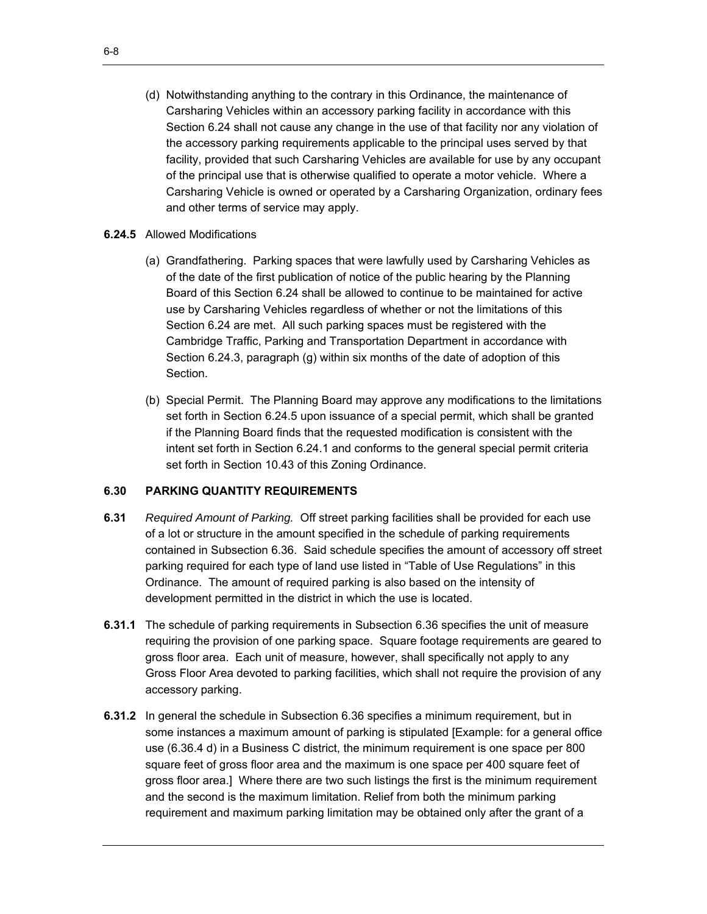(d) Notwithstanding anything to the contrary in this Ordinance, the maintenance of Carsharing Vehicles within an accessory parking facility in accordance with this Section 6.24 shall not cause any change in the use of that facility nor any violation of the accessory parking requirements applicable to the principal uses served by that facility, provided that such Carsharing Vehicles are available for use by any occupant of the principal use that is otherwise qualified to operate a motor vehicle. Where a Carsharing Vehicle is owned or operated by a Carsharing Organization, ordinary fees and other terms of service may apply.

**6.24.5** Allowed Modifications

(a) Grandfathering. Parking spaces that were lawfully used by Carsharing Vehicles as of the date of the first publication of notice of the public hearing by the Planning Board of this Section 6.24 shall be allowed to continue to be maintained for active use by Carsharing Vehicles regardless of whether or not the limitations of this Section 6.24 are met. All such parking spaces must be registered with the Cambridge Traffic, Parking and Transportation Department in accordance with Section 6.24.3, paragraph (g) within six months of the date of adoption of this Section.

(b) Special Permit. The Planning Board may approve any modifications to the limitations set forth in Section 6.24.5 upon issuance of a special permit, which shall be granted if the Planning Board finds that the requested modification is consistent with the intent set forth in Section 6.24.1 and conforms to the general special permit criteria set forth in Section 10.43 of this Zoning Ordinance.

**6.30 PARKING QUANTITY REQUIREMENTS**

**6.31** *Required Amount of Parking.* Off street parking facilities shall be provided for each use of a lot or structure in the amount specified in the schedule of parking requirements contained in Subsection 6.36. Said schedule specifies the amount of accessory off street parking required for each type of land use listed in "Table of Use Regulations" in this Ordinance. The amount of required parking is also based on the intensity of development permitted in the district in which the use is located.

**6.31.1** The schedule of parking requirements in Subsection 6.36 specifies the unit of measure requiring the provision of one parking space. Square footage requirements are geared to gross floor area. Each unit of measure, however, shall specifically not apply to any Gross Floor Area devoted to parking facilities, which shall not require the provision of any accessory parking.

**6.31.2** In general the schedule in Subsection 6.36 specifies a minimum requirement, but in some instances a maximum amount of parking is stipulated [Example: for a general office use (6.36.4 d) in a Business C district, the minimum requirement is one space per 800 square feet of gross floor area and the maximum is one space per 400 square feet of gross floor area.] Where there are two such listings the first is the minimum requirement and the second is the maximum limitation. Relief from both the minimum parking requirement and maximum parking limitation may be obtained only after the grant of a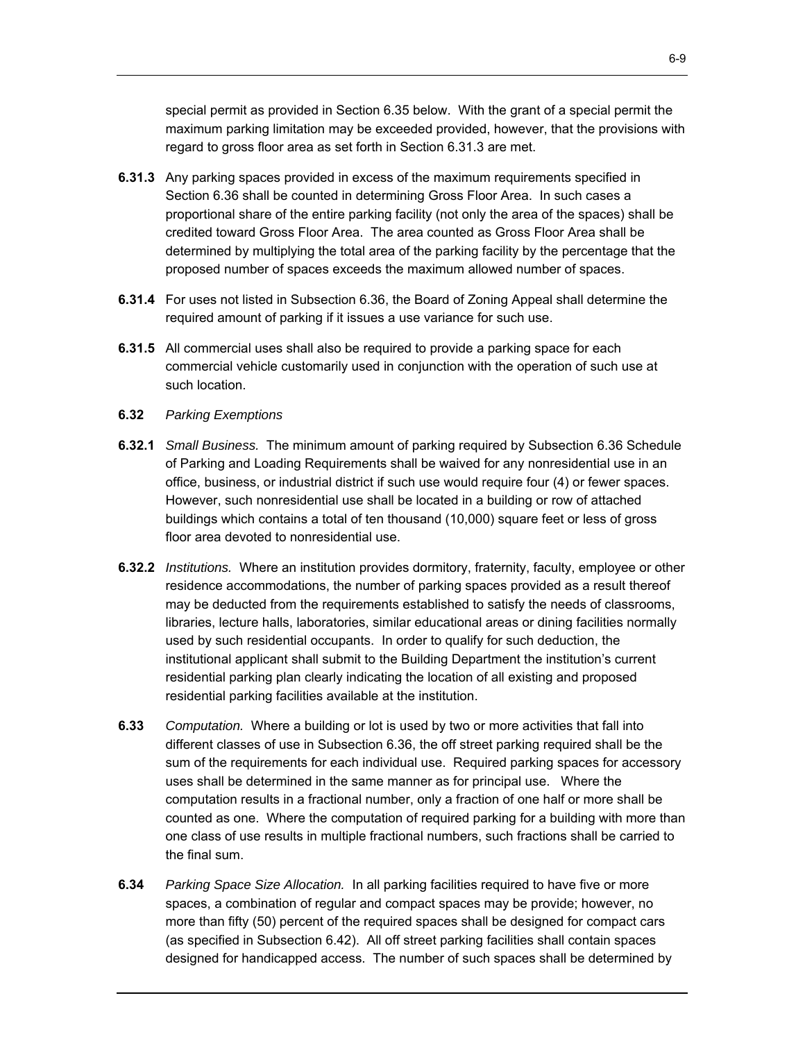special permit as provided in Section 6.35 below. With the grant of a special permit the maximum parking limitation may be exceeded provided, however, that the provisions with regard to gross floor area as set forth in Section 6.31.3 are met.

**6.31.3** Any parking spaces provided in excess of the maximum requirements specified in Section 6.36 shall be counted in determining Gross Floor Area. In such cases a proportional share of the entire parking facility (not only the area of the spaces) shall be credited toward Gross Floor Area. The area counted as Gross Floor Area shall be determined by multiplying the total area of the parking facility by the percentage that the proposed number of spaces exceeds the maximum allowed number of spaces.

**6.31.4** For uses not listed in Subsection 6.36, the Board of Zoning Appeal shall determine the required amount of parking if it issues a use variance for such use.

**6.31.5** All commercial uses shall also be required to provide a parking space for each commercial vehicle customarily used in conjunction with the operation of such use at such location.

**6.32** *Parking Exemptions*

**6.32.1** *Small Business.* The minimum amount of parking required by Subsection 6.36 Schedule of Parking and Loading Requirements shall be waived for any nonresidential use in an office, business, or industrial district if such use would require four (4) or fewer spaces. However, such nonresidential use shall be located in a building or row of attached buildings which contains a total of ten thousand (10,000) square feet or less of gross floor area devoted to nonresidential use.

**6.32.2** *Institutions.* Where an institution provides dormitory, fraternity, faculty, employee or other residence accommodations, the number of parking spaces provided as a result thereof may be deducted from the requirements established to satisfy the needs of classrooms, libraries, lecture halls, laboratories, similar educational areas or dining facilities normally used by such residential occupants. In order to qualify for such deduction, the institutional applicant shall submit to the Building Department the institution's current residential parking plan clearly indicating the location of all existing and proposed residential parking facilities available at the institution.

**6.33** *Computation.* Where a building or lot is used by two or more activities that fall into different classes of use in Subsection 6.36, the off street parking required shall be the sum of the requirements for each individual use. Required parking spaces for accessory uses shall be determined in the same manner as for principal use. Where the computation results in a fractional number, only a fraction of one half or more shall be counted as one. Where the computation of required parking for a building with more than one class of use results in multiple fractional numbers, such fractions shall be carried to the final sum.

**6.34** *Parking Space Size Allocation.* In all parking facilities required to have five or more spaces, a combination of regular and compact spaces may be provide; however, no more than fifty (50) percent of the required spaces shall be designed for compact cars (as specified in Subsection 6.42). All off street parking facilities shall contain spaces designed for handicapped access. The number of such spaces shall be determined by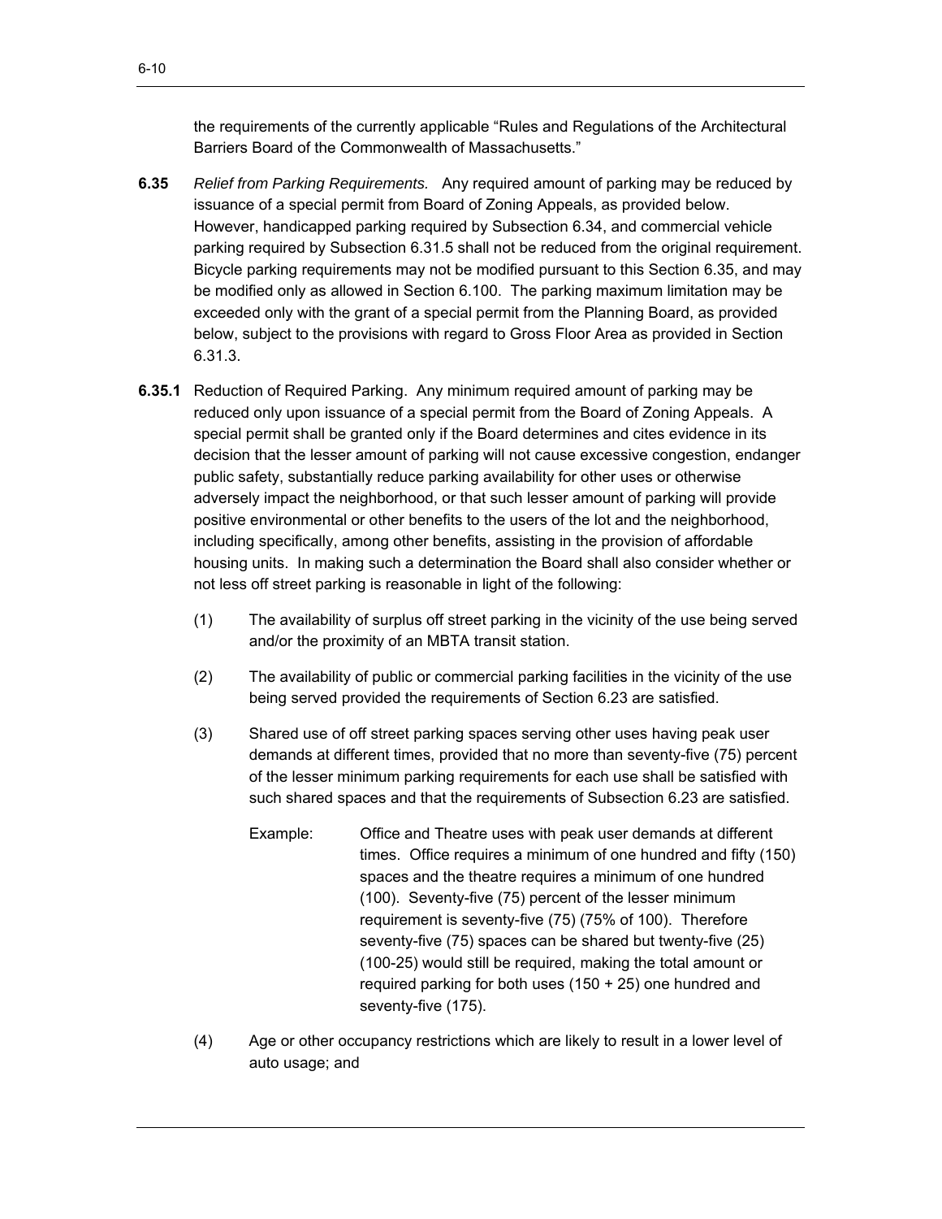the requirements of the currently applicable “Rules and Regulations of the Architectural Barriers Board of the Commonwealth of Massachusetts.”

**6.35** *Relief from Parking Requirements.* Any required amount of parking may be reduced by issuance of a special permit from Board of Zoning Appeals, as provided below. However, handicapped parking required by Subsection 6.34, and commercial vehicle parking required by Subsection 6.31.5 shall not be reduced from the original requirement. Bicycle parking requirements may not be modified pursuant to this Section 6.35, and may be modified only as allowed in Section 6.100. The parking maximum limitation may be exceeded only with the grant of a special permit from the Planning Board, as provided below, subject to the provisions with regard to Gross Floor Area as provided in Section 6.31.3.

**6.35.1** Reduction of Required Parking. Any minimum required amount of parking may be reduced only upon issuance of a special permit from the Board of Zoning Appeals. A special permit shall be granted only if the Board determines and cites evidence in its decision that the lesser amount of parking will not cause excessive congestion, endanger public safety, substantially reduce parking availability for other uses or otherwise adversely impact the neighborhood, or that such lesser amount of parking will provide positive environmental or other benefits to the users of the lot and the neighborhood, including specifically, among other benefits, assisting in the provision of affordable housing units. In making such a determination the Board shall also consider whether or not less off street parking is reasonable in light of the following:

(1) The availability of surplus off street parking in the vicinity of the use being served and/or the proximity of an MBTA transit station.

(2) The availability of public or commercial parking facilities in the vicinity of the use being served provided the requirements of Section 6.23 are satisfied.

(3) Shared use of off street parking spaces serving other uses having peak user demands at different times, provided that no more than seventy-five (75) percent of the lesser minimum parking requirements for each use shall be satisfied with such shared spaces and that the requirements of Subsection 6.23 are satisfied.

Example: Office and Theatre uses with peak user demands at different times. Office requires a minimum of one hundred and fifty (150) spaces and the theatre requires a minimum of one hundred (100). Seventy-five (75) percent of the lesser minimum requirement is seventy-five (75) (75% of 100). Therefore seventy-five (75) spaces can be shared but twenty-five (25) (100-25) would still be required, making the total amount or required parking for both uses (150 + 25) one hundred and seventy-five (175).

(4) Age or other occupancy restrictions which are likely to result in a lower level of auto usage; and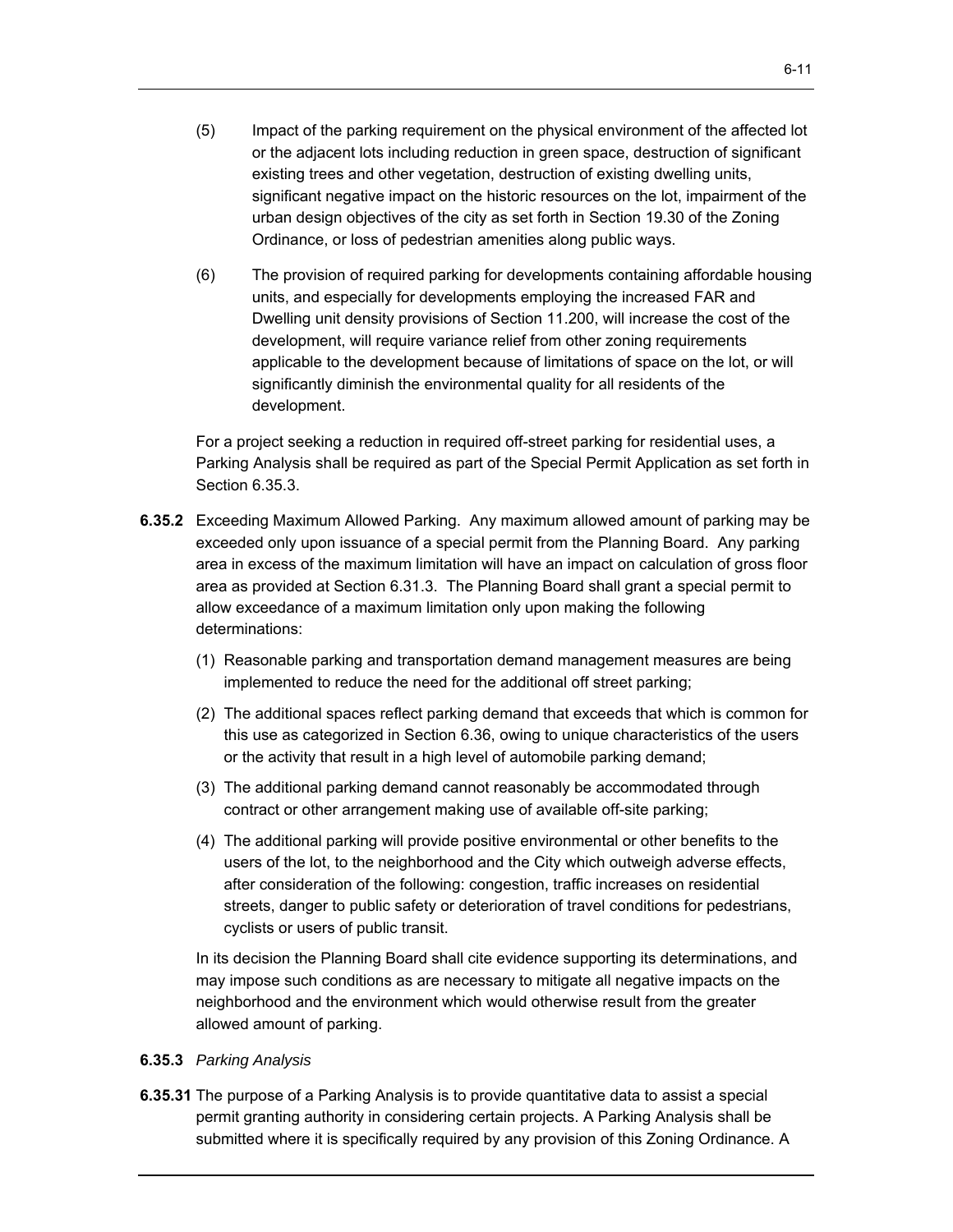(5) Impact of the parking requirement on the physical environment of the affected lot or the adjacent lots including reduction in green space, destruction of significant existing trees and other vegetation, destruction of existing dwelling units, significant negative impact on the historic resources on the lot, impairment of the urban design objectives of the city as set forth in Section 19.30 of the Zoning Ordinance, or loss of pedestrian amenities along public ways.

(6) The provision of required parking for developments containing affordable housing units, and especially for developments employing the increased FAR and Dwelling unit density provisions of Section 11.200, will increase the cost of the development, will require variance relief from other zoning requirements applicable to the development because of limitations of space on the lot, or will significantly diminish the environmental quality for all residents of the development.

For a project seeking a reduction in required off-street parking for residential uses, a Parking Analysis shall be required as part of the Special Permit Application as set forth in Section 6.35.3.

**6.35.2** Exceeding Maximum Allowed Parking. Any maximum allowed amount of parking may be exceeded only upon issuance of a special permit from the Planning Board. Any parking area in excess of the maximum limitation will have an impact on calculation of gross floor area as provided at Section 6.31.3. The Planning Board shall grant a special permit to allow exceedance of a maximum limitation only upon making the following determinations:

(1) Reasonable parking and transportation demand management measures are being implemented to reduce the need for the additional off street parking;

(2) The additional spaces reflect parking demand that exceeds that which is common for this use as categorized in Section 6.36, owing to unique characteristics of the users or the activity that result in a high level of automobile parking demand;

(3) The additional parking demand cannot reasonably be accommodated through contract or other arrangement making use of available off-site parking;

(4) The additional parking will provide positive environmental or other benefits to the users of the lot, to the neighborhood and the City which outweigh adverse effects, after consideration of the following: congestion, traffic increases on residential streets, danger to public safety or deterioration of travel conditions for pedestrians, cyclists or users of public transit.

In its decision the Planning Board shall cite evidence supporting its determinations, and may impose such conditions as are necessary to mitigate all negative impacts on the neighborhood and the environment which would otherwise result from the greater allowed amount of parking.

**6.35.3** *Parking Analysis*

**6.35.31** The purpose of a Parking Analysis is to provide quantitative data to assist a special permit granting authority in considering certain projects. A Parking Analysis shall be submitted where it is specifically required by any provision of this Zoning Ordinance. A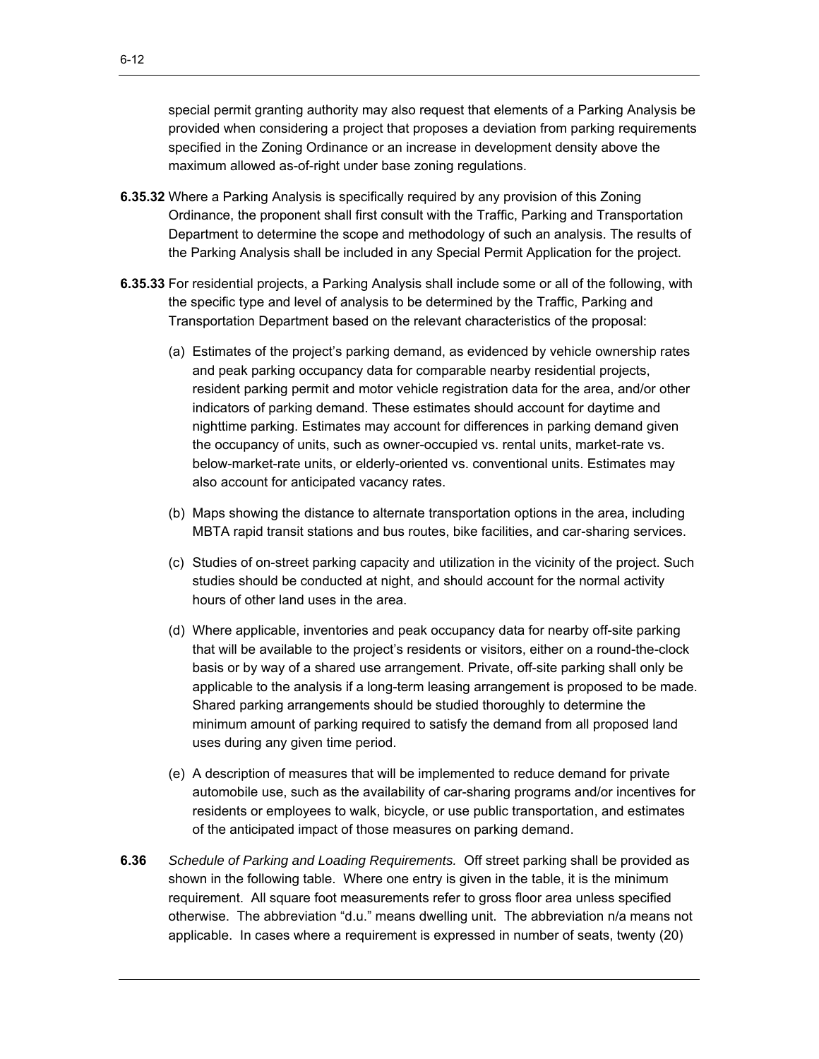special permit granting authority may also request that elements of a Parking Analysis be provided when considering a project that proposes a deviation from parking requirements specified in the Zoning Ordinance or an increase in development density above the maximum allowed as-of-right under base zoning regulations.

**6.35.32** Where a Parking Analysis is specifically required by any provision of this Zoning Ordinance, the proponent shall first consult with the Traffic, Parking and Transportation Department to determine the scope and methodology of such an analysis. The results of the Parking Analysis shall be included in any Special Permit Application for the project.

**6.35.33** For residential projects, a Parking Analysis shall include some or all of the following, with the specific type and level of analysis to be determined by the Traffic, Parking and Transportation Department based on the relevant characteristics of the proposal:

(a) Estimates of the project's parking demand, as evidenced by vehicle ownership rates and peak parking occupancy data for comparable nearby residential projects, resident parking permit and motor vehicle registration data for the area, and/or other indicators of parking demand. These estimates should account for daytime and nighttime parking. Estimates may account for differences in parking demand given the occupancy of units, such as owner-occupied vs. rental units, market-rate vs. below-market-rate units, or elderly-oriented vs. conventional units. Estimates may also account for anticipated vacancy rates.

(b) Maps showing the distance to alternate transportation options in the area, including MBTA rapid transit stations and bus routes, bike facilities, and car-sharing services.

(c) Studies of on-street parking capacity and utilization in the vicinity of the project. Such studies should be conducted at night, and should account for the normal activity hours of other land uses in the area.

(d) Where applicable, inventories and peak occupancy data for nearby off-site parking that will be available to the project's residents or visitors, either on a round-the-clock basis or by way of a shared use arrangement. Private, off-site parking shall only be applicable to the analysis if a long-term leasing arrangement is proposed to be made. Shared parking arrangements should be studied thoroughly to determine the minimum amount of parking required to satisfy the demand from all proposed land uses during any given time period.

(e) A description of measures that will be implemented to reduce demand for private automobile use, such as the availability of car-sharing programs and/or incentives for residents or employees to walk, bicycle, or use public transportation, and estimates of the anticipated impact of those measures on parking demand.

**6.36** *Schedule of Parking and Loading Requirements.* Off street parking shall be provided as shown in the following table. Where one entry is given in the table, it is the minimum requirement. All square foot measurements refer to gross floor area unless specified otherwise. The abbreviation "d.u." means dwelling unit. The abbreviation n/a means not applicable. In cases where a requirement is expressed in number of seats, twenty (20)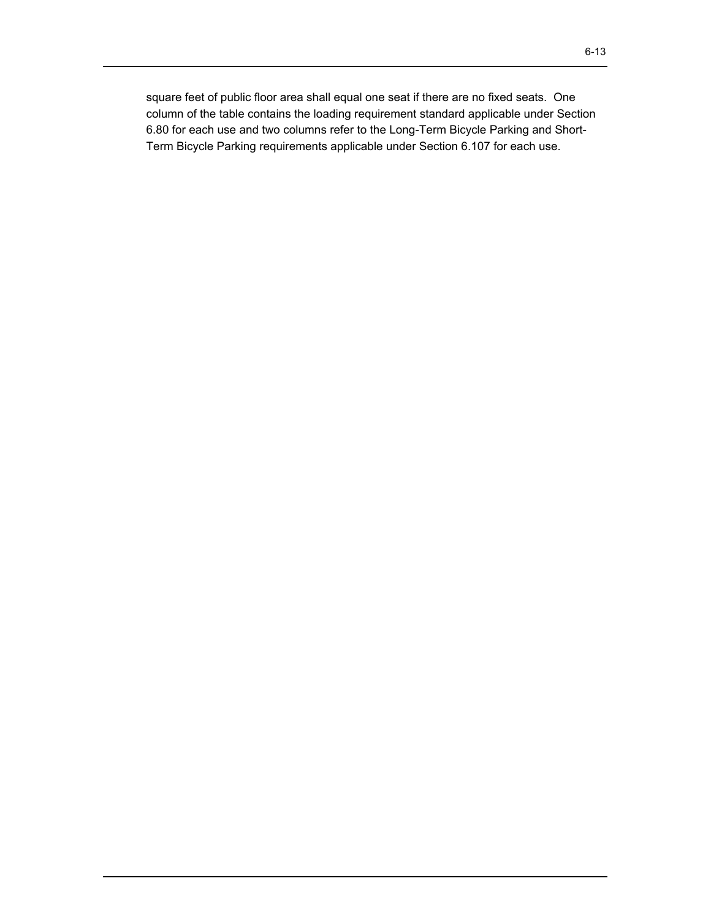square feet of public floor area shall equal one seat if there are no fixed seats. One column of the table contains the loading requirement standard applicable under Section 6.80 for each use and two columns refer to the Long-Term Bicycle Parking and Short-Term Bicycle Parking requirements applicable under Section 6.107 for each use.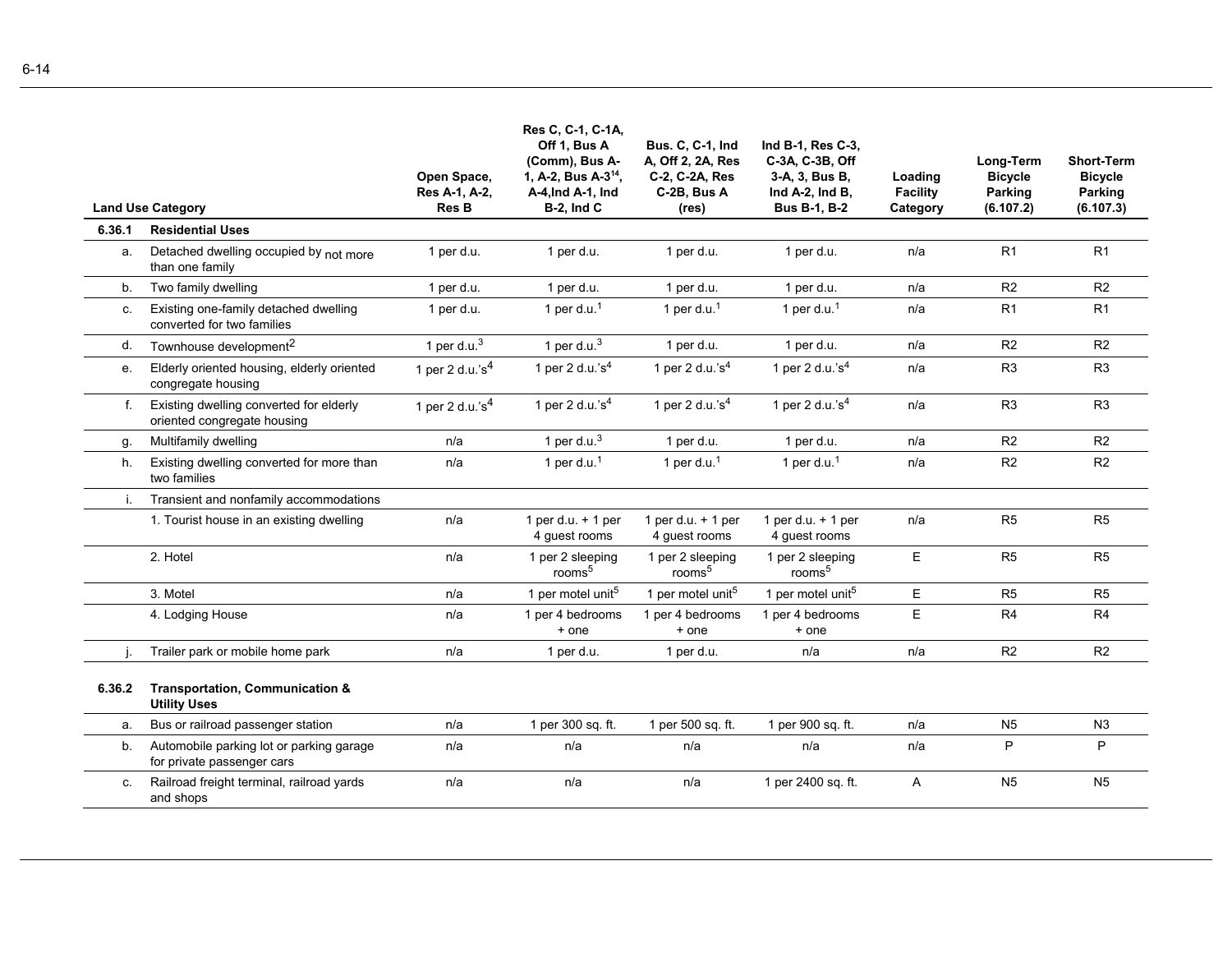| | Land Use Category | Open Space, Res A-1, A-2, Res B | Res C, C-1, C-1A, Off 1, Bus A (Comm), Bus A-1, A-2, Bus A-3[14], A-4,Ind A-1, Ind B-2, Ind C | Bus. C, C-1, Ind A, Off 2, 2A, Res C-2, C-2A, Res C-2B, Bus A (res) | Ind B-1, Res C-3, C-3A, C-3B, Off 3-A, 3, Bus B, Ind A-2, Ind B, Bus B-1, B-2 | Loading Facility Category | Long-Term Bicycle Parking (6.107.2) | Short-Term Bicycle Parking (6.107.3) |
|---|---|---|---|---|---|---|---|---|
| **6.36.1** | **Residential Uses** | | | | | | | |
| a. | Detached dwelling occupied by not more than one family | 1 per d.u. | 1 per d.u. | 1 per d.u. | 1 per d.u. | n/a | R1 | R1 |
| b. | Two family dwelling | 1 per d.u. | 1 per d.u. | 1 per d.u. | 1 per d.u. | n/a | R2 | R2 |
| c. | Existing one-family detached dwelling converted for two families | 1 per d.u. | 1 per d.u.[1] | 1 per d.u.[1] | 1 per d.u.[1] | n/a | R1 | R1 |
| d. | Townhouse development[2] | 1 per d.u.[3] | 1 per d.u.[3] | 1 per d.u. | 1 per d.u. | n/a | R2 | R2 |
| e. | Elderly oriented housing, elderly oriented congregate housing | 1 per 2 d.u.'s[4] | 1 per 2 d.u.'s[4] | 1 per 2 d.u.'s[4] | 1 per 2 d.u.'s[4] | n/a | R3 | R3 |
| f. | Existing dwelling converted for elderly oriented congregate housing | 1 per 2 d.u.'s[4] | 1 per 2 d.u.'s[4] | 1 per 2 d.u.'s[4] | 1 per 2 d.u.'s[4] | n/a | R3 | R3 |
| g. | Multifamily dwelling | n/a | 1 per d.u.[3] | 1 per d.u. | 1 per d.u. | n/a | R2 | R2 |
| h. | Existing dwelling converted for more than two families | n/a | 1 per d.u.[1] | 1 per d.u.[1] | 1 per d.u.[1] | n/a | R2 | R2 |
| i. | Transient and nonfamily accommodations | | | | | | | |
| | 1. Tourist house in an existing dwelling | n/a | 1 per d.u. + 1 per 4 guest rooms | 1 per d.u. + 1 per 4 guest rooms | 1 per d.u. + 1 per 4 guest rooms | n/a | R5 | R5 |
| | 2. Hotel | n/a | 1 per 2 sleeping rooms[5] | 1 per 2 sleeping rooms[5] | 1 per 2 sleeping rooms[5] | E | R5 | R5 |
| | 3. Motel | n/a | 1 per motel unit[5] | 1 per motel unit[5] | 1 per motel unit[5] | E | R5 | R5 |
| | 4. Lodging House | n/a | 1 per 4 bedrooms + one | 1 per 4 bedrooms + one | 1 per 4 bedrooms + one | E | R4 | R4 |
| j. | Trailer park or mobile home park | n/a | 1 per d.u. | 1 per d.u. | n/a | n/a | R2 | R2 |
| **6.36.2** | **Transportation, Communication & Utility Uses** | | | | | | | |
| a. | Bus or railroad passenger station | n/a | 1 per 300 sq. ft. | 1 per 500 sq. ft. | 1 per 900 sq. ft. | n/a | N5 | N3 |
| b. | Automobile parking lot or parking garage for private passenger cars | n/a | n/a | n/a | n/a | n/a | P | P |
| c. | Railroad freight terminal, railroad yards and shops | n/a | n/a | n/a | 1 per 2400 sq. ft. | A | N5 | N5 |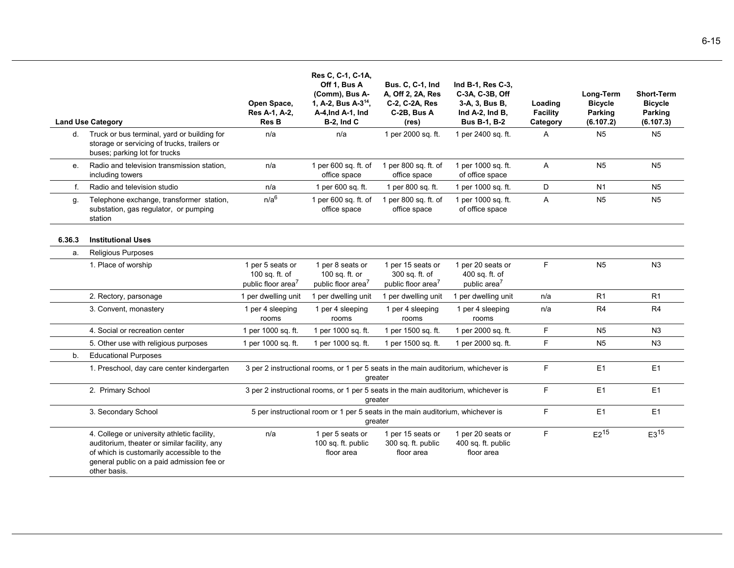| | Land Use Category | Open Space, Res A-1, A-2, Res B | Res C, C-1, C-1A, Off 1, Bus A (Comm), Bus A-1, A-2, Bus A-3[14], A-4,Ind A-1, Ind B-2, Ind C | Bus. C, C-1, Ind A, Off 2, 2A, Res C-2, C-2A, Res C-2B, Bus A (res) | Ind B-1, Res C-3, C-3A, C-3B, Off 3-A, 3, Bus B, Ind A-2, Ind B, Bus B-1, B-2 | Loading Facility Category | Long-Term Bicycle Parking (6.107.2) | Short-Term Bicycle Parking (6.107.3) |
|---|---|---|---|---|---|---|---|---|
| d. | Truck or bus terminal, yard or building for storage or servicing of trucks, trailers or buses; parking lot for trucks | n/a | n/a | 1 per 2000 sq. ft. | 1 per 2400 sq. ft. | A | N5 | N5 |
| e. | Radio and television transmission station, including towers | n/a | 1 per 600 sq. ft. of office space | 1 per 800 sq. ft. of office space | 1 per 1000 sq. ft. of office space | A | N5 | N5 |
| f. | Radio and television studio | n/a | 1 per 600 sq. ft. | 1 per 800 sq. ft. | 1 per 1000 sq. ft. | D | N1 | N5 |
| g. | Telephone exchange, transformer station, substation, gas regulator, or pumping station | n/a[6] | 1 per 600 sq. ft. of office space | 1 per 800 sq. ft. of office space | 1 per 1000 sq. ft. of office space | A | N5 | N5 |
| **6.36.3** | **Institutional Uses** | | | | | | | |
| a. | Religious Purposes | | | | | | | |
| | 1. Place of worship | 1 per 5 seats or 100 sq. ft. of public floor area[7] | 1 per 8 seats or 100 sq. ft. or public floor area[7] | 1 per 15 seats or 300 sq. ft. of public floor area[7] | 1 per 20 seats or 400 sq. ft. of public area[7] | F | N5 | N3 |
| | 2. Rectory, parsonage | 1 per dwelling unit | 1 per dwelling unit | 1 per dwelling unit | 1 per dwelling unit | n/a | R1 | R1 |
| | 3. Convent, monastery | 1 per 4 sleeping rooms | 1 per 4 sleeping rooms | 1 per 4 sleeping rooms | 1 per 4 sleeping rooms | n/a | R4 | R4 |
| | 4. Social or recreation center | 1 per 1000 sq. ft. | 1 per 1000 sq. ft. | 1 per 1500 sq. ft. | 1 per 2000 sq. ft. | F | N5 | N3 |
| | 5. Other use with religious purposes | 1 per 1000 sq. ft. | 1 per 1000 sq. ft. | 1 per 1500 sq. ft. | 1 per 2000 sq. ft. | F | N5 | N3 |
| b. | Educational Purposes | | | | | | | |
| | 1. Preschool, day care center kindergarten | 3 per 2 instructional rooms, or 1 per 5 seats in the main auditorium, whichever is greater | | | | F | E1 | E1 |
| | 2. Primary School | 3 per 2 instructional rooms, or 1 per 5 seats in the main auditorium, whichever is greater | | | | F | E1 | E1 |
| | 3. Secondary School | 5 per instructional room or 1 per 5 seats in the main auditorium, whichever is greater | | | | F | E1 | E1 |
| | 4. College or university athletic facility, auditorium, theater or similar facility, any of which is customarily accessible to the general public on a paid admission fee or other basis. | n/a | 1 per 5 seats or 100 sq. ft. public floor area | 1 per 15 seats or 300 sq. ft. public floor area | 1 per 20 seats or 400 sq. ft. public floor area | F | E2[15] | E3[15] |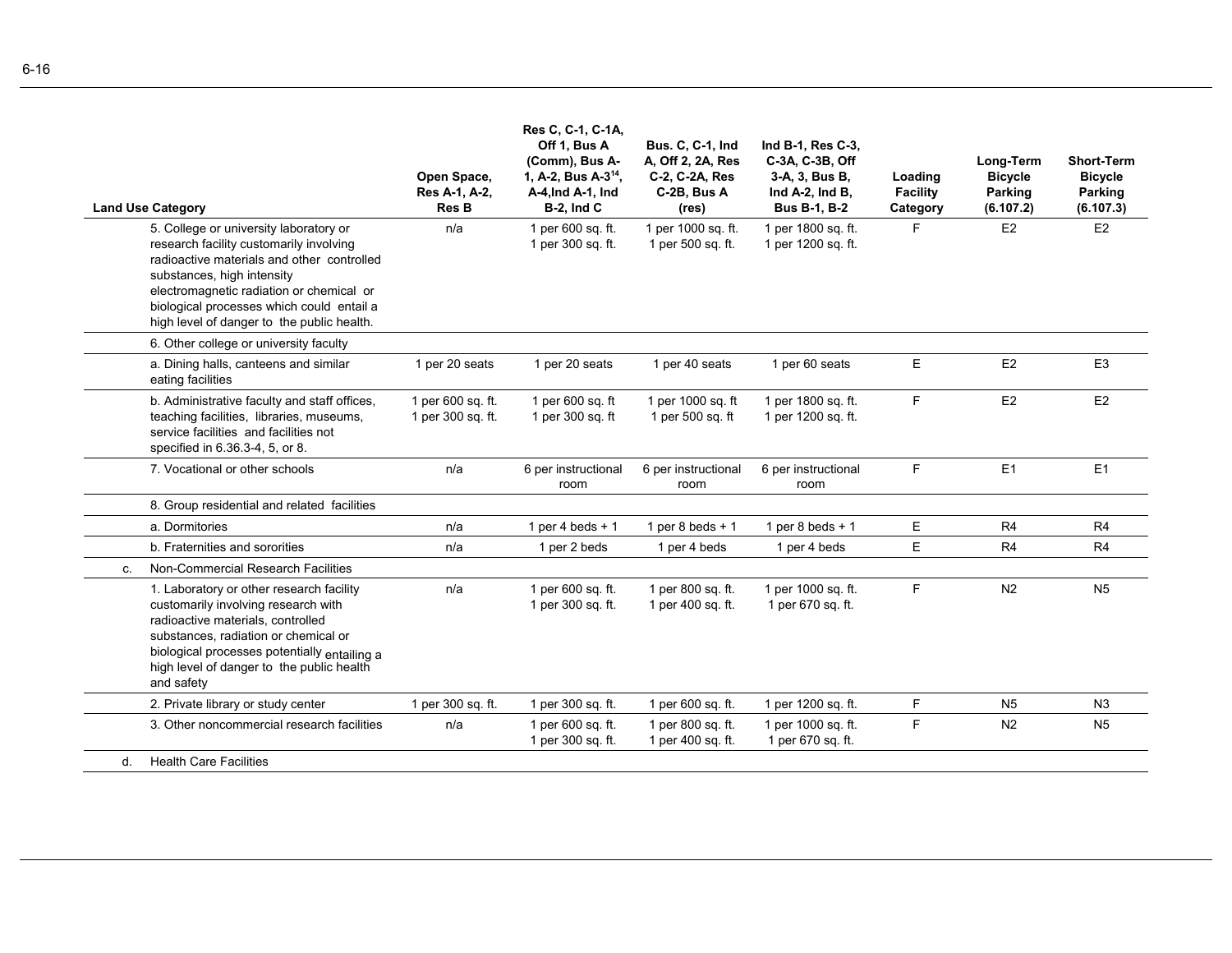| Land Use Category | Open Space, Res A-1, A-2, Res B | Res C, C-1, C-1A, Off 1, Bus A (Comm), Bus A-1, A-2, Bus A-3[14], A-4,Ind A-1, Ind B-2, Ind C | Bus. C, C-1, Ind A, Off 2, 2A, Res C-2, C-2A, Res C-2B, Bus A (res) | Ind B-1, Res C-3, C-3A, C-3B, Off 3-A, 3, Bus B, Ind A-2, Ind B, Bus B-1, B-2 | Loading Facility Category | Long-Term Bicycle Parking (6.107.2) | Short-Term Bicycle Parking (6.107.3) |
|---|---|---|---|---|---|---|---|
| 5. College or university laboratory or research facility customarily involving radioactive materials and other controlled substances, high intensity electromagnetic radiation or chemical or biological processes which could entail a high level of danger to the public health. | n/a | 1 per 600 sq. ft.<br>1 per 300 sq. ft. | 1 per 1000 sq. ft.<br>1 per 500 sq. ft. | 1 per 1800 sq. ft.<br>1 per 1200 sq. ft. | F | E2 | E2 |
| 6. Other college or university faculty | | | | | | | |
| a. Dining halls, canteens and similar eating facilities | 1 per 20 seats | 1 per 20 seats | 1 per 40 seats | 1 per 60 seats | E | E2 | E3 |
| b. Administrative faculty and staff offices, teaching facilities, libraries, museums, service facilities and facilities not specified in 6.36.3-4, 5, or 8. | 1 per 600 sq. ft.<br>1 per 300 sq. ft. | 1 per 600 sq. ft<br>1 per 300 sq. ft | 1 per 1000 sq. ft<br>1 per 500 sq. ft | 1 per 1800 sq. ft.<br>1 per 1200 sq. ft. | F | E2 | E2 |
| 7. Vocational or other schools | n/a | 6 per instructional room | 6 per instructional room | 6 per instructional room | F | E1 | E1 |
| 8. Group residential and related facilities | | | | | | | |
| a. Dormitories | n/a | 1 per 4 beds + 1 | 1 per 8 beds + 1 | 1 per 8 beds + 1 | E | R4 | R4 |
| b. Fraternities and sororities | n/a | 1 per 2 beds | 1 per 4 beds | 1 per 4 beds | E | R4 | R4 |
| c. Non-Commercial Research Facilities | | | | | | | |
| 1. Laboratory or other research facility customarily involving research with radioactive materials, controlled substances, radiation or chemical or biological processes potentially entailing a high level of danger to the public health and safety | n/a | 1 per 600 sq. ft.<br>1 per 300 sq. ft. | 1 per 800 sq. ft.<br>1 per 400 sq. ft. | 1 per 1000 sq. ft.<br>1 per 670 sq. ft. | F | N2 | N5 |
| 2. Private library or study center | 1 per 300 sq. ft. | 1 per 300 sq. ft. | 1 per 600 sq. ft. | 1 per 1200 sq. ft. | F | N5 | N3 |
| 3. Other noncommercial research facilities | n/a | 1 per 600 sq. ft.<br>1 per 300 sq. ft. | 1 per 800 sq. ft.<br>1 per 400 sq. ft. | 1 per 1000 sq. ft.<br>1 per 670 sq. ft. | F | N2 | N5 |
| d. Health Care Facilities | | | | | | | |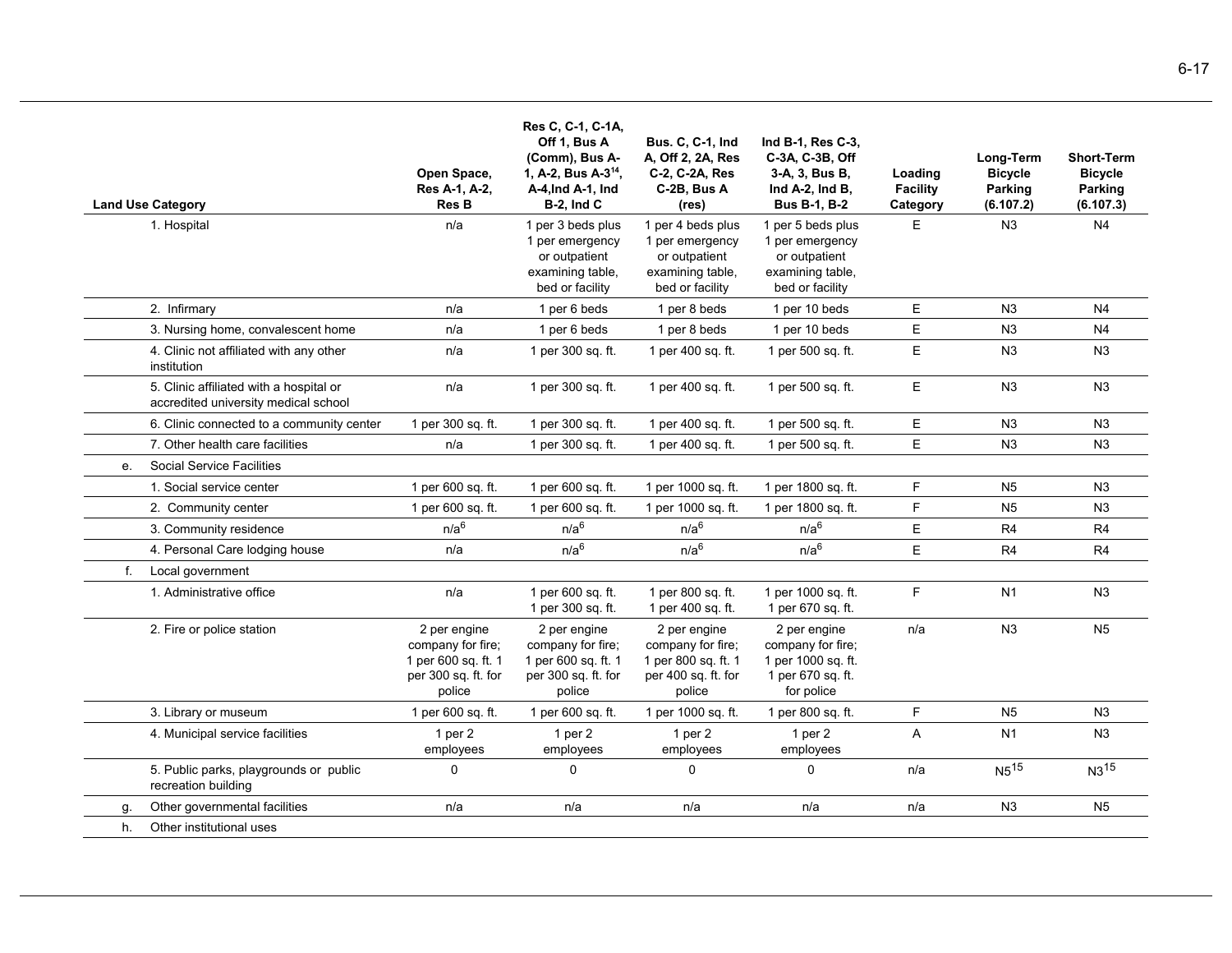| | Land Use Category | Open Space, Res A-1, A-2, Res B | Res C, C-1, C-1A, Off 1, Bus A (Comm), Bus A-1, A-2, Bus A-3[14], A-4,Ind A-1, Ind B-2, Ind C | Bus. C, C-1, Ind A, Off 2, 2A, Res C-2, C-2A, Res C-2B, Bus A (res) | Ind B-1, Res C-3, C-3A, C-3B, Off 3-A, 3, Bus B, Ind A-2, Ind B, Bus B-1, B-2 | Loading Facility Category | Long-Term Bicycle Parking (6.107.2) | Short-Term Bicycle Parking (6.107.3) |
|---|---|---|---|---|---|---|---|---|
| | 1. Hospital | n/a | 1 per 3 beds plus 1 per emergency or outpatient examining table, bed or facility | 1 per 4 beds plus 1 per emergency or outpatient examining table, bed or facility | 1 per 5 beds plus 1 per emergency or outpatient examining table, bed or facility | E | N3 | N4 |
| | 2. Infirmary | n/a | 1 per 6 beds | 1 per 8 beds | 1 per 10 beds | E | N3 | N4 |
| | 3. Nursing home, convalescent home | n/a | 1 per 6 beds | 1 per 8 beds | 1 per 10 beds | E | N3 | N4 |
| | 4. Clinic not affiliated with any other institution | n/a | 1 per 300 sq. ft. | 1 per 400 sq. ft. | 1 per 500 sq. ft. | E | N3 | N3 |
| | 5. Clinic affiliated with a hospital or accredited university medical school | n/a | 1 per 300 sq. ft. | 1 per 400 sq. ft. | 1 per 500 sq. ft. | E | N3 | N3 |
| | 6. Clinic connected to a community center | 1 per 300 sq. ft. | 1 per 300 sq. ft. | 1 per 400 sq. ft. | 1 per 500 sq. ft. | E | N3 | N3 |
| | 7. Other health care facilities | n/a | 1 per 300 sq. ft. | 1 per 400 sq. ft. | 1 per 500 sq. ft. | E | N3 | N3 |
| e. | Social Service Facilities | | | | | | | |
| | 1. Social service center | 1 per 600 sq. ft. | 1 per 600 sq. ft. | 1 per 1000 sq. ft. | 1 per 1800 sq. ft. | F | N5 | N3 |
| | 2. Community center | 1 per 600 sq. ft. | 1 per 600 sq. ft. | 1 per 1000 sq. ft. | 1 per 1800 sq. ft. | F | N5 | N3 |
| | 3. Community residence | n/a[6] | n/a[6] | n/a[6] | n/a[6] | E | R4 | R4 |
| | 4. Personal Care lodging house | n/a | n/a[6] | n/a[6] | n/a[6] | E | R4 | R4 |
| f. | Local government | | | | | | | |
| | 1. Administrative office | n/a | 1 per 600 sq. ft. 1 per 300 sq. ft. | 1 per 800 sq. ft. 1 per 400 sq. ft. | 1 per 1000 sq. ft. 1 per 670 sq. ft. | F | N1 | N3 |
| | 2. Fire or police station | 2 per engine company for fire; 1 per 600 sq. ft. 1 per 300 sq. ft. for police | 2 per engine company for fire; 1 per 600 sq. ft. 1 per 300 sq. ft. for police | 2 per engine company for fire; 1 per 800 sq. ft. 1 per 400 sq. ft. for police | 2 per engine company for fire; 1 per 1000 sq. ft. 1 per 670 sq. ft. for police | n/a | N3 | N5 |
| | 3. Library or museum | 1 per 600 sq. ft. | 1 per 600 sq. ft. | 1 per 1000 sq. ft. | 1 per 800 sq. ft. | F | N5 | N3 |
| | 4. Municipal service facilities | 1 per 2 employees | 1 per 2 employees | 1 per 2 employees | 1 per 2 employees | A | N1 | N3 |
| | 5. Public parks, playgrounds or public recreation building | 0 | 0 | 0 | 0 | n/a | N5[15] | N3[15] |
| g. | Other governmental facilities | n/a | n/a | n/a | n/a | n/a | N3 | N5 |
| h. | Other institutional uses | | | | | | | |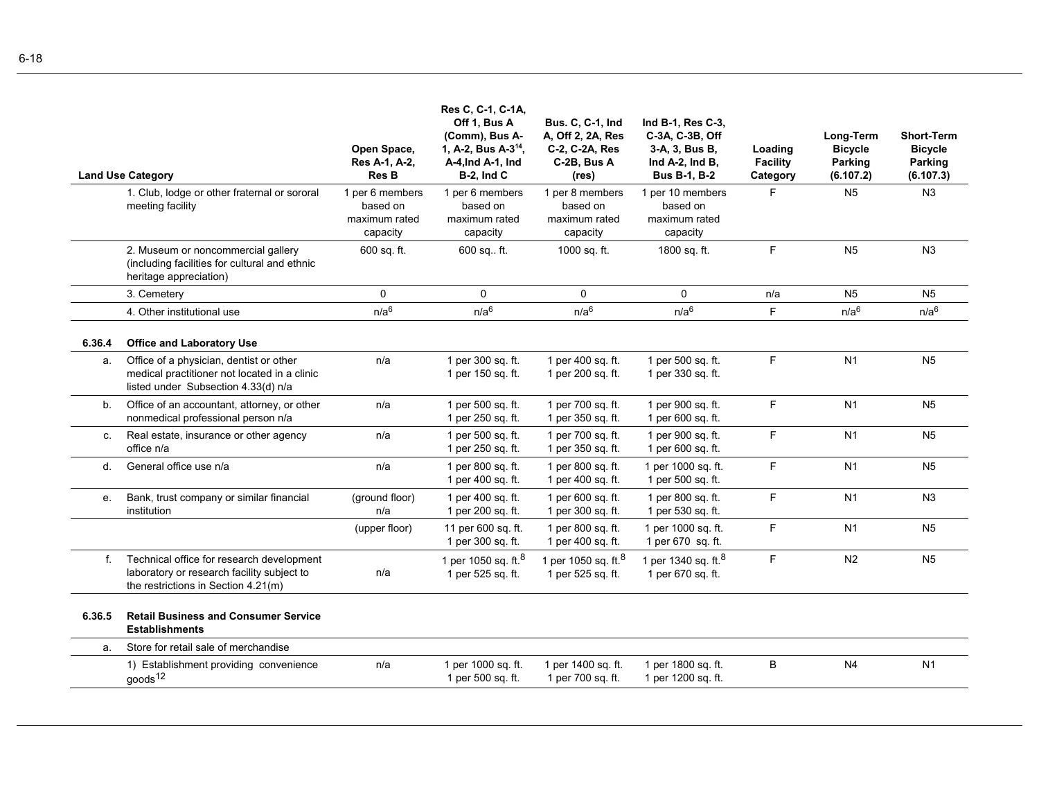| | Land Use Category | Open Space, Res A-1, A-2, Res B | Res C, C-1, C-1A, Off 1, Bus A (Comm), Bus A-1, A-2, Bus A-3[14], A-4,Ind A-1, Ind B-2, Ind C | Bus. C, C-1, Ind A, Off 2, 2A, Res C-2, C-2A, Res C-2B, Bus A (res) | Ind B-1, Res C-3, C-3A, C-3B, Off 3-A, 3, Bus B, Ind A-2, Ind B, Bus B-1, B-2 | Loading Facility Category | Long-Term Bicycle Parking (6.107.2) | Short-Term Bicycle Parking (6.107.3) |
|---|---|---|---|---|---|---|---|---|
| | 1. Club, lodge or other fraternal or sororal meeting facility | 1 per 6 members based on maximum rated capacity | 1 per 6 members based on maximum rated capacity | 1 per 8 members based on maximum rated capacity | 1 per 10 members based on maximum rated capacity | F | N5 | N3 |
| | 2. Museum or noncommercial gallery (including facilities for cultural and ethnic heritage appreciation) | 600 sq. ft. | 600 sq.. ft. | 1000 sq. ft. | 1800 sq. ft. | F | N5 | N3 |
| | 3. Cemetery | 0 | 0 | 0 | 0 | n/a | N5 | N5 |
| | 4. Other institutional use | n/a[6] | n/a[6] | n/a[6] | n/a[6] | F | n/a[6] | n/a[6] |
| **6.36.4** | **Office and Laboratory Use** | | | | | | | |
| a. | Office of a physician, dentist or other medical practitioner not located in a clinic listed under Subsection 4.33(d) n/a | n/a | 1 per 300 sq. ft.<br>1 per 150 sq. ft. | 1 per 400 sq. ft.<br>1 per 200 sq. ft. | 1 per 500 sq. ft.<br>1 per 330 sq. ft. | F | N1 | N5 |
| b. | Office of an accountant, attorney, or other nonmedical professional person n/a | n/a | 1 per 500 sq. ft.<br>1 per 250 sq. ft. | 1 per 700 sq. ft.<br>1 per 350 sq. ft. | 1 per 900 sq. ft.<br>1 per 600 sq. ft. | F | N1 | N5 |
| c. | Real estate, insurance or other agency office n/a | n/a | 1 per 500 sq. ft.<br>1 per 250 sq. ft. | 1 per 700 sq. ft.<br>1 per 350 sq. ft. | 1 per 900 sq. ft.<br>1 per 600 sq. ft. | F | N1 | N5 |
| d. | General office use n/a | n/a | 1 per 800 sq. ft.<br>1 per 400 sq. ft. | 1 per 800 sq. ft.<br>1 per 400 sq. ft. | 1 per 1000 sq. ft.<br>1 per 500 sq. ft. | F | N1 | N5 |
| e. | Bank, trust company or similar financial institution | (ground floor)<br>n/a | 1 per 400 sq. ft.<br>1 per 200 sq. ft. | 1 per 600 sq. ft.<br>1 per 300 sq. ft. | 1 per 800 sq. ft.<br>1 per 530 sq. ft. | F | N1 | N3 |
| | | (upper floor) | 11 per 600 sq. ft.<br>1 per 300 sq. ft. | 1 per 800 sq. ft.<br>1 per 400 sq. ft. | 1 per 1000 sq. ft.<br>1 per 670 sq. ft. | F | N1 | N5 |
| f. | Technical office for research development laboratory or research facility subject to the restrictions in Section 4.21(m) | n/a | 1 per 1050 sq. ft.[8]<br>1 per 525 sq. ft. | 1 per 1050 sq. ft.[8]<br>1 per 525 sq. ft. | 1 per 1340 sq. ft.[8]<br>1 per 670 sq. ft. | F | N2 | N5 |
| **6.36.5** | **Retail Business and Consumer Service Establishments** | | | | | | | |
| a. | Store for retail sale of merchandise | | | | | | | |
| | 1) Establishment providing convenience goods[12] | n/a | 1 per 1000 sq. ft.<br>1 per 500 sq. ft. | 1 per 1400 sq. ft.<br>1 per 700 sq. ft. | 1 per 1800 sq. ft.<br>1 per 1200 sq. ft. | B | N4 | N1 |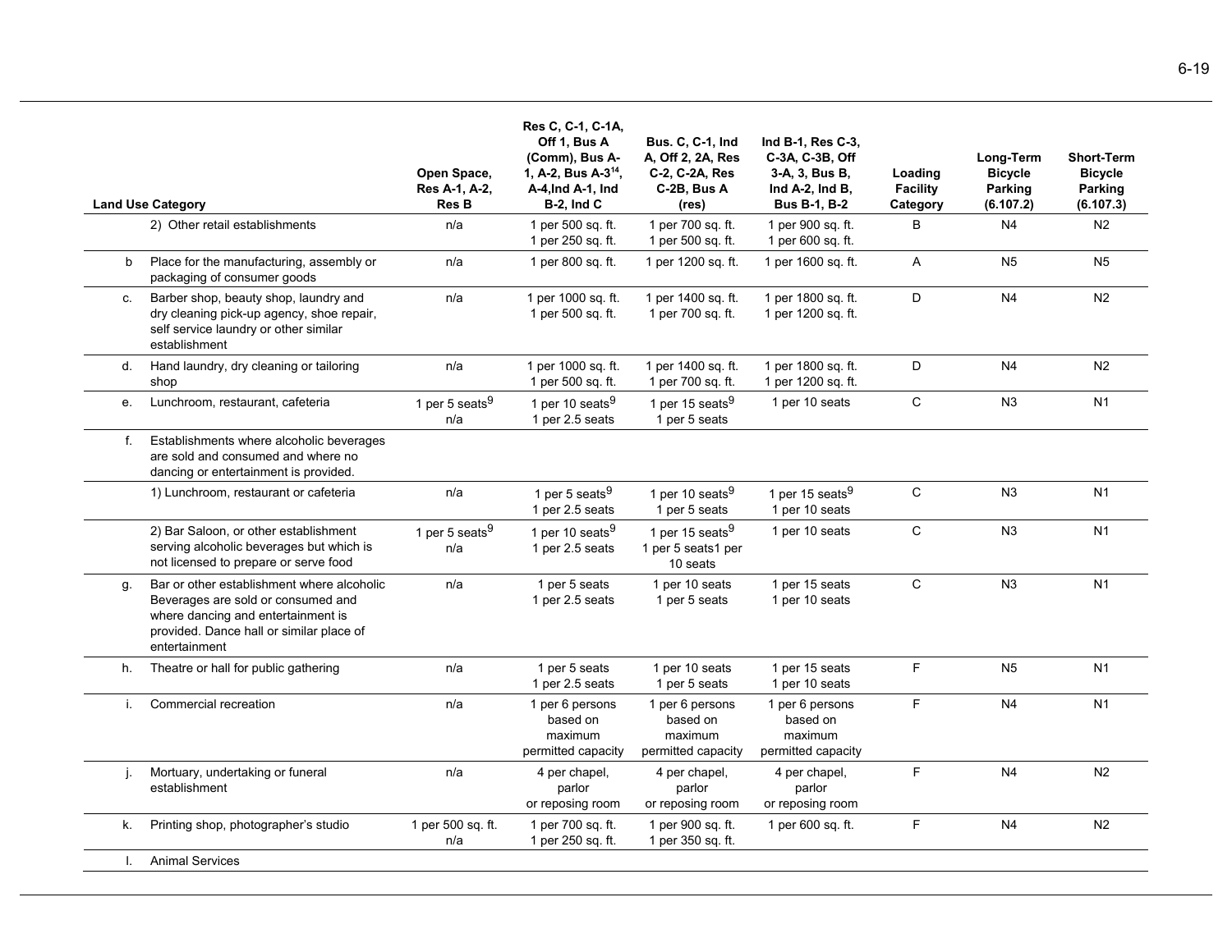| | Land Use Category | Open Space, Res A-1, A-2, Res B | Res C, C-1, C-1A, Off 1, Bus A (Comm), Bus A-1, A-2, Bus A-3[14], A-4,Ind A-1, Ind B-2, Ind C | Bus. C, C-1, Ind A, Off 2, 2A, Res C-2, C-2A, Res C-2B, Bus A (res) | Ind B-1, Res C-3, C-3A, C-3B, Off 3-A, 3, Bus B, Ind A-2, Ind B, Bus B-1, B-2 | Loading Facility Category | Long-Term Bicycle Parking (6.107.2) | Short-Term Bicycle Parking (6.107.3) |
|---|---|---|---|---|---|---|---|---|
| | 2) Other retail establishments | n/a | 1 per 500 sq. ft.<br>1 per 250 sq. ft. | 1 per 700 sq. ft.<br>1 per 500 sq. ft. | 1 per 900 sq. ft.<br>1 per 600 sq. ft. | B | N4 | N2 |
| b | Place for the manufacturing, assembly or packaging of consumer goods | n/a | 1 per 800 sq. ft. | 1 per 1200 sq. ft. | 1 per 1600 sq. ft. | A | N5 | N5 |
| c. | Barber shop, beauty shop, laundry and dry cleaning pick-up agency, shoe repair, self service laundry or other similar establishment | n/a | 1 per 1000 sq. ft.<br>1 per 500 sq. ft. | 1 per 1400 sq. ft.<br>1 per 700 sq. ft. | 1 per 1800 sq. ft.<br>1 per 1200 sq. ft. | D | N4 | N2 |
| d. | Hand laundry, dry cleaning or tailoring shop | n/a | 1 per 1000 sq. ft.<br>1 per 500 sq. ft. | 1 per 1400 sq. ft.<br>1 per 700 sq. ft. | 1 per 1800 sq. ft.<br>1 per 1200 sq. ft. | D | N4 | N2 |
| e. | Lunchroom, restaurant, cafeteria | 1 per 5 seats[9]<br>n/a | 1 per 10 seats[9]<br>1 per 2.5 seats | 1 per 15 seats[9]<br>1 per 5 seats | 1 per 10 seats | C | N3 | N1 |
| f. | Establishments where alcoholic beverages are sold and consumed and where no dancing or entertainment is provided. | | | | | | | |
| | 1) Lunchroom, restaurant or cafeteria | n/a | 1 per 5 seats[9]<br>1 per 2.5 seats | 1 per 10 seats[9]<br>1 per 5 seats | 1 per 15 seats[9]<br>1 per 10 seats | C | N3 | N1 |
| | 2) Bar Saloon, or other establishment serving alcoholic beverages but which is not licensed to prepare or serve food | 1 per 5 seats[9]<br>n/a | 1 per 10 seats[9]<br>1 per 2.5 seats | 1 per 15 seats[9]<br>1 per 5 seats1 per 10 seats | 1 per 10 seats | C | N3 | N1 |
| g. | Bar or other establishment where alcoholic Beverages are sold or consumed and where dancing and entertainment is provided. Dance hall or similar place of entertainment | n/a | 1 per 5 seats<br>1 per 2.5 seats | 1 per 10 seats<br>1 per 5 seats | 1 per 15 seats<br>1 per 10 seats | C | N3 | N1 |
| h. | Theatre or hall for public gathering | n/a | 1 per 5 seats<br>1 per 2.5 seats | 1 per 10 seats<br>1 per 5 seats | 1 per 15 seats<br>1 per 10 seats | F | N5 | N1 |
| i. | Commercial recreation | n/a | 1 per 6 persons based on maximum permitted capacity | 1 per 6 persons based on maximum permitted capacity | 1 per 6 persons based on maximum permitted capacity | F | N4 | N1 |
| j. | Mortuary, undertaking or funeral establishment | n/a | 4 per chapel, parlor or reposing room | 4 per chapel, parlor or reposing room | 4 per chapel, parlor or reposing room | F | N4 | N2 |
| k. | Printing shop, photographer's studio | 1 per 500 sq. ft.<br>n/a | 1 per 700 sq. ft.<br>1 per 250 sq. ft. | 1 per 900 sq. ft.<br>1 per 350 sq. ft. | 1 per 600 sq. ft. | F | N4 | N2 |
| l. | Animal Services | | | | | | | |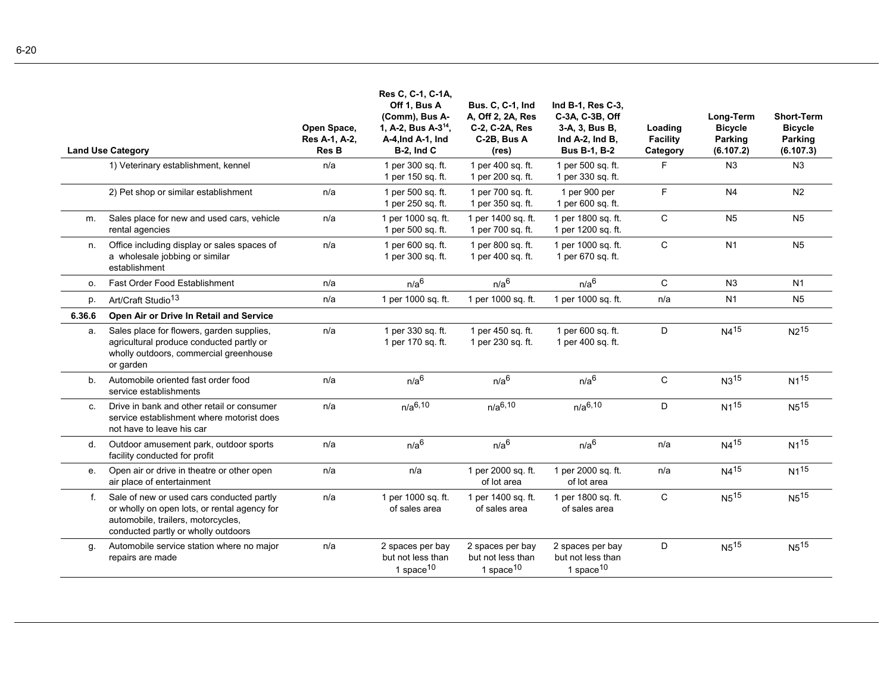| | Land Use Category | Open Space, Res A-1, A-2, Res B | Res C, C-1, C-1A, Off 1, Bus A (Comm), Bus A-1, A-2, Bus A-3[14], A-4,Ind A-1, Ind B-2, Ind C | Bus. C, C-1, Ind A, Off 2, 2A, Res C-2, C-2A, Res C-2B, Bus A (res) | Ind B-1, Res C-3, C-3A, C-3B, Off 3-A, 3, Bus B, Ind A-2, Ind B, Bus B-1, B-2 | Loading Facility Category | Long-Term Bicycle Parking (6.107.2) | Short-Term Bicycle Parking (6.107.3) |
|---|---|---|---|---|---|---|---|---|
| | 1) Veterinary establishment, kennel | n/a | 1 per 300 sq. ft.<br>1 per 150 sq. ft. | 1 per 400 sq. ft.<br>1 per 200 sq. ft. | 1 per 500 sq. ft.<br>1 per 330 sq. ft. | F | N3 | N3 |
| | 2) Pet shop or similar establishment | n/a | 1 per 500 sq. ft.<br>1 per 250 sq. ft. | 1 per 700 sq. ft.<br>1 per 350 sq. ft. | 1 per 900 per<br>1 per 600 sq. ft. | F | N4 | N2 |
| m. | Sales place for new and used cars, vehicle rental agencies | n/a | 1 per 1000 sq. ft.<br>1 per 500 sq. ft. | 1 per 1400 sq. ft.<br>1 per 700 sq. ft. | 1 per 1800 sq. ft.<br>1 per 1200 sq. ft. | C | N5 | N5 |
| n. | Office including display or sales spaces of a wholesale jobbing or similar establishment | n/a | 1 per 600 sq. ft.<br>1 per 300 sq. ft. | 1 per 800 sq. ft.<br>1 per 400 sq. ft. | 1 per 1000 sq. ft.<br>1 per 670 sq. ft. | C | N1 | N5 |
| o. | Fast Order Food Establishment | n/a | n/a[6] | n/a[6] | n/a[6] | C | N3 | N1 |
| p. | Art/Craft Studio[13] | n/a | 1 per 1000 sq. ft. | 1 per 1000 sq. ft. | 1 per 1000 sq. ft. | n/a | N1 | N5 |
| **6.36.6** | **Open Air or Drive In Retail and Service** | | | | | | | |
| a. | Sales place for flowers, garden supplies, agricultural produce conducted partly or wholly outdoors, commercial greenhouse or garden | n/a | 1 per 330 sq. ft.<br>1 per 170 sq. ft. | 1 per 450 sq. ft.<br>1 per 230 sq. ft. | 1 per 600 sq. ft.<br>1 per 400 sq. ft. | D | N4[15] | N2[15] |
| b. | Automobile oriented fast order food service establishments | n/a | n/a[6] | n/a[6] | n/a[6] | C | N3[15] | N1[15] |
| c. | Drive in bank and other retail or consumer service establishment where motorist does not have to leave his car | n/a | n/a[6,10] | n/a[6,10] | n/a[6,10] | D | N1[15] | N5[15] |
| d. | Outdoor amusement park, outdoor sports facility conducted for profit | n/a | n/a[6] | n/a[6] | n/a[6] | n/a | N4[15] | N1[15] |
| e. | Open air or drive in theatre or other open air place of entertainment | n/a | n/a | 1 per 2000 sq. ft. of lot area | 1 per 2000 sq. ft. of lot area | n/a | N4[15] | N1[15] |
| f. | Sale of new or used cars conducted partly or wholly on open lots, or rental agency for automobile, trailers, motorcycles, conducted partly or wholly outdoors | n/a | 1 per 1000 sq. ft. of sales area | 1 per 1400 sq. ft. of sales area | 1 per 1800 sq. ft. of sales area | C | N5[15] | N5[15] |
| g. | Automobile service station where no major repairs are made | n/a | 2 spaces per bay but not less than 1 space[10] | 2 spaces per bay but not less than 1 space[10] | 2 spaces per bay but not less than 1 space[10] | D | N5[15] | N5[15] |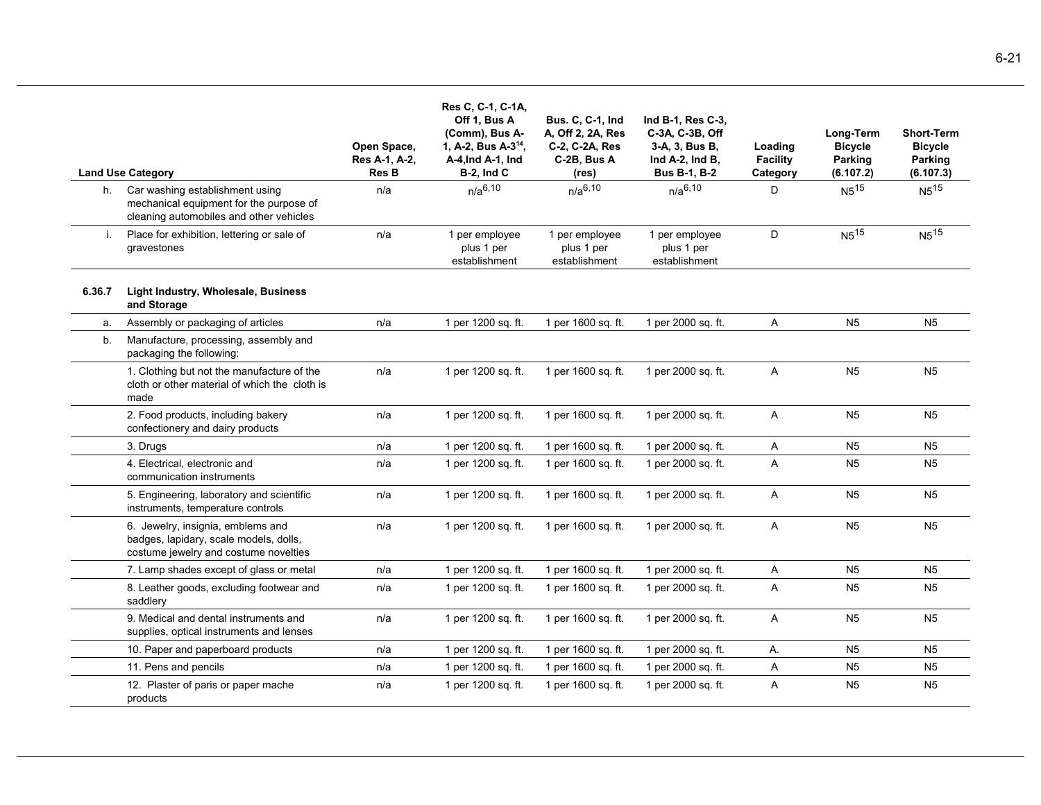| | Land Use Category | Open Space, Res A-1, A-2, Res B | Res C, C-1, C-1A, Off 1, Bus A (Comm), Bus A-1, A-2, Bus A-3[14], A-4,Ind A-1, Ind B-2, Ind C | Bus. C, C-1, Ind A, Off 2, 2A, Res C-2, C-2A, Res C-2B, Bus A (res) | Ind B-1, Res C-3, C-3A, C-3B, Off 3-A, 3, Bus B, Ind A-2, Ind B, Bus B-1, B-2 | Loading Facility Category | Long-Term Bicycle Parking (6.107.2) | Short-Term Bicycle Parking (6.107.3) |
|---|---|---|---|---|---|---|---|---|
| h. | Car washing establishment using mechanical equipment for the purpose of cleaning automobiles and other vehicles | n/a | n/a[6,10] | n/a[6,10] | n/a[6,10] | D | N5[15] | N5[15] |
| i. | Place for exhibition, lettering or sale of gravestones | n/a | 1 per employee plus 1 per establishment | 1 per employee plus 1 per establishment | 1 per employee plus 1 per establishment | D | N5[15] | N5[15] |
| **6.36.7** | **Light Industry, Wholesale, Business and Storage** | | | | | | | |
| a. | Assembly or packaging of articles | n/a | 1 per 1200 sq. ft. | 1 per 1600 sq. ft. | 1 per 2000 sq. ft. | A | N5 | N5 |
| b. | Manufacture, processing, assembly and packaging the following: | | | | | | | |
| | 1. Clothing but not the manufacture of the cloth or other material of which the cloth is made | n/a | 1 per 1200 sq. ft. | 1 per 1600 sq. ft. | 1 per 2000 sq. ft. | A | N5 | N5 |
| | 2. Food products, including bakery confectionery and dairy products | n/a | 1 per 1200 sq. ft. | 1 per 1600 sq. ft. | 1 per 2000 sq. ft. | A | N5 | N5 |
| | 3. Drugs | n/a | 1 per 1200 sq. ft. | 1 per 1600 sq. ft. | 1 per 2000 sq. ft. | A | N5 | N5 |
| | 4. Electrical, electronic and communication instruments | n/a | 1 per 1200 sq. ft. | 1 per 1600 sq. ft. | 1 per 2000 sq. ft. | A | N5 | N5 |
| | 5. Engineering, laboratory and scientific instruments, temperature controls | n/a | 1 per 1200 sq. ft. | 1 per 1600 sq. ft. | 1 per 2000 sq. ft. | A | N5 | N5 |
| | 6. Jewelry, insignia, emblems and badges, lapidary, scale models, dolls, costume jewelry and costume novelties | n/a | 1 per 1200 sq. ft. | 1 per 1600 sq. ft. | 1 per 2000 sq. ft. | A | N5 | N5 |
| | 7. Lamp shades except of glass or metal | n/a | 1 per 1200 sq. ft. | 1 per 1600 sq. ft. | 1 per 2000 sq. ft. | A | N5 | N5 |
| | 8. Leather goods, excluding footwear and saddlery | n/a | 1 per 1200 sq. ft. | 1 per 1600 sq. ft. | 1 per 2000 sq. ft. | A | N5 | N5 |
| | 9. Medical and dental instruments and supplies, optical instruments and lenses | n/a | 1 per 1200 sq. ft. | 1 per 1600 sq. ft. | 1 per 2000 sq. ft. | A | N5 | N5 |
| | 10. Paper and paperboard products | n/a | 1 per 1200 sq. ft. | 1 per 1600 sq. ft. | 1 per 2000 sq. ft. | A. | N5 | N5 |
| | 11. Pens and pencils | n/a | 1 per 1200 sq. ft. | 1 per 1600 sq. ft. | 1 per 2000 sq. ft. | A | N5 | N5 |
| | 12. Plaster of paris or paper mache products | n/a | 1 per 1200 sq. ft. | 1 per 1600 sq. ft. | 1 per 2000 sq. ft. | A | N5 | N5 |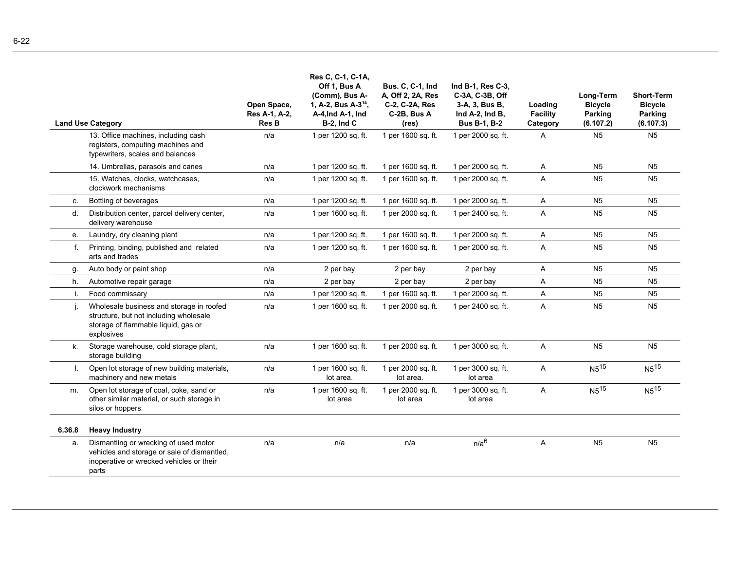| Land Use Category | | Open Space, Res A-1, A-2, Res B | Res C, C-1, C-1A, Off 1, Bus A (Comm), Bus A-1, A-2, Bus A-3[14], A-4,Ind A-1, Ind B-2, Ind C | Bus. C, C-1, Ind A, Off 2, 2A, Res C-2, C-2A, Res C-2B, Bus A (res) | Ind B-1, Res C-3, C-3A, C-3B, Off 3-A, 3, Bus B, Ind A-2, Ind B, Bus B-1, B-2 | Loading Facility Category | Long-Term Bicycle Parking (6.107.2) | Short-Term Bicycle Parking (6.107.3) |
|---|---|---|---|---|---|---|---|---|
| | 13. Office machines, including cash registers, computing machines and typewriters, scales and balances | n/a | 1 per 1200 sq. ft. | 1 per 1600 sq. ft. | 1 per 2000 sq. ft. | A | N5 | N5 |
| | 14. Umbrellas, parasols and canes | n/a | 1 per 1200 sq. ft. | 1 per 1600 sq. ft. | 1 per 2000 sq. ft. | A | N5 | N5 |
| | 15. Watches, clocks, watchcases, clockwork mechanisms | n/a | 1 per 1200 sq. ft. | 1 per 1600 sq. ft. | 1 per 2000 sq. ft. | A | N5 | N5 |
| c. | Bottling of beverages | n/a | 1 per 1200 sq. ft. | 1 per 1600 sq. ft. | 1 per 2000 sq. ft. | A | N5 | N5 |
| d. | Distribution center, parcel delivery center, delivery warehouse | n/a | 1 per 1600 sq. ft. | 1 per 2000 sq. ft. | 1 per 2400 sq. ft. | A | N5 | N5 |
| e. | Laundry, dry cleaning plant | n/a | 1 per 1200 sq. ft. | 1 per 1600 sq. ft. | 1 per 2000 sq. ft. | A | N5 | N5 |
| f. | Printing, binding, published and related arts and trades | n/a | 1 per 1200 sq. ft. | 1 per 1600 sq. ft. | 1 per 2000 sq. ft. | A | N5 | N5 |
| g. | Auto body or paint shop | n/a | 2 per bay | 2 per bay | 2 per bay | A | N5 | N5 |
| h. | Automotive repair garage | n/a | 2 per bay | 2 per bay | 2 per bay | A | N5 | N5 |
| i. | Food commissary | n/a | 1 per 1200 sq. ft. | 1 per 1600 sq. ft. | 1 per 2000 sq. ft. | A | N5 | N5 |
| j. | Wholesale business and storage in roofed structure, but not including wholesale storage of flammable liquid, gas or explosives | n/a | 1 per 1600 sq. ft. | 1 per 2000 sq. ft. | 1 per 2400 sq. ft. | A | N5 | N5 |
| k. | Storage warehouse, cold storage plant, storage building | n/a | 1 per 1600 sq. ft. | 1 per 2000 sq. ft. | 1 per 3000 sq. ft. | A | N5 | N5 |
| l. | Open lot storage of new building materials, machinery and new metals | n/a | 1 per 1600 sq. ft. lot area. | 1 per 2000 sq. ft. lot area. | 1 per 3000 sq. ft. lot area | A | N5[15] | N5[15] |
| m. | Open lot storage of coal, coke, sand or other similar material, or such storage in silos or hoppers | n/a | 1 per 1600 sq. ft. lot area | 1 per 2000 sq. ft. lot area | 1 per 3000 sq. ft. lot area | A | N5[15] | N5[15] |
| **6.36.8** | **Heavy Industry** | | | | | | | |
| a. | Dismantling or wrecking of used motor vehicles and storage or sale of dismantled, inoperative or wrecked vehicles or their parts | n/a | n/a | n/a | n/a[6] | A | N5 | N5 |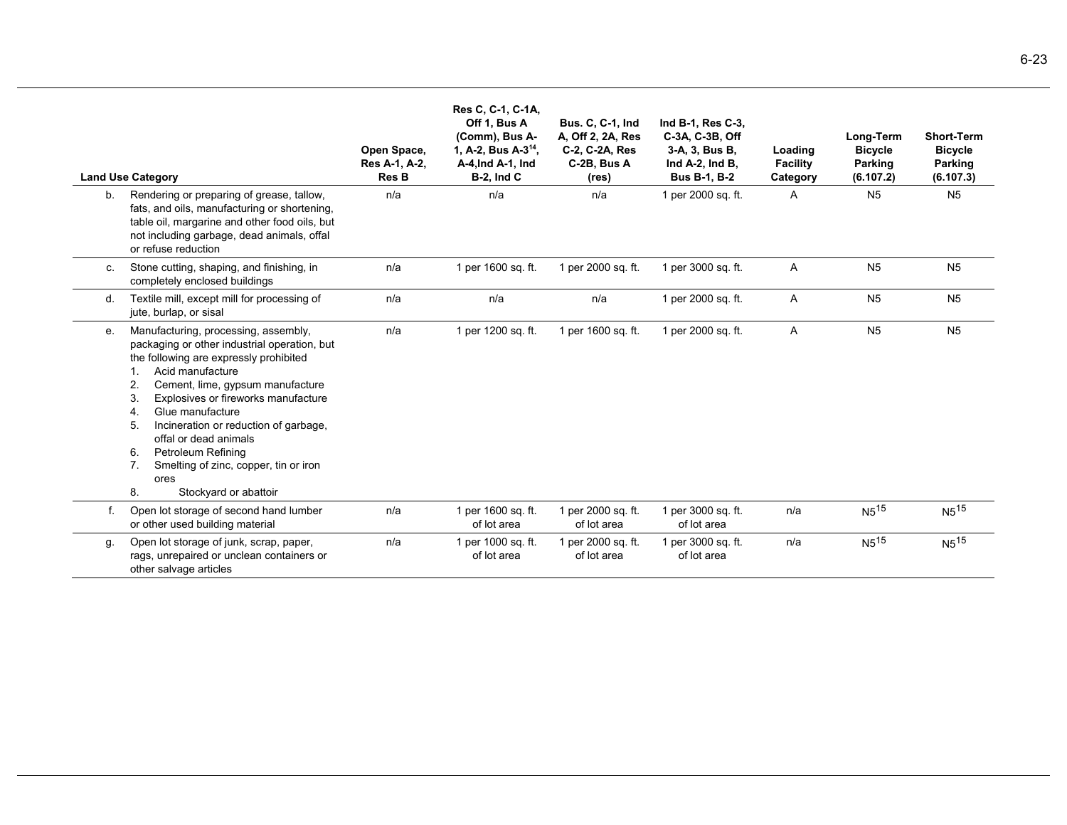| Land Use Category | Open Space, Res A-1, A-2, Res B | Res C, C-1, C-1A, Off 1, Bus A (Comm), Bus A-1, A-2, Bus A-3[14], A-4,Ind A-1, Ind B-2, Ind C | Bus. C, C-1, Ind A, Off 2, 2A, Res C-2, C-2A, Res C-2B, Bus A (res) | Ind B-1, Res C-3, C-3A, C-3B, Off 3-A, 3, Bus B, Ind A-2, Ind B, Bus B-1, B-2 | Loading Facility Category | Long-Term Bicycle Parking (6.107.2) | Short-Term Bicycle Parking (6.107.3) |
|---|---|---|---|---|---|---|---|
| b. Rendering or preparing of grease, tallow, fats, and oils, manufacturing or shortening, table oil, margarine and other food oils, but not including garbage, dead animals, offal or refuse reduction | n/a | n/a | n/a | 1 per 2000 sq. ft. | A | N5 | N5 |
| c. Stone cutting, shaping, and finishing, in completely enclosed buildings | n/a | 1 per 1600 sq. ft. | 1 per 2000 sq. ft. | 1 per 3000 sq. ft. | A | N5 | N5 |
| d. Textile mill, except mill for processing of jute, burlap, or sisal | n/a | n/a | n/a | 1 per 2000 sq. ft. | A | N5 | N5 |
| e. Manufacturing, processing, assembly, packaging or other industrial operation, but the following are expressly prohibited<br>1. Acid manufacture<br>2. Cement, lime, gypsum manufacture<br>3. Explosives or fireworks manufacture<br>4. Glue manufacture<br>5. Incineration or reduction of garbage, offal or dead animals<br>6. Petroleum Refining<br>7. Smelting of zinc, copper, tin or iron ores<br>8. Stockyard or abattoir | n/a | 1 per 1200 sq. ft. | 1 per 1600 sq. ft. | 1 per 2000 sq. ft. | A | N5 | N5 |
| f. Open lot storage of second hand lumber or other used building material | n/a | 1 per 1600 sq. ft. of lot area | 1 per 2000 sq. ft. of lot area | 1 per 3000 sq. ft. of lot area | n/a | N5[15] | N5[15] |
| g. Open lot storage of junk, scrap, paper, rags, unrepaired or unclean containers or other salvage articles | n/a | 1 per 1000 sq. ft. of lot area | 1 per 2000 sq. ft. of lot area | 1 per 3000 sq. ft. of lot area | n/a | N5[15] | N5[15] |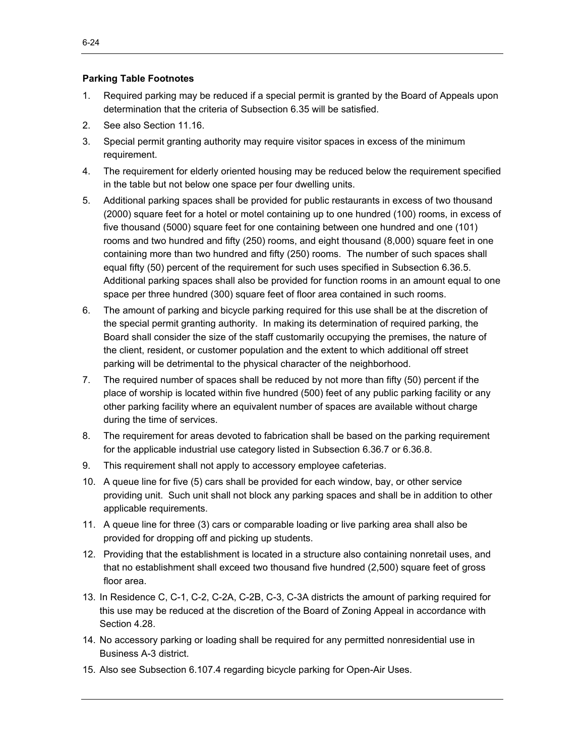**Parking Table Footnotes**

1. Required parking may be reduced if a special permit is granted by the Board of Appeals upon determination that the criteria of Subsection 6.35 will be satisfied.
2. See also Section 11.16.
3. Special permit granting authority may require visitor spaces in excess of the minimum requirement.
4. The requirement for elderly oriented housing may be reduced below the requirement specified in the table but not below one space per four dwelling units.
5. Additional parking spaces shall be provided for public restaurants in excess of two thousand (2000) square feet for a hotel or motel containing up to one hundred (100) rooms, in excess of five thousand (5000) square feet for one containing between one hundred and one (101) rooms and two hundred and fifty (250) rooms, and eight thousand (8,000) square feet in one containing more than two hundred and fifty (250) rooms. The number of such spaces shall equal fifty (50) percent of the requirement for such uses specified in Subsection 6.36.5. Additional parking spaces shall also be provided for function rooms in an amount equal to one space per three hundred (300) square feet of floor area contained in such rooms.
6. The amount of parking and bicycle parking required for this use shall be at the discretion of the special permit granting authority. In making its determination of required parking, the Board shall consider the size of the staff customarily occupying the premises, the nature of the client, resident, or customer population and the extent to which additional off street parking will be detrimental to the physical character of the neighborhood.
7. The required number of spaces shall be reduced by not more than fifty (50) percent if the place of worship is located within five hundred (500) feet of any public parking facility or any other parking facility where an equivalent number of spaces are available without charge during the time of services.
8. The requirement for areas devoted to fabrication shall be based on the parking requirement for the applicable industrial use category listed in Subsection 6.36.7 or 6.36.8.
9. This requirement shall not apply to accessory employee cafeterias.
10. A queue line for five (5) cars shall be provided for each window, bay, or other service providing unit. Such unit shall not block any parking spaces and shall be in addition to other applicable requirements.
11. A queue line for three (3) cars or comparable loading or live parking area shall also be provided for dropping off and picking up students.
12. Providing that the establishment is located in a structure also containing nonretail uses, and that no establishment shall exceed two thousand five hundred (2,500) square feet of gross floor area.
13. In Residence C, C-1, C-2, C-2A, C-2B, C-3, C-3A districts the amount of parking required for this use may be reduced at the discretion of the Board of Zoning Appeal in accordance with Section 4.28.
14. No accessory parking or loading shall be required for any permitted nonresidential use in Business A-3 district.
15. Also see Subsection 6.107.4 regarding bicycle parking for Open-Air Uses.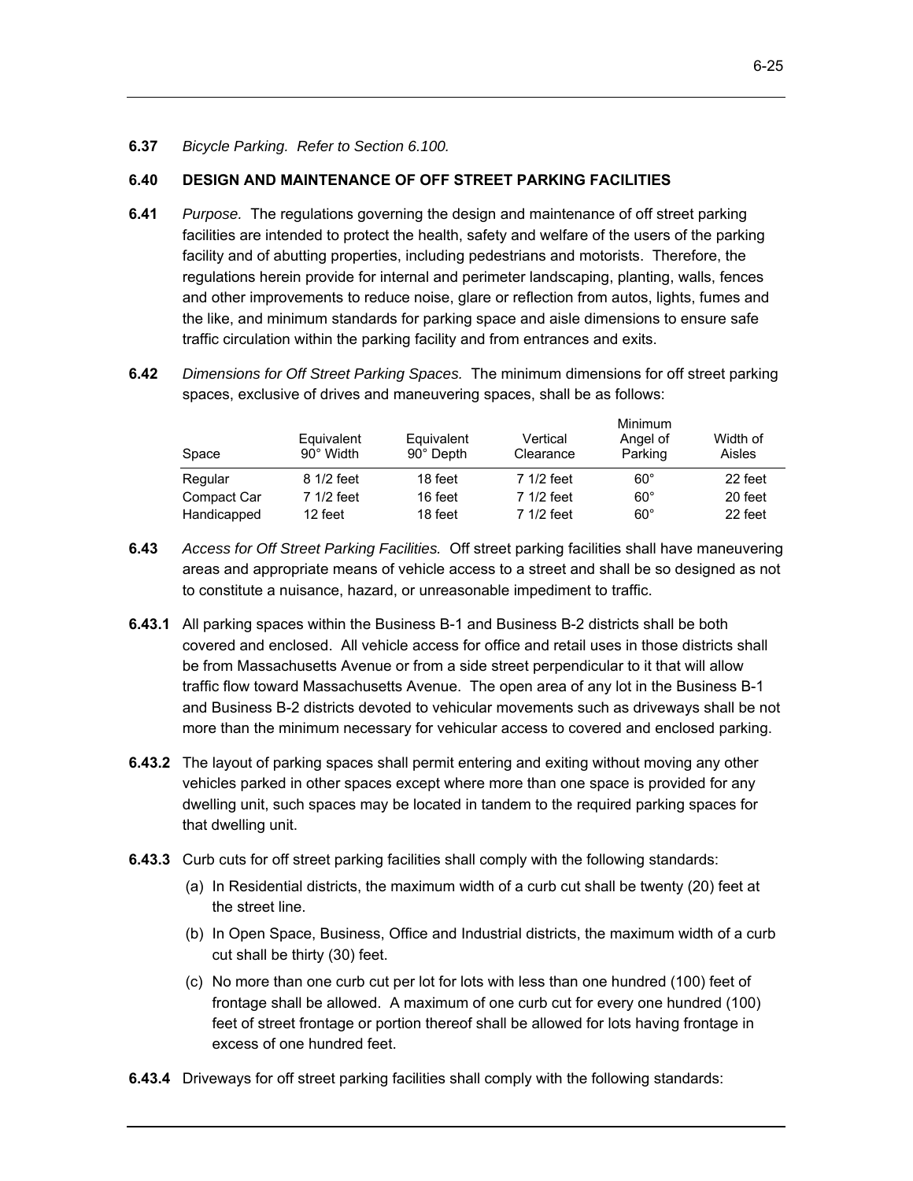**6.37** *Bicycle Parking. Refer to Section 6.100.*

## 6.40 DESIGN AND MAINTENANCE OF OFF STREET PARKING FACILITIES

**6.41** *Purpose.* The regulations governing the design and maintenance of off street parking facilities are intended to protect the health, safety and welfare of the users of the parking facility and of abutting properties, including pedestrians and motorists. Therefore, the regulations herein provide for internal and perimeter landscaping, planting, walls, fences and other improvements to reduce noise, glare or reflection from autos, lights, fumes and the like, and minimum standards for parking space and aisle dimensions to ensure safe traffic circulation within the parking facility and from entrances and exits.

**6.42** *Dimensions for Off Street Parking Spaces.* The minimum dimensions for off street parking spaces, exclusive of drives and maneuvering spaces, shall be as follows:

| Space | Equivalent 90° Width | Equivalent 90° Depth | Vertical Clearance | Minimum Angel of Parking | Width of Aisles |
|---|---|---|---|---|---|
| Regular | 8 1/2 feet | 18 feet | 7 1/2 feet | 60° | 22 feet |
| Compact Car | 7 1/2 feet | 16 feet | 7 1/2 feet | 60° | 20 feet |
| Handicapped | 12 feet | 18 feet | 7 1/2 feet | 60° | 22 feet |

**6.43** *Access for Off Street Parking Facilities.* Off street parking facilities shall have maneuvering areas and appropriate means of vehicle access to a street and shall be so designed as not to constitute a nuisance, hazard, or unreasonable impediment to traffic.

**6.43.1** All parking spaces within the Business B-1 and Business B-2 districts shall be both covered and enclosed. All vehicle access for office and retail uses in those districts shall be from Massachusetts Avenue or from a side street perpendicular to it that will allow traffic flow toward Massachusetts Avenue. The open area of any lot in the Business B-1 and Business B-2 districts devoted to vehicular movements such as driveways shall be not more than the minimum necessary for vehicular access to covered and enclosed parking.

**6.43.2** The layout of parking spaces shall permit entering and exiting without moving any other vehicles parked in other spaces except where more than one space is provided for any dwelling unit, such spaces may be located in tandem to the required parking spaces for that dwelling unit.

**6.43.3** Curb cuts for off street parking facilities shall comply with the following standards:

(a) In Residential districts, the maximum width of a curb cut shall be twenty (20) feet at the street line.

(b) In Open Space, Business, Office and Industrial districts, the maximum width of a curb cut shall be thirty (30) feet.

(c) No more than one curb cut per lot for lots with less than one hundred (100) feet of frontage shall be allowed. A maximum of one curb cut for every one hundred (100) feet of street frontage or portion thereof shall be allowed for lots having frontage in excess of one hundred feet.

**6.43.4** Driveways for off street parking facilities shall comply with the following standards: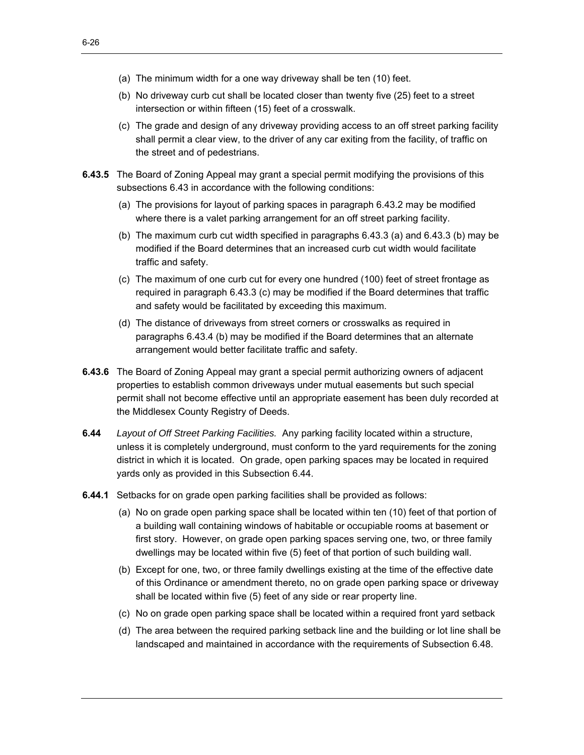(a) The minimum width for a one way driveway shall be ten (10) feet.

(b) No driveway curb cut shall be located closer than twenty five (25) feet to a street intersection or within fifteen (15) feet of a crosswalk.

(c) The grade and design of any driveway providing access to an off street parking facility shall permit a clear view, to the driver of any car exiting from the facility, of traffic on the street and of pedestrians.

**6.43.5** The Board of Zoning Appeal may grant a special permit modifying the provisions of this subsections 6.43 in accordance with the following conditions:

(a) The provisions for layout of parking spaces in paragraph 6.43.2 may be modified where there is a valet parking arrangement for an off street parking facility.

(b) The maximum curb cut width specified in paragraphs 6.43.3 (a) and 6.43.3 (b) may be modified if the Board determines that an increased curb cut width would facilitate traffic and safety.

(c) The maximum of one curb cut for every one hundred (100) feet of street frontage as required in paragraph 6.43.3 (c) may be modified if the Board determines that traffic and safety would be facilitated by exceeding this maximum.

(d) The distance of driveways from street corners or crosswalks as required in paragraphs 6.43.4 (b) may be modified if the Board determines that an alternate arrangement would better facilitate traffic and safety.

**6.43.6** The Board of Zoning Appeal may grant a special permit authorizing owners of adjacent properties to establish common driveways under mutual easements but such special permit shall not become effective until an appropriate easement has been duly recorded at the Middlesex County Registry of Deeds.

**6.44** *Layout of Off Street Parking Facilities.* Any parking facility located within a structure, unless it is completely underground, must conform to the yard requirements for the zoning district in which it is located. On grade, open parking spaces may be located in required yards only as provided in this Subsection 6.44.

**6.44.1** Setbacks for on grade open parking facilities shall be provided as follows:

(a) No on grade open parking space shall be located within ten (10) feet of that portion of a building wall containing windows of habitable or occupiable rooms at basement or first story. However, on grade open parking spaces serving one, two, or three family dwellings may be located within five (5) feet of that portion of such building wall.

(b) Except for one, two, or three family dwellings existing at the time of the effective date of this Ordinance or amendment thereto, no on grade open parking space or driveway shall be located within five (5) feet of any side or rear property line.

(c) No on grade open parking space shall be located within a required front yard setback

(d) The area between the required parking setback line and the building or lot line shall be landscaped and maintained in accordance with the requirements of Subsection 6.48.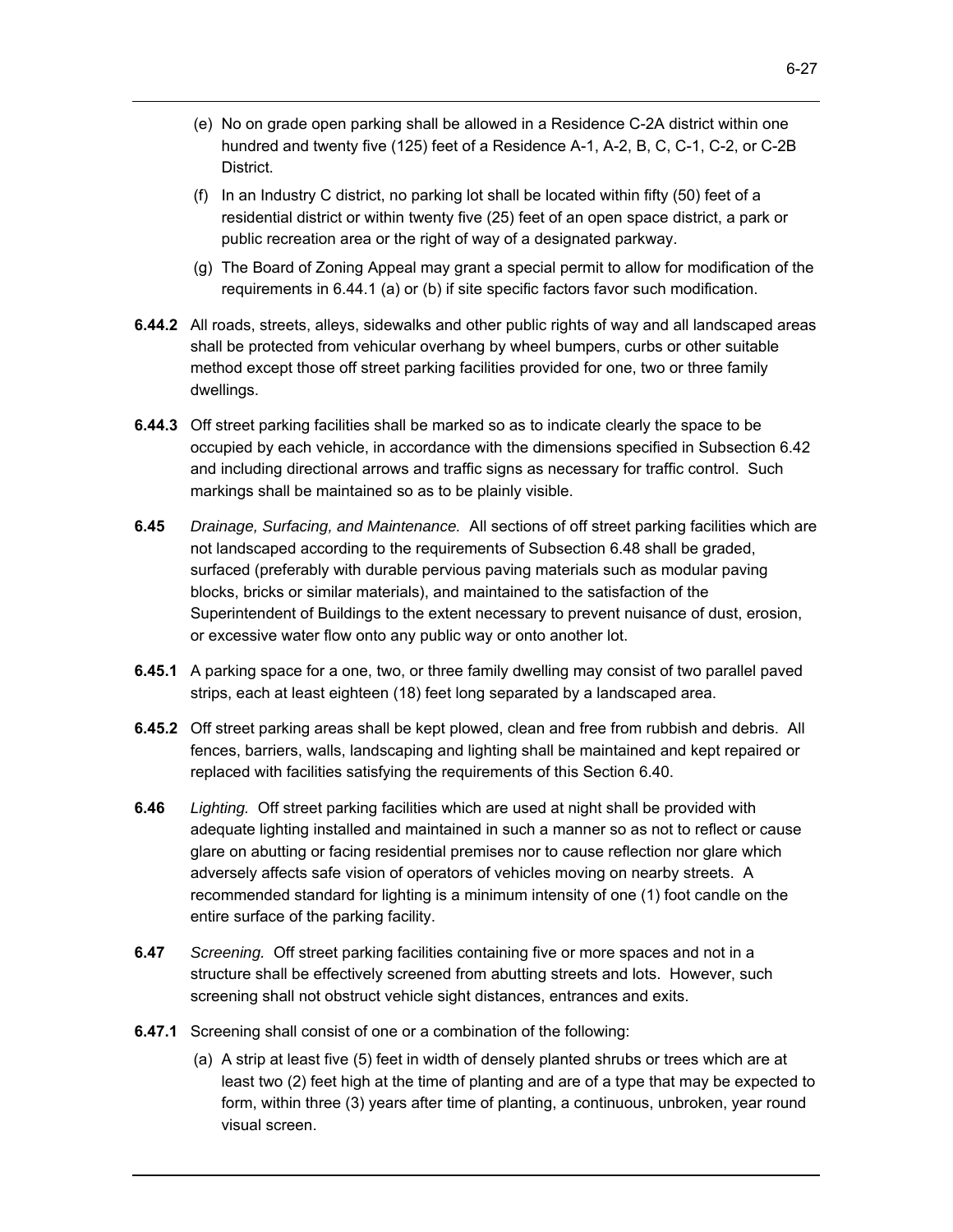(e) No on grade open parking shall be allowed in a Residence C-2A district within one hundred and twenty five (125) feet of a Residence A-1, A-2, B, C, C-1, C-2, or C-2B District.

(f) In an Industry C district, no parking lot shall be located within fifty (50) feet of a residential district or within twenty five (25) feet of an open space district, a park or public recreation area or the right of way of a designated parkway.

(g) The Board of Zoning Appeal may grant a special permit to allow for modification of the requirements in 6.44.1 (a) or (b) if site specific factors favor such modification.

**6.44.2** All roads, streets, alleys, sidewalks and other public rights of way and all landscaped areas shall be protected from vehicular overhang by wheel bumpers, curbs or other suitable method except those off street parking facilities provided for one, two or three family dwellings.

**6.44.3** Off street parking facilities shall be marked so as to indicate clearly the space to be occupied by each vehicle, in accordance with the dimensions specified in Subsection 6.42 and including directional arrows and traffic signs as necessary for traffic control. Such markings shall be maintained so as to be plainly visible.

**6.45** *Drainage, Surfacing, and Maintenance.* All sections of off street parking facilities which are not landscaped according to the requirements of Subsection 6.48 shall be graded, surfaced (preferably with durable pervious paving materials such as modular paving blocks, bricks or similar materials), and maintained to the satisfaction of the Superintendent of Buildings to the extent necessary to prevent nuisance of dust, erosion, or excessive water flow onto any public way or onto another lot.

**6.45.1** A parking space for a one, two, or three family dwelling may consist of two parallel paved strips, each at least eighteen (18) feet long separated by a landscaped area.

**6.45.2** Off street parking areas shall be kept plowed, clean and free from rubbish and debris. All fences, barriers, walls, landscaping and lighting shall be maintained and kept repaired or replaced with facilities satisfying the requirements of this Section 6.40.

**6.46** *Lighting.* Off street parking facilities which are used at night shall be provided with adequate lighting installed and maintained in such a manner so as not to reflect or cause glare on abutting or facing residential premises nor to cause reflection nor glare which adversely affects safe vision of operators of vehicles moving on nearby streets. A recommended standard for lighting is a minimum intensity of one (1) foot candle on the entire surface of the parking facility.

**6.47** *Screening.* Off street parking facilities containing five or more spaces and not in a structure shall be effectively screened from abutting streets and lots. However, such screening shall not obstruct vehicle sight distances, entrances and exits.

**6.47.1** Screening shall consist of one or a combination of the following:

(a) A strip at least five (5) feet in width of densely planted shrubs or trees which are at least two (2) feet high at the time of planting and are of a type that may be expected to form, within three (3) years after time of planting, a continuous, unbroken, year round visual screen.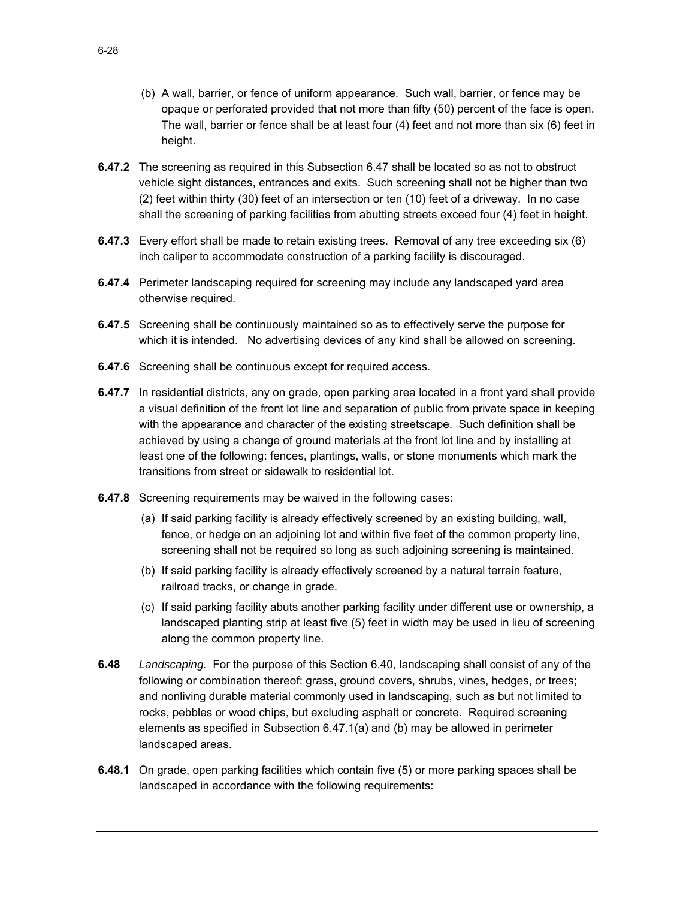(b) A wall, barrier, or fence of uniform appearance. Such wall, barrier, or fence may be opaque or perforated provided that not more than fifty (50) percent of the face is open. The wall, barrier or fence shall be at least four (4) feet and not more than six (6) feet in height.

**6.47.2** The screening as required in this Subsection 6.47 shall be located so as not to obstruct vehicle sight distances, entrances and exits. Such screening shall not be higher than two (2) feet within thirty (30) feet of an intersection or ten (10) feet of a driveway. In no case shall the screening of parking facilities from abutting streets exceed four (4) feet in height.

**6.47.3** Every effort shall be made to retain existing trees. Removal of any tree exceeding six (6) inch caliper to accommodate construction of a parking facility is discouraged.

**6.47.4** Perimeter landscaping required for screening may include any landscaped yard area otherwise required.

**6.47.5** Screening shall be continuously maintained so as to effectively serve the purpose for which it is intended. No advertising devices of any kind shall be allowed on screening.

**6.47.6** Screening shall be continuous except for required access.

**6.47.7** In residential districts, any on grade, open parking area located in a front yard shall provide a visual definition of the front lot line and separation of public from private space in keeping with the appearance and character of the existing streetscape. Such definition shall be achieved by using a change of ground materials at the front lot line and by installing at least one of the following: fences, plantings, walls, or stone monuments which mark the transitions from street or sidewalk to residential lot.

**6.47.8** Screening requirements may be waived in the following cases:

(a) If said parking facility is already effectively screened by an existing building, wall, fence, or hedge on an adjoining lot and within five feet of the common property line, screening shall not be required so long as such adjoining screening is maintained.

(b) If said parking facility is already effectively screened by a natural terrain feature, railroad tracks, or change in grade.

(c) If said parking facility abuts another parking facility under different use or ownership, a landscaped planting strip at least five (5) feet in width may be used in lieu of screening along the common property line.

**6.48** *Landscaping.* For the purpose of this Section 6.40, landscaping shall consist of any of the following or combination thereof: grass, ground covers, shrubs, vines, hedges, or trees; and nonliving durable material commonly used in landscaping, such as but not limited to rocks, pebbles or wood chips, but excluding asphalt or concrete. Required screening elements as specified in Subsection 6.47.1(a) and (b) may be allowed in perimeter landscaped areas.

**6.48.1** On grade, open parking facilities which contain five (5) or more parking spaces shall be landscaped in accordance with the following requirements: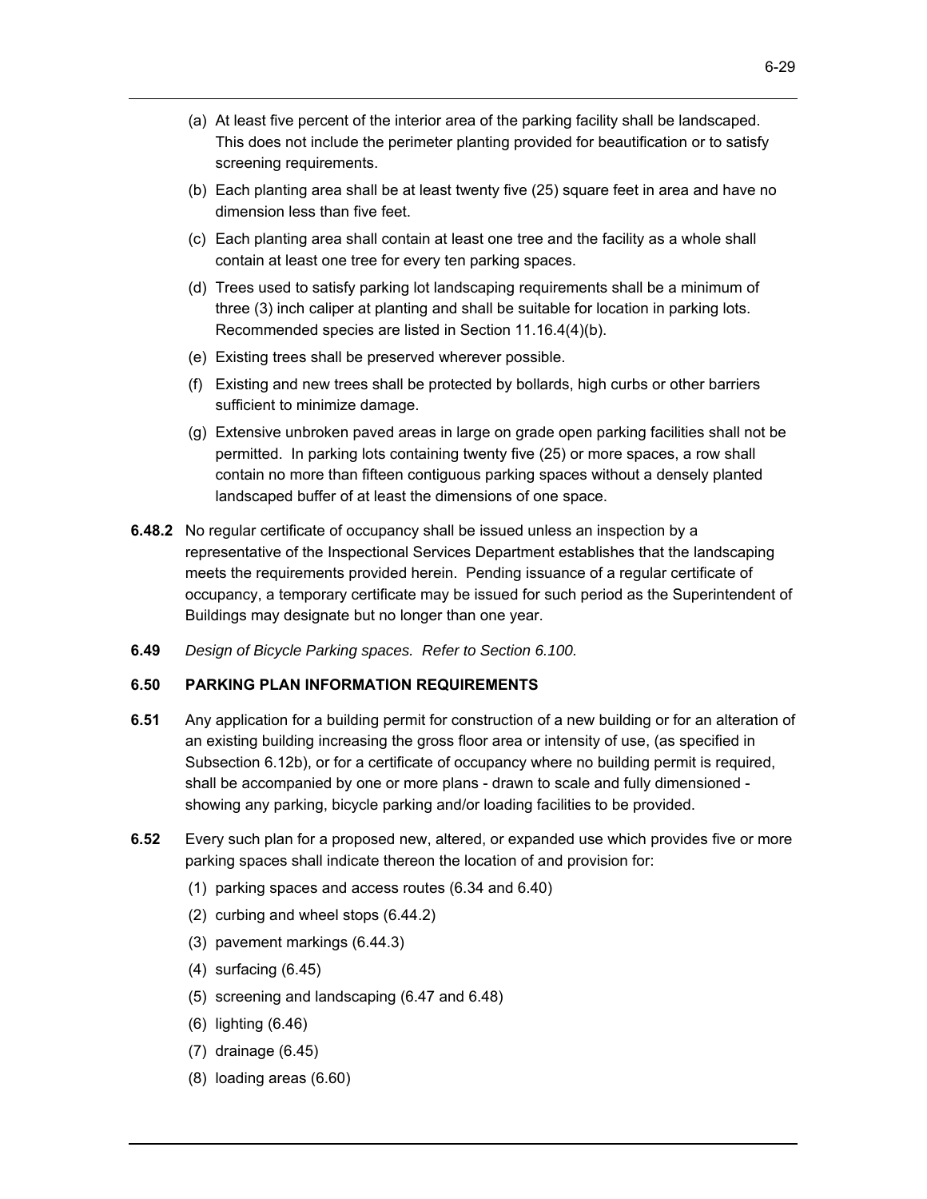(a) At least five percent of the interior area of the parking facility shall be landscaped. This does not include the perimeter planting provided for beautification or to satisfy screening requirements.

(b) Each planting area shall be at least twenty five (25) square feet in area and have no dimension less than five feet.

(c) Each planting area shall contain at least one tree and the facility as a whole shall contain at least one tree for every ten parking spaces.

(d) Trees used to satisfy parking lot landscaping requirements shall be a minimum of three (3) inch caliper at planting and shall be suitable for location in parking lots. Recommended species are listed in Section 11.16.4(4)(b).

(e) Existing trees shall be preserved wherever possible.

(f) Existing and new trees shall be protected by bollards, high curbs or other barriers sufficient to minimize damage.

(g) Extensive unbroken paved areas in large on grade open parking facilities shall not be permitted. In parking lots containing twenty five (25) or more spaces, a row shall contain no more than fifteen contiguous parking spaces without a densely planted landscaped buffer of at least the dimensions of one space.

**6.48.2** No regular certificate of occupancy shall be issued unless an inspection by a representative of the Inspectional Services Department establishes that the landscaping meets the requirements provided herein. Pending issuance of a regular certificate of occupancy, a temporary certificate may be issued for such period as the Superintendent of Buildings may designate but no longer than one year.

**6.49** *Design of Bicycle Parking spaces. Refer to Section 6.100.*

### 6.50 PARKING PLAN INFORMATION REQUIREMENTS

**6.51** Any application for a building permit for construction of a new building or for an alteration of an existing building increasing the gross floor area or intensity of use, (as specified in Subsection 6.12b), or for a certificate of occupancy where no building permit is required, shall be accompanied by one or more plans - drawn to scale and fully dimensioned - showing any parking, bicycle parking and/or loading facilities to be provided.

**6.52** Every such plan for a proposed new, altered, or expanded use which provides five or more parking spaces shall indicate thereon the location of and provision for:

(1) parking spaces and access routes (6.34 and 6.40)

(2) curbing and wheel stops (6.44.2)

(3) pavement markings (6.44.3)

(4) surfacing (6.45)

(5) screening and landscaping (6.47 and 6.48)

(6) lighting (6.46)

(7) drainage (6.45)

(8) loading areas (6.60)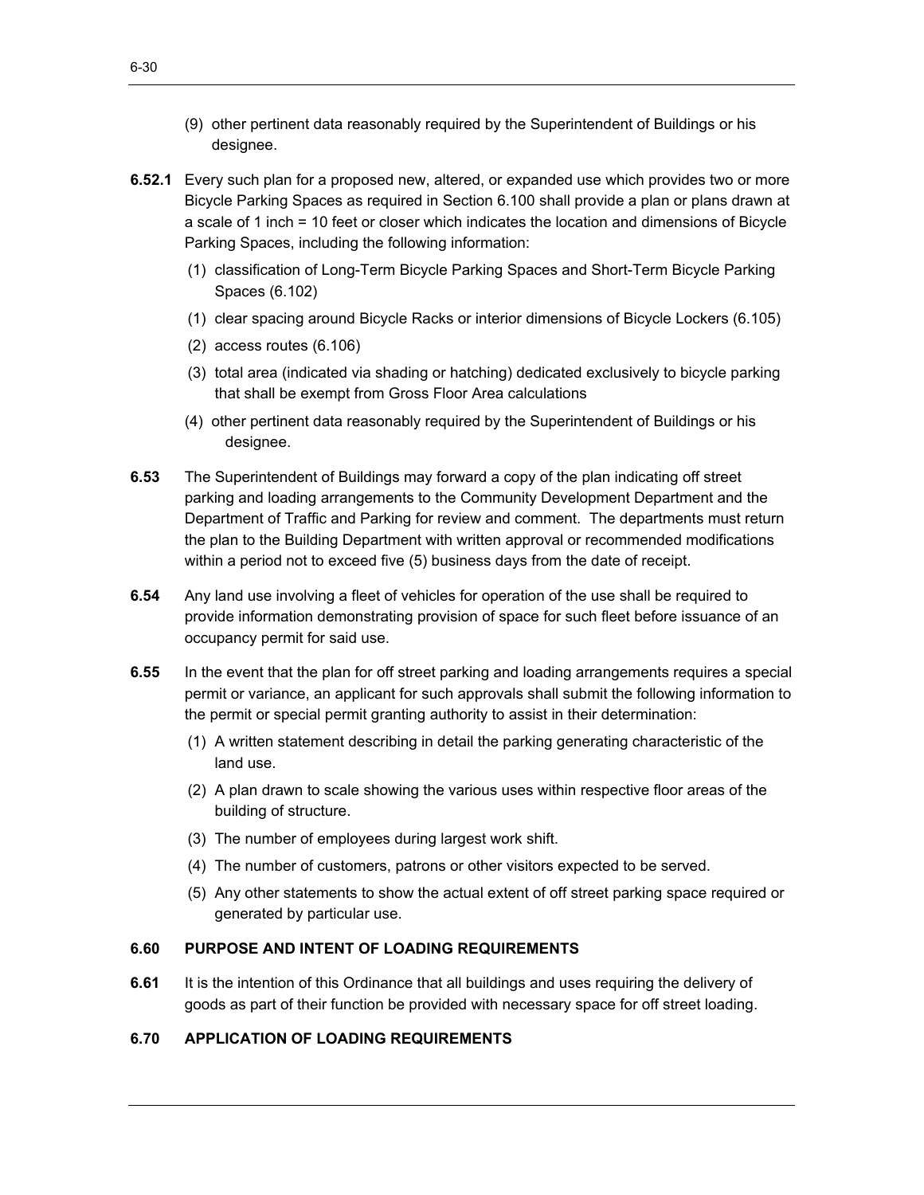(9) other pertinent data reasonably required by the Superintendent of Buildings or his designee.

**6.52.1** Every such plan for a proposed new, altered, or expanded use which provides two or more Bicycle Parking Spaces as required in Section 6.100 shall provide a plan or plans drawn at a scale of 1 inch = 10 feet or closer which indicates the location and dimensions of Bicycle Parking Spaces, including the following information:

(1) classification of Long-Term Bicycle Parking Spaces and Short-Term Bicycle Parking Spaces (6.102)

(1) clear spacing around Bicycle Racks or interior dimensions of Bicycle Lockers (6.105)

(2) access routes (6.106)

(3) total area (indicated via shading or hatching) dedicated exclusively to bicycle parking that shall be exempt from Gross Floor Area calculations

(4) other pertinent data reasonably required by the Superintendent of Buildings or his designee.

**6.53** The Superintendent of Buildings may forward a copy of the plan indicating off street parking and loading arrangements to the Community Development Department and the Department of Traffic and Parking for review and comment. The departments must return the plan to the Building Department with written approval or recommended modifications within a period not to exceed five (5) business days from the date of receipt.

**6.54** Any land use involving a fleet of vehicles for operation of the use shall be required to provide information demonstrating provision of space for such fleet before issuance of an occupancy permit for said use.

**6.55** In the event that the plan for off street parking and loading arrangements requires a special permit or variance, an applicant for such approvals shall submit the following information to the permit or special permit granting authority to assist in their determination:

(1) A written statement describing in detail the parking generating characteristic of the land use.

(2) A plan drawn to scale showing the various uses within respective floor areas of the building of structure.

(3) The number of employees during largest work shift.

(4) The number of customers, patrons or other visitors expected to be served.

(5) Any other statements to show the actual extent of off street parking space required or generated by particular use.

### 6.60 PURPOSE AND INTENT OF LOADING REQUIREMENTS

**6.61** It is the intention of this Ordinance that all buildings and uses requiring the delivery of goods as part of their function be provided with necessary space for off street loading.

### 6.70 APPLICATION OF LOADING REQUIREMENTS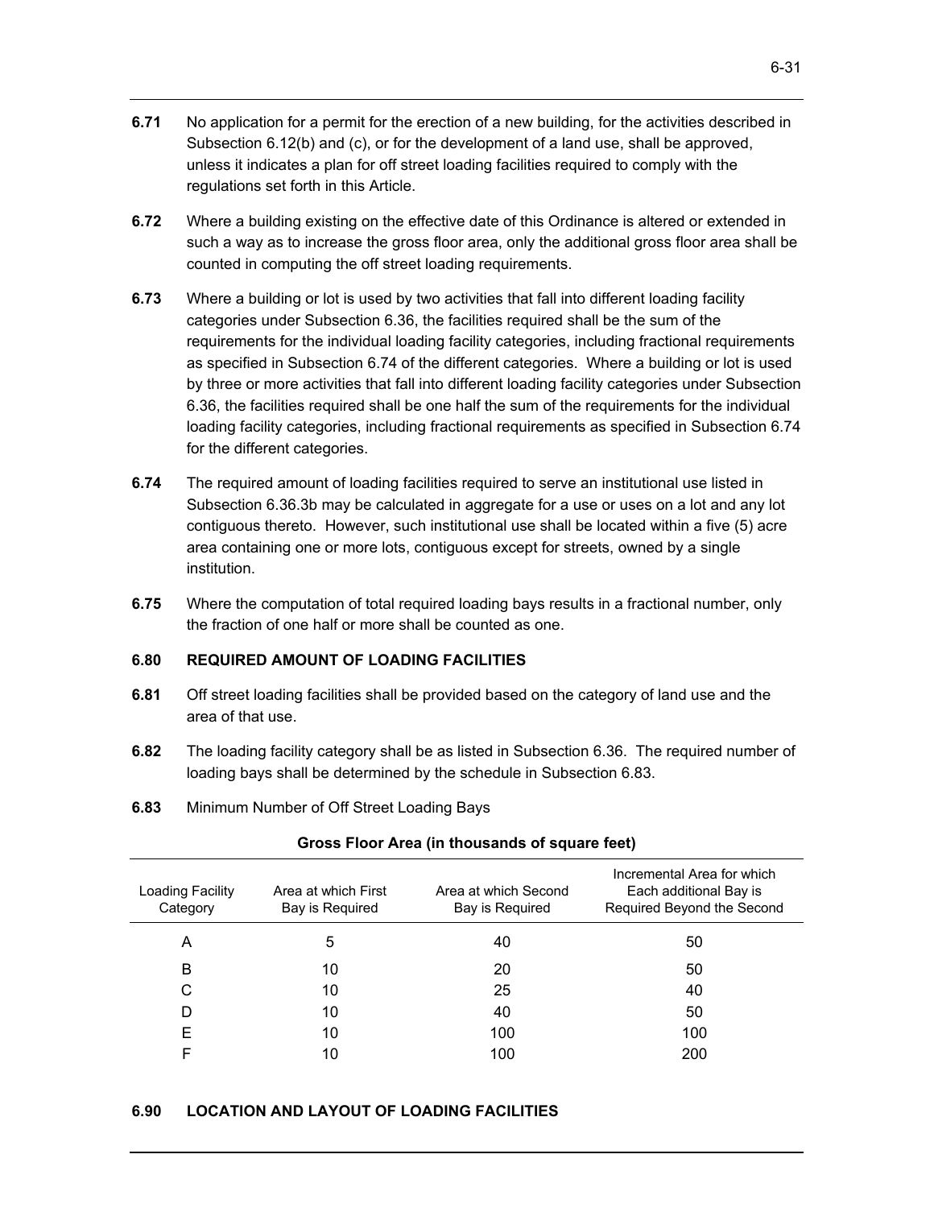**6.71** No application for a permit for the erection of a new building, for the activities described in Subsection 6.12(b) and (c), or for the development of a land use, shall be approved, unless it indicates a plan for off street loading facilities required to comply with the regulations set forth in this Article.

**6.72** Where a building existing on the effective date of this Ordinance is altered or extended in such a way as to increase the gross floor area, only the additional gross floor area shall be counted in computing the off street loading requirements.

**6.73** Where a building or lot is used by two activities that fall into different loading facility categories under Subsection 6.36, the facilities required shall be the sum of the requirements for the individual loading facility categories, including fractional requirements as specified in Subsection 6.74 of the different categories. Where a building or lot is used by three or more activities that fall into different loading facility categories under Subsection 6.36, the facilities required shall be one half the sum of the requirements for the individual loading facility categories, including fractional requirements as specified in Subsection 6.74 for the different categories.

**6.74** The required amount of loading facilities required to serve an institutional use listed in Subsection 6.36.3b may be calculated in aggregate for a use or uses on a lot and any lot contiguous thereto. However, such institutional use shall be located within a five (5) acre area containing one or more lots, contiguous except for streets, owned by a single institution.

**6.75** Where the computation of total required loading bays results in a fractional number, only the fraction of one half or more shall be counted as one.

### 6.80 REQUIRED AMOUNT OF LOADING FACILITIES

**6.81** Off street loading facilities shall be provided based on the category of land use and the area of that use.

**6.82** The loading facility category shall be as listed in Subsection 6.36. The required number of loading bays shall be determined by the schedule in Subsection 6.83.

**6.83** Minimum Number of Off Street Loading Bays

**Gross Floor Area (in thousands of square feet)**

| Loading Facility Category | Area at which First Bay is Required | Area at which Second Bay is Required | Incremental Area for which Each additional Bay is Required Beyond the Second |
|---|---|---|---|
| A | 5 | 40 | 50 |
| B | 10 | 20 | 50 |
| C | 10 | 25 | 40 |
| D | 10 | 40 | 50 |
| E | 10 | 100 | 100 |
| F | 10 | 100 | 200 |

### 6.90 LOCATION AND LAYOUT OF LOADING FACILITIES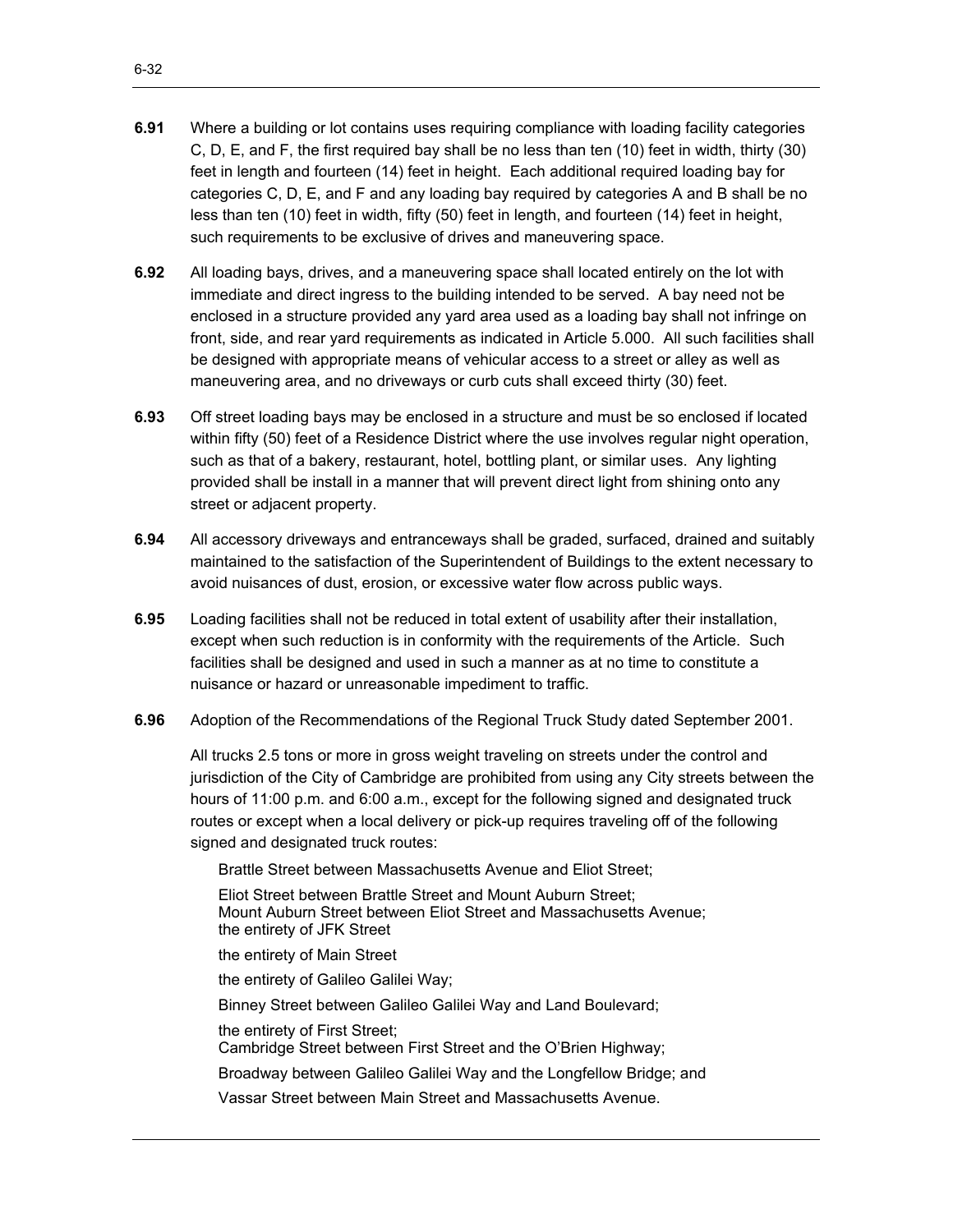**6.91** Where a building or lot contains uses requiring compliance with loading facility categories C, D, E, and F, the first required bay shall be no less than ten (10) feet in width, thirty (30) feet in length and fourteen (14) feet in height. Each additional required loading bay for categories C, D, E, and F and any loading bay required by categories A and B shall be no less than ten (10) feet in width, fifty (50) feet in length, and fourteen (14) feet in height, such requirements to be exclusive of drives and maneuvering space.

**6.92** All loading bays, drives, and a maneuvering space shall located entirely on the lot with immediate and direct ingress to the building intended to be served. A bay need not be enclosed in a structure provided any yard area used as a loading bay shall not infringe on front, side, and rear yard requirements as indicated in Article 5.000. All such facilities shall be designed with appropriate means of vehicular access to a street or alley as well as maneuvering area, and no driveways or curb cuts shall exceed thirty (30) feet.

**6.93** Off street loading bays may be enclosed in a structure and must be so enclosed if located within fifty (50) feet of a Residence District where the use involves regular night operation, such as that of a bakery, restaurant, hotel, bottling plant, or similar uses. Any lighting provided shall be install in a manner that will prevent direct light from shining onto any street or adjacent property.

**6.94** All accessory driveways and entranceways shall be graded, surfaced, drained and suitably maintained to the satisfaction of the Superintendent of Buildings to the extent necessary to avoid nuisances of dust, erosion, or excessive water flow across public ways.

**6.95** Loading facilities shall not be reduced in total extent of usability after their installation, except when such reduction is in conformity with the requirements of the Article. Such facilities shall be designed and used in such a manner as at no time to constitute a nuisance or hazard or unreasonable impediment to traffic.

**6.96** Adoption of the Recommendations of the Regional Truck Study dated September 2001.

All trucks 2.5 tons or more in gross weight traveling on streets under the control and jurisdiction of the City of Cambridge are prohibited from using any City streets between the hours of 11:00 p.m. and 6:00 a.m., except for the following signed and designated truck routes or except when a local delivery or pick-up requires traveling off of the following signed and designated truck routes:

Brattle Street between Massachusetts Avenue and Eliot Street;

Eliot Street between Brattle Street and Mount Auburn Street;
Mount Auburn Street between Eliot Street and Massachusetts Avenue;
the entirety of JFK Street

the entirety of Main Street

the entirety of Galileo Galilei Way;

Binney Street between Galileo Galilei Way and Land Boulevard;

the entirety of First Street;
Cambridge Street between First Street and the O'Brien Highway;

Broadway between Galileo Galilei Way and the Longfellow Bridge; and

Vassar Street between Main Street and Massachusetts Avenue.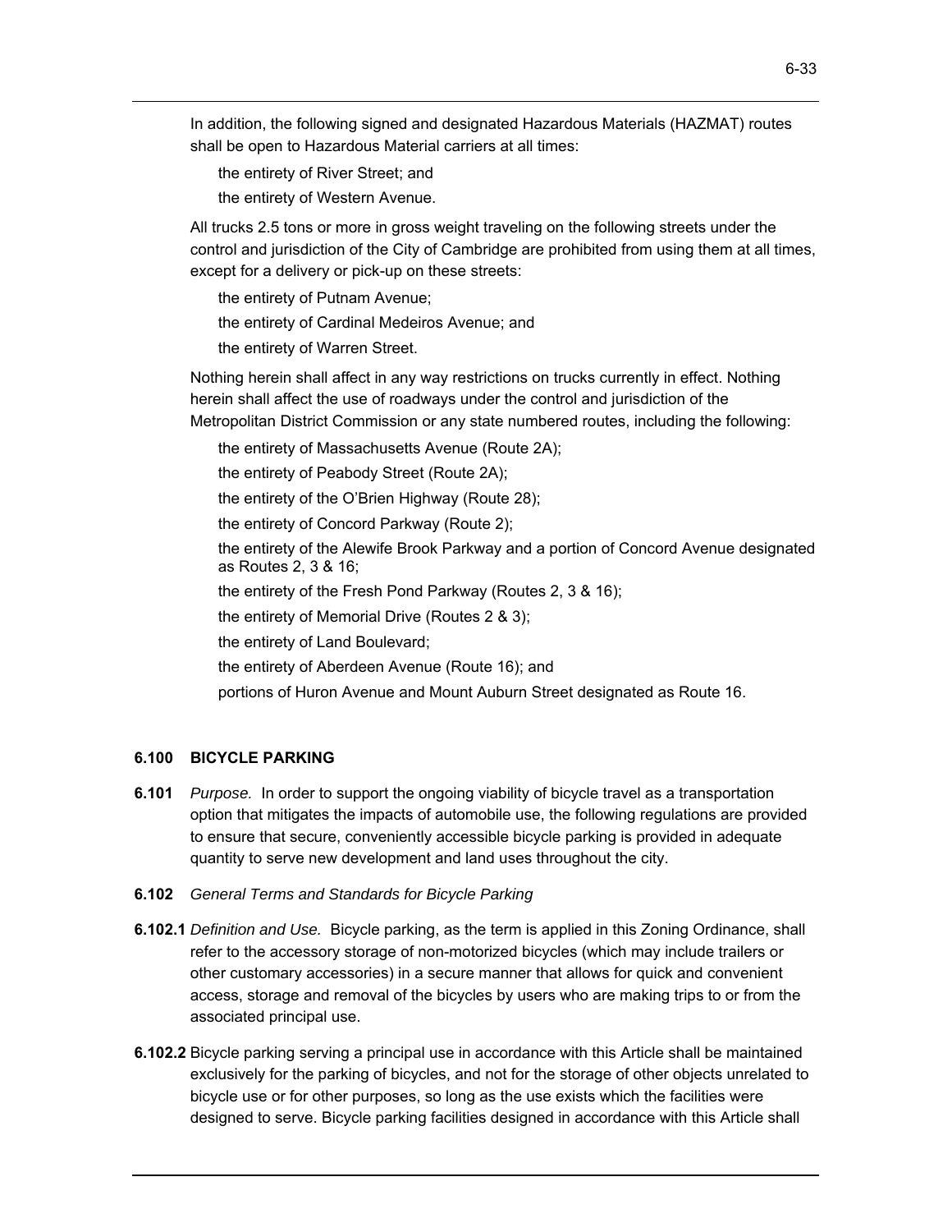In addition, the following signed and designated Hazardous Materials (HAZMAT) routes shall be open to Hazardous Material carriers at all times:

the entirety of River Street; and

the entirety of Western Avenue.

All trucks 2.5 tons or more in gross weight traveling on the following streets under the control and jurisdiction of the City of Cambridge are prohibited from using them at all times, except for a delivery or pick-up on these streets:

the entirety of Putnam Avenue;

the entirety of Cardinal Medeiros Avenue; and

the entirety of Warren Street.

Nothing herein shall affect in any way restrictions on trucks currently in effect. Nothing herein shall affect the use of roadways under the control and jurisdiction of the Metropolitan District Commission or any state numbered routes, including the following:

the entirety of Massachusetts Avenue (Route 2A);

the entirety of Peabody Street (Route 2A);

the entirety of the O'Brien Highway (Route 28);

the entirety of Concord Parkway (Route 2);

the entirety of the Alewife Brook Parkway and a portion of Concord Avenue designated as Routes 2, 3 & 16;

the entirety of the Fresh Pond Parkway (Routes 2, 3 & 16);

the entirety of Memorial Drive (Routes 2 & 3);

the entirety of Land Boulevard;

the entirety of Aberdeen Avenue (Route 16); and

portions of Huron Avenue and Mount Auburn Street designated as Route 16.

## 6.100 BICYCLE PARKING

**6.101** *Purpose.* In order to support the ongoing viability of bicycle travel as a transportation option that mitigates the impacts of automobile use, the following regulations are provided to ensure that secure, conveniently accessible bicycle parking is provided in adequate quantity to serve new development and land uses throughout the city.

**6.102** *General Terms and Standards for Bicycle Parking*

**6.102.1** *Definition and Use.* Bicycle parking, as the term is applied in this Zoning Ordinance, shall refer to the accessory storage of non-motorized bicycles (which may include trailers or other customary accessories) in a secure manner that allows for quick and convenient access, storage and removal of the bicycles by users who are making trips to or from the associated principal use.

**6.102.2** Bicycle parking serving a principal use in accordance with this Article shall be maintained exclusively for the parking of bicycles, and not for the storage of other objects unrelated to bicycle use or for other purposes, so long as the use exists which the facilities were designed to serve. Bicycle parking facilities designed in accordance with this Article shall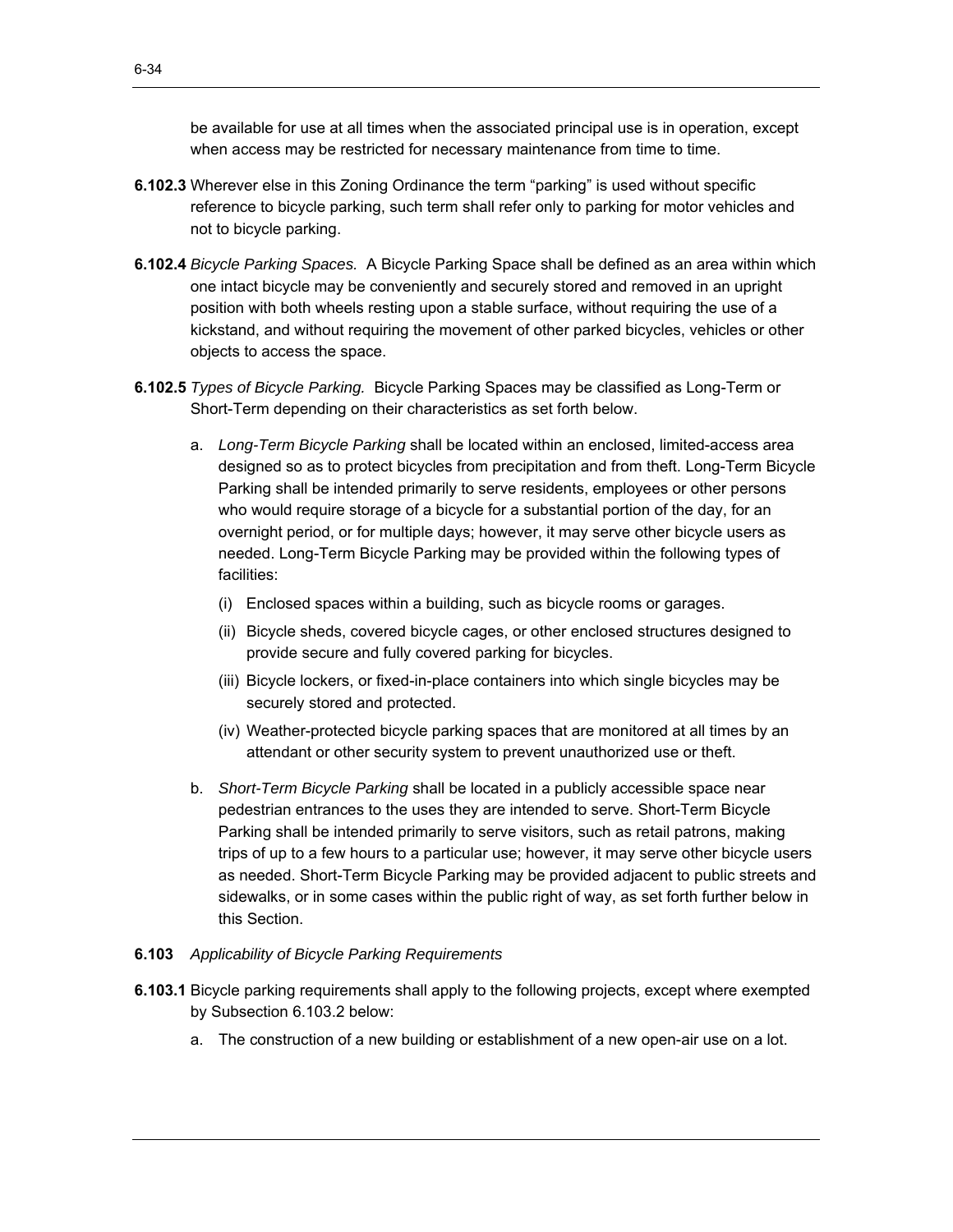be available for use at all times when the associated principal use is in operation, except when access may be restricted for necessary maintenance from time to time.

**6.102.3** Wherever else in this Zoning Ordinance the term "parking" is used without specific reference to bicycle parking, such term shall refer only to parking for motor vehicles and not to bicycle parking.

**6.102.4** *Bicycle Parking Spaces.* A Bicycle Parking Space shall be defined as an area within which one intact bicycle may be conveniently and securely stored and removed in an upright position with both wheels resting upon a stable surface, without requiring the use of a kickstand, and without requiring the movement of other parked bicycles, vehicles or other objects to access the space.

**6.102.5** *Types of Bicycle Parking.* Bicycle Parking Spaces may be classified as Long-Term or Short-Term depending on their characteristics as set forth below.

a. *Long-Term Bicycle Parking* shall be located within an enclosed, limited-access area designed so as to protect bicycles from precipitation and from theft. Long-Term Bicycle Parking shall be intended primarily to serve residents, employees or other persons who would require storage of a bicycle for a substantial portion of the day, for an overnight period, or for multiple days; however, it may serve other bicycle users as needed. Long-Term Bicycle Parking may be provided within the following types of facilities:

   (i) Enclosed spaces within a building, such as bicycle rooms or garages.

   (ii) Bicycle sheds, covered bicycle cages, or other enclosed structures designed to provide secure and fully covered parking for bicycles.

   (iii) Bicycle lockers, or fixed-in-place containers into which single bicycles may be securely stored and protected.

   (iv) Weather-protected bicycle parking spaces that are monitored at all times by an attendant or other security system to prevent unauthorized use or theft.

b. *Short-Term Bicycle Parking* shall be located in a publicly accessible space near pedestrian entrances to the uses they are intended to serve. Short-Term Bicycle Parking shall be intended primarily to serve visitors, such as retail patrons, making trips of up to a few hours to a particular use; however, it may serve other bicycle users as needed. Short-Term Bicycle Parking may be provided adjacent to public streets and sidewalks, or in some cases within the public right of way, as set forth further below in this Section.

**6.103** *Applicability of Bicycle Parking Requirements*

**6.103.1** Bicycle parking requirements shall apply to the following projects, except where exempted by Subsection 6.103.2 below:

a. The construction of a new building or establishment of a new open-air use on a lot.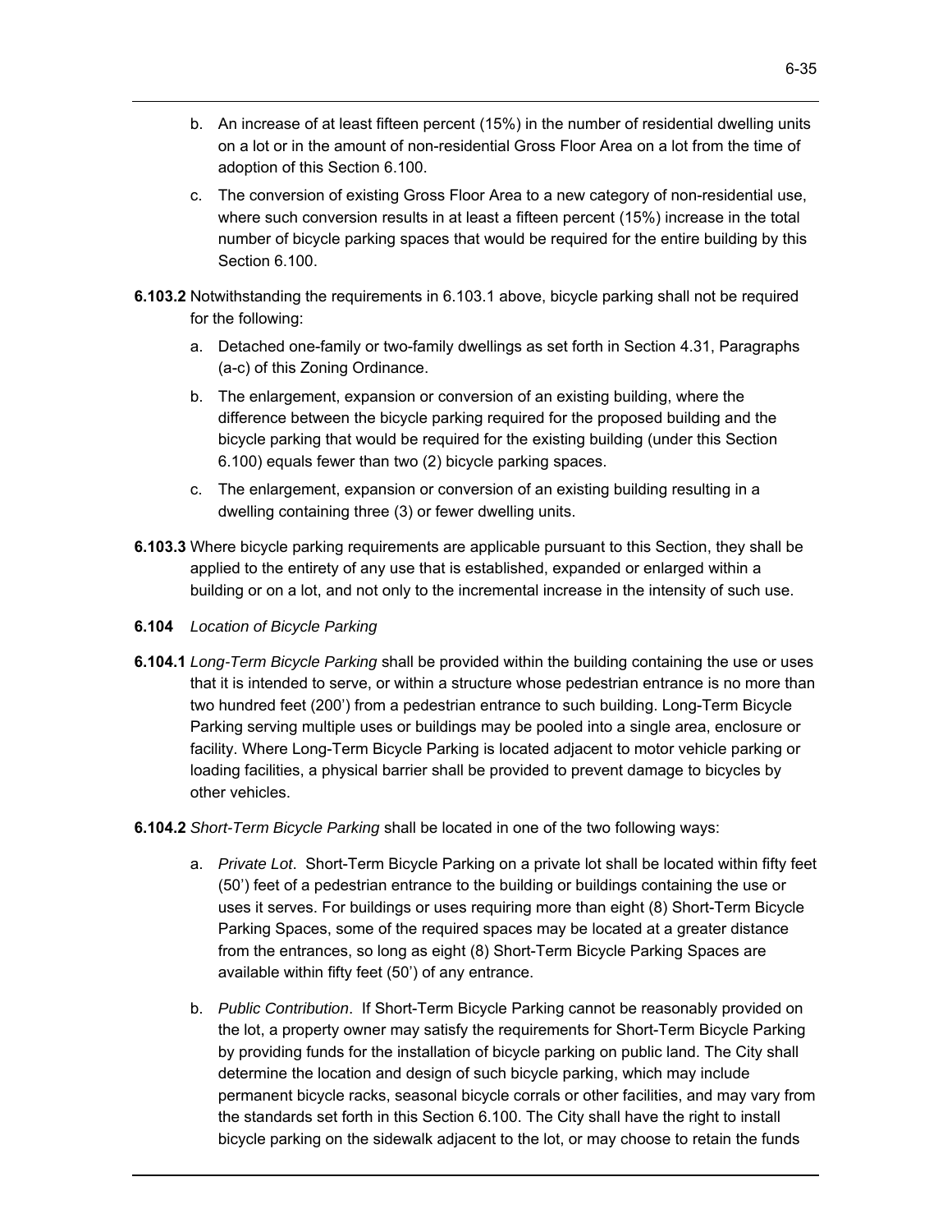b. An increase of at least fifteen percent (15%) in the number of residential dwelling units on a lot or in the amount of non-residential Gross Floor Area on a lot from the time of adoption of this Section 6.100.

c. The conversion of existing Gross Floor Area to a new category of non-residential use, where such conversion results in at least a fifteen percent (15%) increase in the total number of bicycle parking spaces that would be required for the entire building by this Section 6.100.

**6.103.2** Notwithstanding the requirements in 6.103.1 above, bicycle parking shall not be required for the following:

a. Detached one-family or two-family dwellings as set forth in Section 4.31, Paragraphs (a-c) of this Zoning Ordinance.

b. The enlargement, expansion or conversion of an existing building, where the difference between the bicycle parking required for the proposed building and the bicycle parking that would be required for the existing building (under this Section 6.100) equals fewer than two (2) bicycle parking spaces.

c. The enlargement, expansion or conversion of an existing building resulting in a dwelling containing three (3) or fewer dwelling units.

**6.103.3** Where bicycle parking requirements are applicable pursuant to this Section, they shall be applied to the entirety of any use that is established, expanded or enlarged within a building or on a lot, and not only to the incremental increase in the intensity of such use.

**6.104** *Location of Bicycle Parking*

**6.104.1** *Long-Term Bicycle Parking* shall be provided within the building containing the use or uses that it is intended to serve, or within a structure whose pedestrian entrance is no more than two hundred feet (200') from a pedestrian entrance to such building. Long-Term Bicycle Parking serving multiple uses or buildings may be pooled into a single area, enclosure or facility. Where Long-Term Bicycle Parking is located adjacent to motor vehicle parking or loading facilities, a physical barrier shall be provided to prevent damage to bicycles by other vehicles.

**6.104.2** *Short-Term Bicycle Parking* shall be located in one of the two following ways:

a. *Private Lot*. Short-Term Bicycle Parking on a private lot shall be located within fifty feet (50') feet of a pedestrian entrance to the building or buildings containing the use or uses it serves. For buildings or uses requiring more than eight (8) Short-Term Bicycle Parking Spaces, some of the required spaces may be located at a greater distance from the entrances, so long as eight (8) Short-Term Bicycle Parking Spaces are available within fifty feet (50') of any entrance.

b. *Public Contribution*. If Short-Term Bicycle Parking cannot be reasonably provided on the lot, a property owner may satisfy the requirements for Short-Term Bicycle Parking by providing funds for the installation of bicycle parking on public land. The City shall determine the location and design of such bicycle parking, which may include permanent bicycle racks, seasonal bicycle corrals or other facilities, and may vary from the standards set forth in this Section 6.100. The City shall have the right to install bicycle parking on the sidewalk adjacent to the lot, or may choose to retain the funds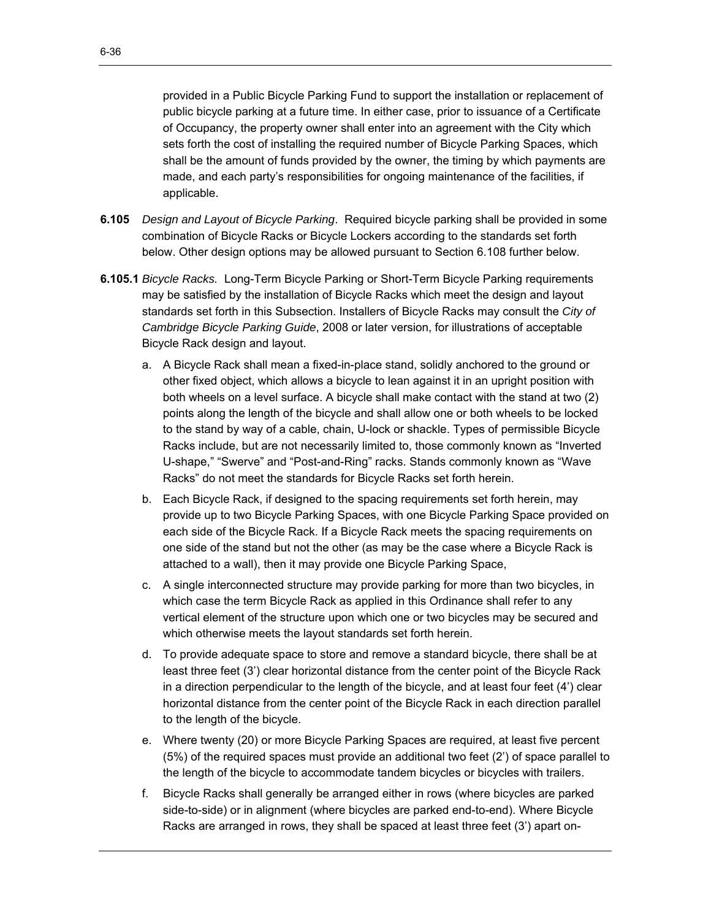provided in a Public Bicycle Parking Fund to support the installation or replacement of public bicycle parking at a future time. In either case, prior to issuance of a Certificate of Occupancy, the property owner shall enter into an agreement with the City which sets forth the cost of installing the required number of Bicycle Parking Spaces, which shall be the amount of funds provided by the owner, the timing by which payments are made, and each party's responsibilities for ongoing maintenance of the facilities, if applicable.

**6.105** *Design and Layout of Bicycle Parking*. Required bicycle parking shall be provided in some combination of Bicycle Racks or Bicycle Lockers according to the standards set forth below. Other design options may be allowed pursuant to Section 6.108 further below.

**6.105.1** *Bicycle Racks.* Long-Term Bicycle Parking or Short-Term Bicycle Parking requirements may be satisfied by the installation of Bicycle Racks which meet the design and layout standards set forth in this Subsection. Installers of Bicycle Racks may consult the *City of Cambridge Bicycle Parking Guide*, 2008 or later version, for illustrations of acceptable Bicycle Rack design and layout.

a. A Bicycle Rack shall mean a fixed-in-place stand, solidly anchored to the ground or other fixed object, which allows a bicycle to lean against it in an upright position with both wheels on a level surface. A bicycle shall make contact with the stand at two (2) points along the length of the bicycle and shall allow one or both wheels to be locked to the stand by way of a cable, chain, U-lock or shackle. Types of permissible Bicycle Racks include, but are not necessarily limited to, those commonly known as "Inverted U-shape," "Swerve" and "Post-and-Ring" racks. Stands commonly known as "Wave Racks" do not meet the standards for Bicycle Racks set forth herein.

b. Each Bicycle Rack, if designed to the spacing requirements set forth herein, may provide up to two Bicycle Parking Spaces, with one Bicycle Parking Space provided on each side of the Bicycle Rack. If a Bicycle Rack meets the spacing requirements on one side of the stand but not the other (as may be the case where a Bicycle Rack is attached to a wall), then it may provide one Bicycle Parking Space,

c. A single interconnected structure may provide parking for more than two bicycles, in which case the term Bicycle Rack as applied in this Ordinance shall refer to any vertical element of the structure upon which one or two bicycles may be secured and which otherwise meets the layout standards set forth herein.

d. To provide adequate space to store and remove a standard bicycle, there shall be at least three feet (3') clear horizontal distance from the center point of the Bicycle Rack in a direction perpendicular to the length of the bicycle, and at least four feet (4') clear horizontal distance from the center point of the Bicycle Rack in each direction parallel to the length of the bicycle.

e. Where twenty (20) or more Bicycle Parking Spaces are required, at least five percent (5%) of the required spaces must provide an additional two feet (2') of space parallel to the length of the bicycle to accommodate tandem bicycles or bicycles with trailers.

f. Bicycle Racks shall generally be arranged either in rows (where bicycles are parked side-to-side) or in alignment (where bicycles are parked end-to-end). Where Bicycle Racks are arranged in rows, they shall be spaced at least three feet (3') apart on-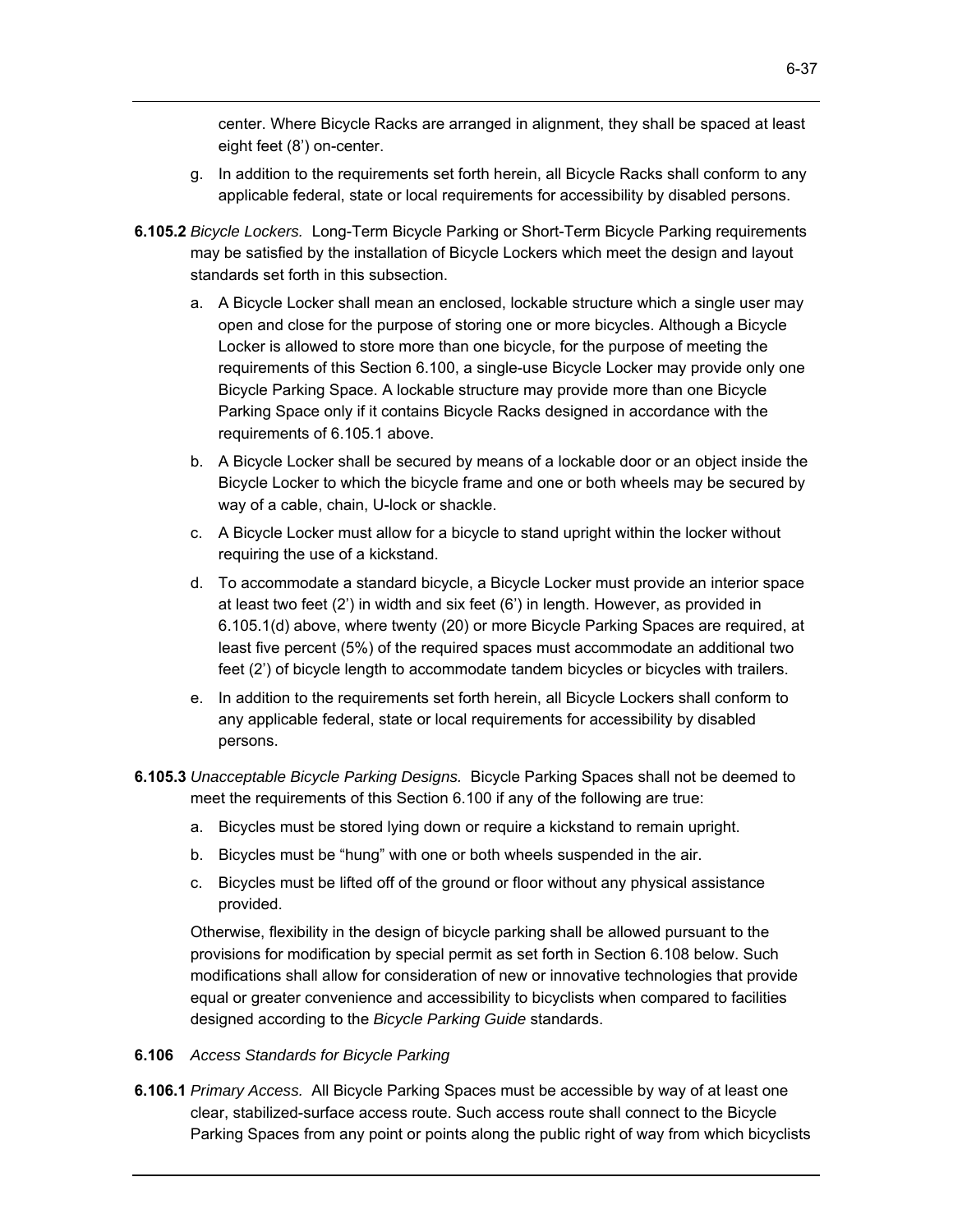center. Where Bicycle Racks are arranged in alignment, they shall be spaced at least eight feet (8') on-center.

g. In addition to the requirements set forth herein, all Bicycle Racks shall conform to any applicable federal, state or local requirements for accessibility by disabled persons.

**6.105.2** *Bicycle Lockers.* Long-Term Bicycle Parking or Short-Term Bicycle Parking requirements may be satisfied by the installation of Bicycle Lockers which meet the design and layout standards set forth in this subsection.

a. A Bicycle Locker shall mean an enclosed, lockable structure which a single user may open and close for the purpose of storing one or more bicycles. Although a Bicycle Locker is allowed to store more than one bicycle, for the purpose of meeting the requirements of this Section 6.100, a single-use Bicycle Locker may provide only one Bicycle Parking Space. A lockable structure may provide more than one Bicycle Parking Space only if it contains Bicycle Racks designed in accordance with the requirements of 6.105.1 above.

b. A Bicycle Locker shall be secured by means of a lockable door or an object inside the Bicycle Locker to which the bicycle frame and one or both wheels may be secured by way of a cable, chain, U-lock or shackle.

c. A Bicycle Locker must allow for a bicycle to stand upright within the locker without requiring the use of a kickstand.

d. To accommodate a standard bicycle, a Bicycle Locker must provide an interior space at least two feet (2') in width and six feet (6') in length. However, as provided in 6.105.1(d) above, where twenty (20) or more Bicycle Parking Spaces are required, at least five percent (5%) of the required spaces must accommodate an additional two feet (2') of bicycle length to accommodate tandem bicycles or bicycles with trailers.

e. In addition to the requirements set forth herein, all Bicycle Lockers shall conform to any applicable federal, state or local requirements for accessibility by disabled persons.

**6.105.3** *Unacceptable Bicycle Parking Designs.* Bicycle Parking Spaces shall not be deemed to meet the requirements of this Section 6.100 if any of the following are true:

a. Bicycles must be stored lying down or require a kickstand to remain upright.

b. Bicycles must be "hung" with one or both wheels suspended in the air.

c. Bicycles must be lifted off of the ground or floor without any physical assistance provided.

Otherwise, flexibility in the design of bicycle parking shall be allowed pursuant to the provisions for modification by special permit as set forth in Section 6.108 below. Such modifications shall allow for consideration of new or innovative technologies that provide equal or greater convenience and accessibility to bicyclists when compared to facilities designed according to the *Bicycle Parking Guide* standards.

**6.106** *Access Standards for Bicycle Parking*

**6.106.1** *Primary Access.* All Bicycle Parking Spaces must be accessible by way of at least one clear, stabilized-surface access route. Such access route shall connect to the Bicycle Parking Spaces from any point or points along the public right of way from which bicyclists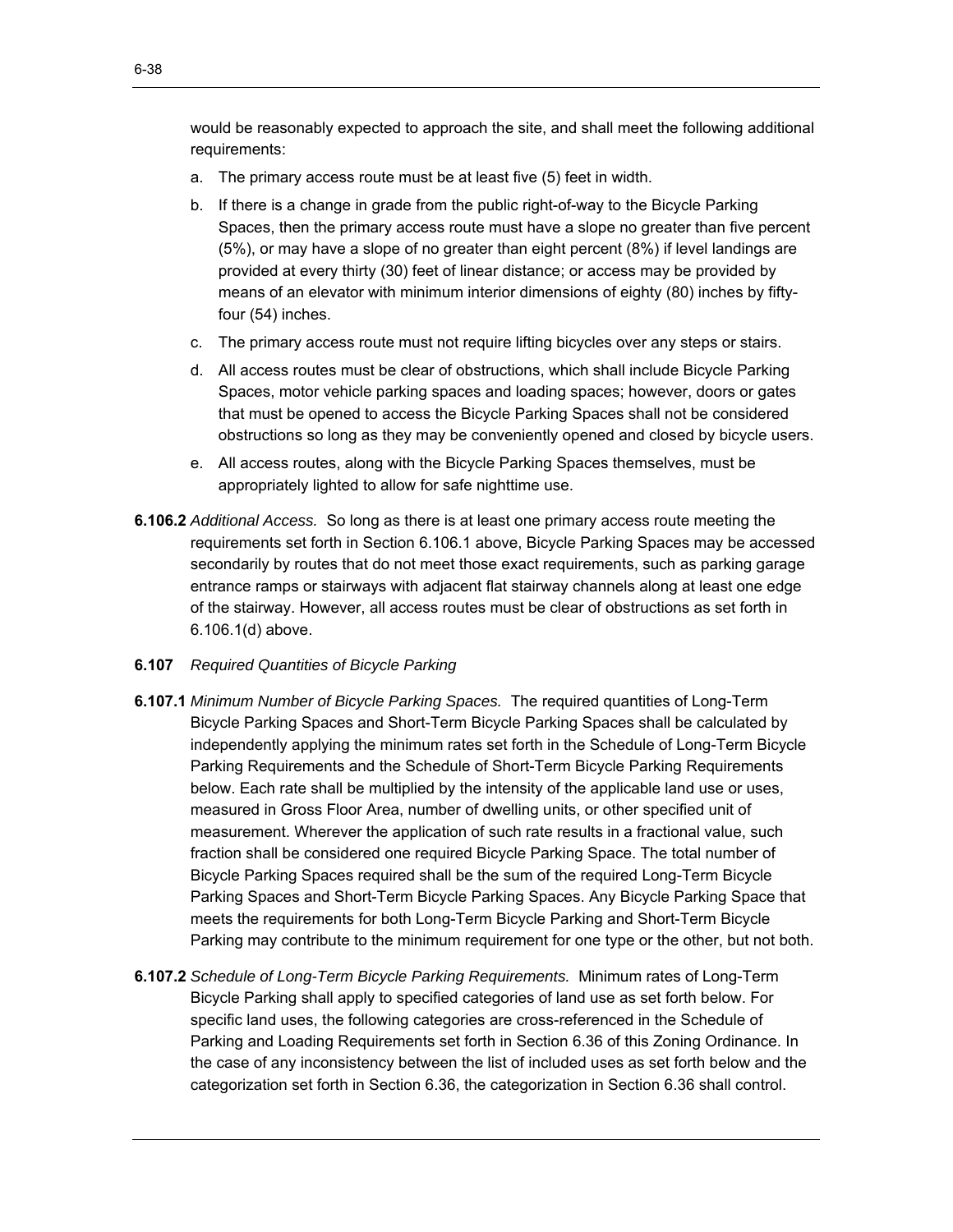would be reasonably expected to approach the site, and shall meet the following additional requirements:

a. The primary access route must be at least five (5) feet in width.

b. If there is a change in grade from the public right-of-way to the Bicycle Parking Spaces, then the primary access route must have a slope no greater than five percent (5%), or may have a slope of no greater than eight percent (8%) if level landings are provided at every thirty (30) feet of linear distance; or access may be provided by means of an elevator with minimum interior dimensions of eighty (80) inches by fifty-four (54) inches.

c. The primary access route must not require lifting bicycles over any steps or stairs.

d. All access routes must be clear of obstructions, which shall include Bicycle Parking Spaces, motor vehicle parking spaces and loading spaces; however, doors or gates that must be opened to access the Bicycle Parking Spaces shall not be considered obstructions so long as they may be conveniently opened and closed by bicycle users.

e. All access routes, along with the Bicycle Parking Spaces themselves, must be appropriately lighted to allow for safe nighttime use.

**6.106.2** *Additional Access.* So long as there is at least one primary access route meeting the requirements set forth in Section 6.106.1 above, Bicycle Parking Spaces may be accessed secondarily by routes that do not meet those exact requirements, such as parking garage entrance ramps or stairways with adjacent flat stairway channels along at least one edge of the stairway. However, all access routes must be clear of obstructions as set forth in 6.106.1(d) above.

**6.107** *Required Quantities of Bicycle Parking*

**6.107.1** *Minimum Number of Bicycle Parking Spaces.* The required quantities of Long-Term Bicycle Parking Spaces and Short-Term Bicycle Parking Spaces shall be calculated by independently applying the minimum rates set forth in the Schedule of Long-Term Bicycle Parking Requirements and the Schedule of Short-Term Bicycle Parking Requirements below. Each rate shall be multiplied by the intensity of the applicable land use or uses, measured in Gross Floor Area, number of dwelling units, or other specified unit of measurement. Wherever the application of such rate results in a fractional value, such fraction shall be considered one required Bicycle Parking Space. The total number of Bicycle Parking Spaces required shall be the sum of the required Long-Term Bicycle Parking Spaces and Short-Term Bicycle Parking Spaces. Any Bicycle Parking Space that meets the requirements for both Long-Term Bicycle Parking and Short-Term Bicycle Parking may contribute to the minimum requirement for one type or the other, but not both.

**6.107.2** *Schedule of Long-Term Bicycle Parking Requirements.* Minimum rates of Long-Term Bicycle Parking shall apply to specified categories of land use as set forth below. For specific land uses, the following categories are cross-referenced in the Schedule of Parking and Loading Requirements set forth in Section 6.36 of this Zoning Ordinance. In the case of any inconsistency between the list of included uses as set forth below and the categorization set forth in Section 6.36, the categorization in Section 6.36 shall control.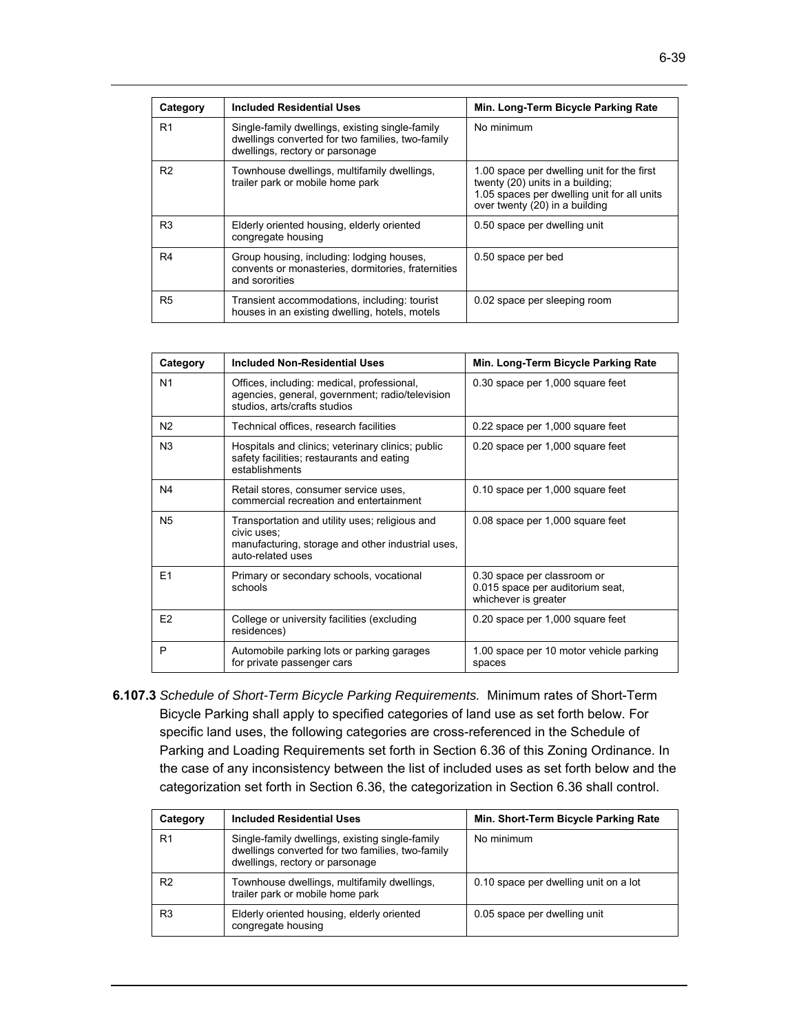| Category | Included Residential Uses | Min. Long-Term Bicycle Parking Rate |
|---|---|---|
| R1 | Single-family dwellings, existing single-family dwellings converted for two families, two-family dwellings, rectory or parsonage | No minimum |
| R2 | Townhouse dwellings, multifamily dwellings, trailer park or mobile home park | 1.00 space per dwelling unit for the first twenty (20) units in a building; 1.05 spaces per dwelling unit for all units over twenty (20) in a building |
| R3 | Elderly oriented housing, elderly oriented congregate housing | 0.50 space per dwelling unit |
| R4 | Group housing, including: lodging houses, convents or monasteries, dormitories, fraternities and sororities | 0.50 space per bed |
| R5 | Transient accommodations, including: tourist houses in an existing dwelling, hotels, motels | 0.02 space per sleeping room |

| Category | Included Non-Residential Uses | Min. Long-Term Bicycle Parking Rate |
|---|---|---|
| N1 | Offices, including: medical, professional, agencies, general, government; radio/television studios, arts/crafts studios | 0.30 space per 1,000 square feet |
| N2 | Technical offices, research facilities | 0.22 space per 1,000 square feet |
| N3 | Hospitals and clinics; veterinary clinics; public safety facilities; restaurants and eating establishments | 0.20 space per 1,000 square feet |
| N4 | Retail stores, consumer service uses, commercial recreation and entertainment | 0.10 space per 1,000 square feet |
| N5 | Transportation and utility uses; religious and civic uses; manufacturing, storage and other industrial uses, auto-related uses | 0.08 space per 1,000 square feet |
| E1 | Primary or secondary schools, vocational schools | 0.30 space per classroom or 0.015 space per auditorium seat, whichever is greater |
| E2 | College or university facilities (excluding residences) | 0.20 space per 1,000 square feet |
| P | Automobile parking lots or parking garages for private passenger cars | 1.00 space per 10 motor vehicle parking spaces |

**6.107.3** *Schedule of Short-Term Bicycle Parking Requirements.* Minimum rates of Short-Term Bicycle Parking shall apply to specified categories of land use as set forth below. For specific land uses, the following categories are cross-referenced in the Schedule of Parking and Loading Requirements set forth in Section 6.36 of this Zoning Ordinance. In the case of any inconsistency between the list of included uses as set forth below and the categorization set forth in Section 6.36, the categorization in Section 6.36 shall control.

| Category | Included Residential Uses | Min. Short-Term Bicycle Parking Rate |
|---|---|---|
| R1 | Single-family dwellings, existing single-family dwellings converted for two families, two-family dwellings, rectory or parsonage | No minimum |
| R2 | Townhouse dwellings, multifamily dwellings, trailer park or mobile home park | 0.10 space per dwelling unit on a lot |
| R3 | Elderly oriented housing, elderly oriented congregate housing | 0.05 space per dwelling unit |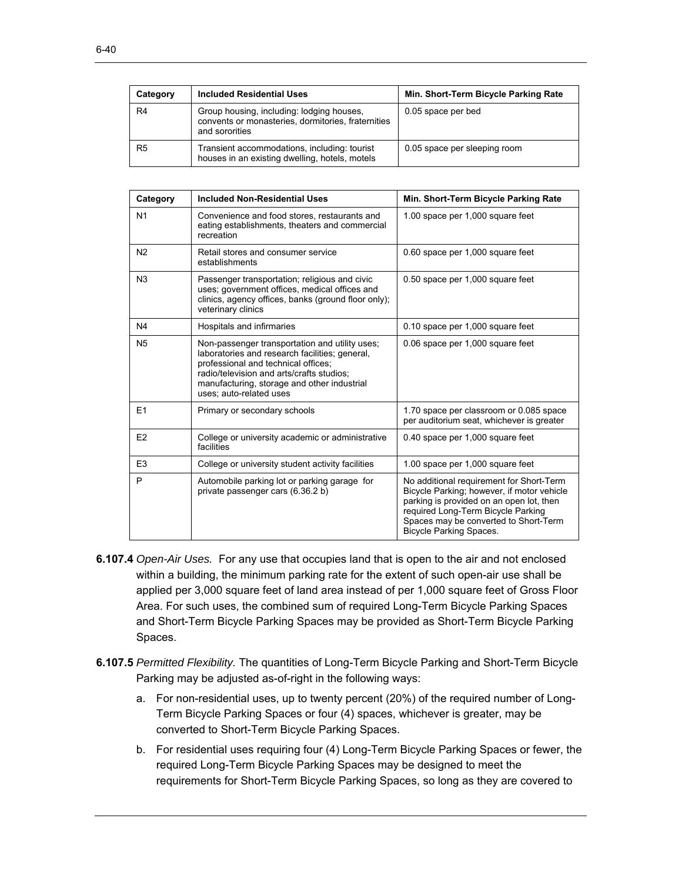| Category | Included Residential Uses | Min. Short-Term Bicycle Parking Rate |
| --- | --- | --- |
| R4 | Group housing, including: lodging houses, convents or monasteries, dormitories, fraternities and sororities | 0.05 space per bed |
| R5 | Transient accommodations, including: tourist houses in an existing dwelling, hotels, motels | 0.05 space per sleeping room |

| Category | Included Non-Residential Uses | Min. Short-Term Bicycle Parking Rate |
| --- | --- | --- |
| N1 | Convenience and food stores, restaurants and eating establishments, theaters and commercial recreation | 1.00 space per 1,000 square feet |
| N2 | Retail stores and consumer service establishments | 0.60 space per 1,000 square feet |
| N3 | Passenger transportation; religious and civic uses; government offices, medical offices and clinics, agency offices, banks (ground floor only); veterinary clinics | 0.50 space per 1,000 square feet |
| N4 | Hospitals and infirmaries | 0.10 space per 1,000 square feet |
| N5 | Non-passenger transportation and utility uses; laboratories and research facilities; general, professional and technical offices; radio/television and arts/crafts studios; manufacturing, storage and other industrial uses; auto-related uses | 0.06 space per 1,000 square feet |
| E1 | Primary or secondary schools | 1.70 space per classroom or 0.085 space per auditorium seat, whichever is greater |
| E2 | College or university academic or administrative facilities | 0.40 space per 1,000 square feet |
| E3 | College or university student activity facilities | 1.00 space per 1,000 square feet |
| P | Automobile parking lot or parking garage for private passenger cars (6.36.2 b) | No additional requirement for Short-Term Bicycle Parking; however, if motor vehicle parking is provided on an open lot, then required Long-Term Bicycle Parking Spaces may be converted to Short-Term Bicycle Parking Spaces. |

**6.107.4** *Open-Air Uses.* For any use that occupies land that is open to the air and not enclosed within a building, the minimum parking rate for the extent of such open-air use shall be applied per 3,000 square feet of land area instead of per 1,000 square feet of Gross Floor Area. For such uses, the combined sum of required Long-Term Bicycle Parking Spaces and Short-Term Bicycle Parking Spaces may be provided as Short-Term Bicycle Parking Spaces.

**6.107.5** *Permitted Flexibility.* The quantities of Long-Term Bicycle Parking and Short-Term Bicycle Parking may be adjusted as-of-right in the following ways:

a. For non-residential uses, up to twenty percent (20%) of the required number of Long-Term Bicycle Parking Spaces or four (4) spaces, whichever is greater, may be converted to Short-Term Bicycle Parking Spaces.

b. For residential uses requiring four (4) Long-Term Bicycle Parking Spaces or fewer, the required Long-Term Bicycle Parking Spaces may be designed to meet the requirements for Short-Term Bicycle Parking Spaces, so long as they are covered to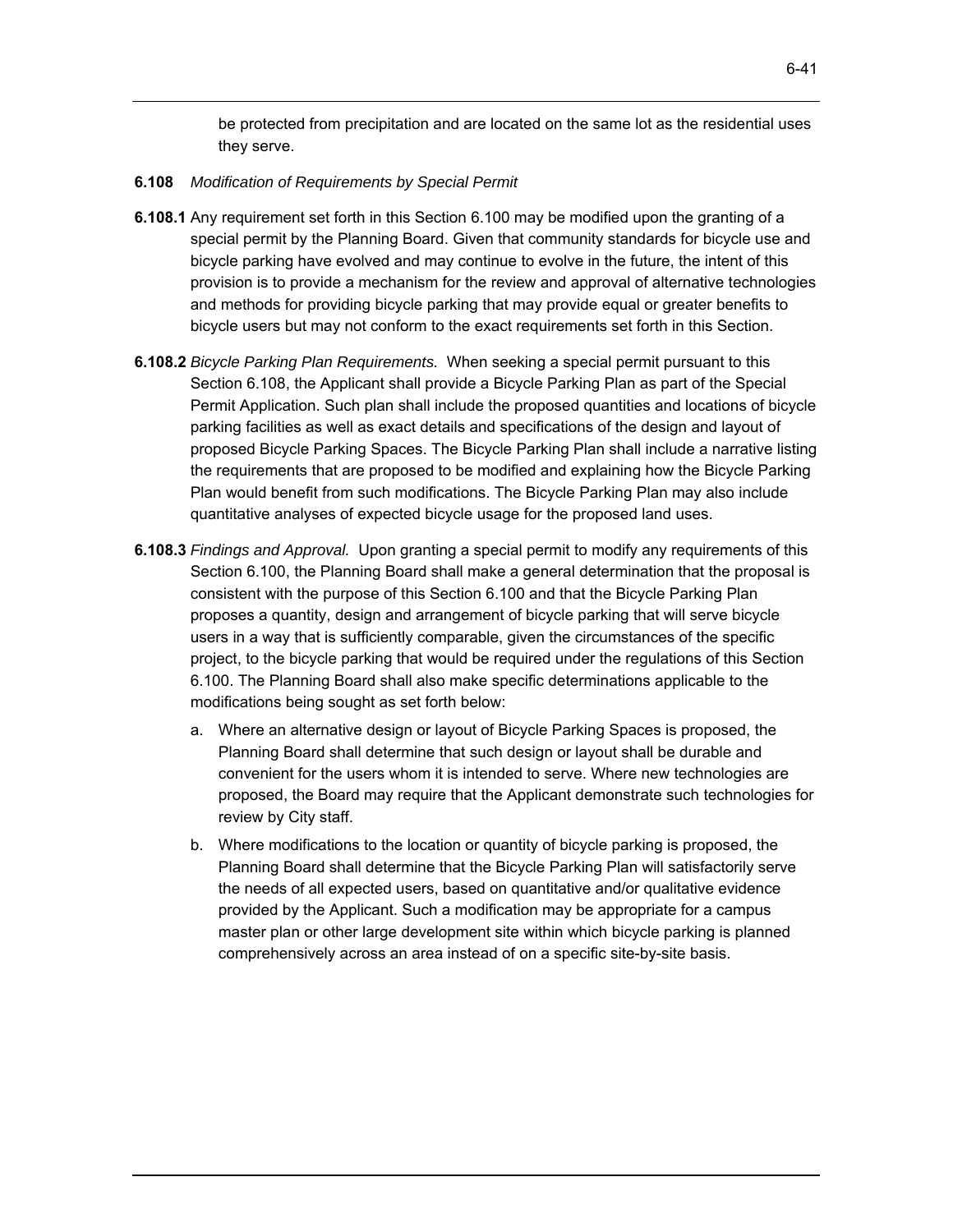be protected from precipitation and are located on the same lot as the residential uses they serve.

**6.108** *Modification of Requirements by Special Permit*

**6.108.1** Any requirement set forth in this Section 6.100 may be modified upon the granting of a special permit by the Planning Board. Given that community standards for bicycle use and bicycle parking have evolved and may continue to evolve in the future, the intent of this provision is to provide a mechanism for the review and approval of alternative technologies and methods for providing bicycle parking that may provide equal or greater benefits to bicycle users but may not conform to the exact requirements set forth in this Section.

**6.108.2** *Bicycle Parking Plan Requirements.* When seeking a special permit pursuant to this Section 6.108, the Applicant shall provide a Bicycle Parking Plan as part of the Special Permit Application. Such plan shall include the proposed quantities and locations of bicycle parking facilities as well as exact details and specifications of the design and layout of proposed Bicycle Parking Spaces. The Bicycle Parking Plan shall include a narrative listing the requirements that are proposed to be modified and explaining how the Bicycle Parking Plan would benefit from such modifications. The Bicycle Parking Plan may also include quantitative analyses of expected bicycle usage for the proposed land uses.

**6.108.3** *Findings and Approval.* Upon granting a special permit to modify any requirements of this Section 6.100, the Planning Board shall make a general determination that the proposal is consistent with the purpose of this Section 6.100 and that the Bicycle Parking Plan proposes a quantity, design and arrangement of bicycle parking that will serve bicycle users in a way that is sufficiently comparable, given the circumstances of the specific project, to the bicycle parking that would be required under the regulations of this Section 6.100. The Planning Board shall also make specific determinations applicable to the modifications being sought as set forth below:

a. Where an alternative design or layout of Bicycle Parking Spaces is proposed, the Planning Board shall determine that such design or layout shall be durable and convenient for the users whom it is intended to serve. Where new technologies are proposed, the Board may require that the Applicant demonstrate such technologies for review by City staff.

b. Where modifications to the location or quantity of bicycle parking is proposed, the Planning Board shall determine that the Bicycle Parking Plan will satisfactorily serve the needs of all expected users, based on quantitative and/or qualitative evidence provided by the Applicant. Such a modification may be appropriate for a campus master plan or other large development site within which bicycle parking is planned comprehensively across an area instead of on a specific site-by-site basis.